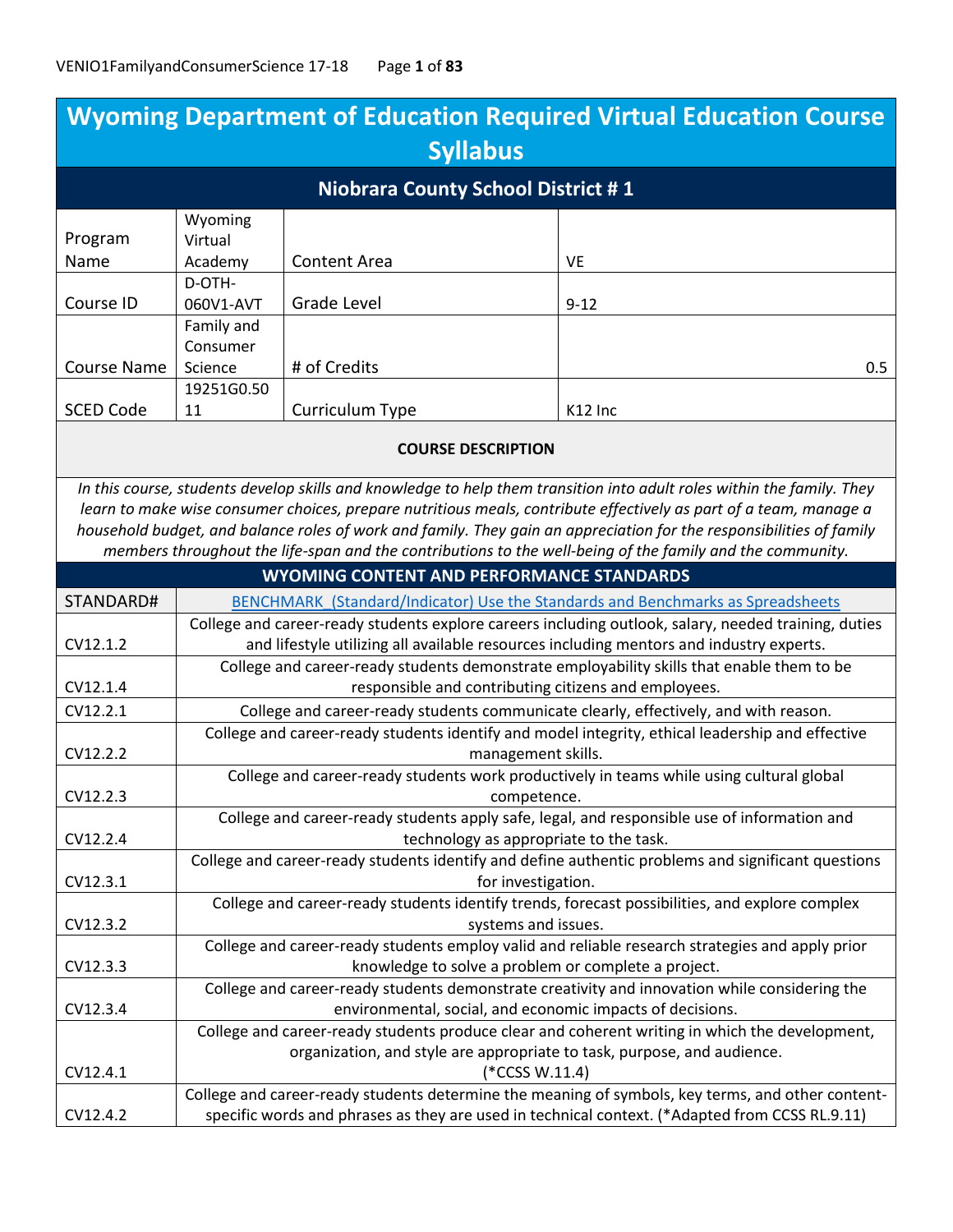# Wyoming Department of Education Required Virtual Education Course Syllabus

## Niobrara County School District # 1

| | | | |
|---|---|---|---|
| Program Name | Wyoming Virtual Academy | Content Area | VE |
| Course ID | D-OTH-060V1-AVT | Grade Level | 9-12 |
| Course Name | Family and Consumer Science | # of Credits | 0.5 |
| SCED Code | 19251G0.5011 | Curriculum Type | K12 Inc |

### COURSE DESCRIPTION

*In this course, students develop skills and knowledge to help them transition into adult roles within the family. They learn to make wise consumer choices, prepare nutritious meals, contribute effectively as part of a team, manage a household budget, and balance roles of work and family. They gain an appreciation for the responsibilities of family members throughout the life-span and the contributions to the well-being of the family and the community.*

### WYOMING CONTENT AND PERFORMANCE STANDARDS

| STANDARD# | BENCHMARK_(Standard/Indicator) Use the Standards and Benchmarks as Spreadsheets |
|---|---|
| CV12.1.2 | College and career-ready students explore careers including outlook, salary, needed training, duties and lifestyle utilizing all available resources including mentors and industry experts. |
| CV12.1.4 | College and career-ready students demonstrate employability skills that enable them to be responsible and contributing citizens and employees. |
| CV12.2.1 | College and career-ready students communicate clearly, effectively, and with reason. |
| CV12.2.2 | College and career-ready students identify and model integrity, ethical leadership and effective management skills. |
| CV12.2.3 | College and career-ready students work productively in teams while using cultural global competence. |
| CV12.2.4 | College and career-ready students apply safe, legal, and responsible use of information and technology as appropriate to the task. |
| CV12.3.1 | College and career-ready students identify and define authentic problems and significant questions for investigation. |
| CV12.3.2 | College and career-ready students identify trends, forecast possibilities, and explore complex systems and issues. |
| CV12.3.3 | College and career-ready students employ valid and reliable research strategies and apply prior knowledge to solve a problem or complete a project. |
| CV12.3.4 | College and career-ready students demonstrate creativity and innovation while considering the environmental, social, and economic impacts of decisions. |
| CV12.4.1 | College and career-ready students produce clear and coherent writing in which the development, organization, and style are appropriate to task, purpose, and audience. (*CCSS W.11.4) |
| CV12.4.2 | College and career-ready students determine the meaning of symbols, key terms, and other content-specific words and phrases as they are used in technical context. (*Adapted from CCSS RL.9.11) |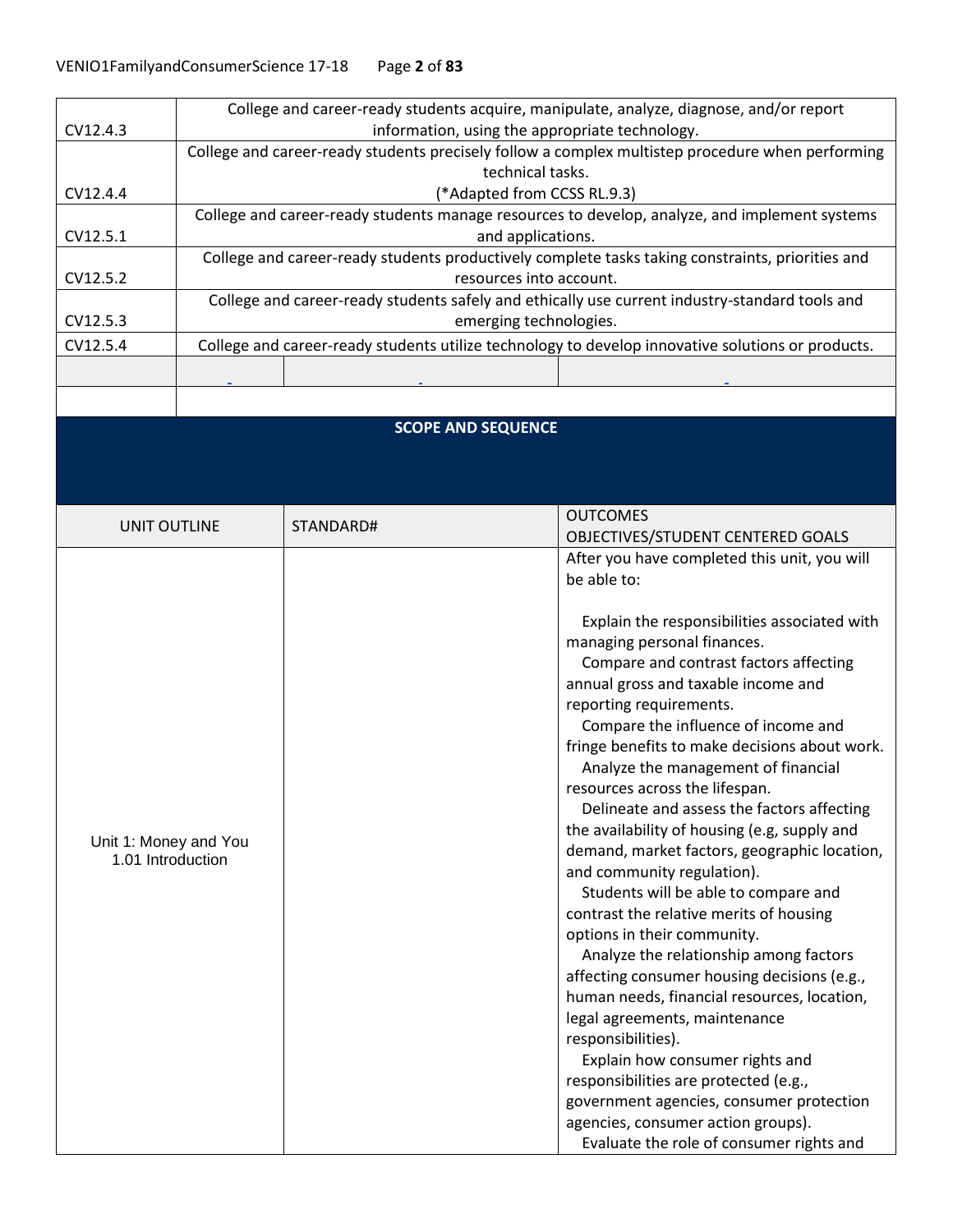| | |
|---|---|
| CV12.4.3 | College and career-ready students acquire, manipulate, analyze, diagnose, and/or report information, using the appropriate technology. |
| CV12.4.4 | College and career-ready students precisely follow a complex multistep procedure when performing technical tasks. (*Adapted from CCSS RL.9.3) |
| CV12.5.1 | College and career-ready students manage resources to develop, analyze, and implement systems and applications. |
| CV12.5.2 | College and career-ready students productively complete tasks taking constraints, priorities and resources into account. |
| CV12.5.3 | College and career-ready students safely and ethically use current industry-standard tools and emerging technologies. |
| CV12.5.4 | College and career-ready students utilize technology to develop innovative solutions or products. |

## SCOPE AND SEQUENCE

| UNIT OUTLINE | STANDARD# | OUTCOMES OBJECTIVES/STUDENT CENTERED GOALS |
|---|---|---|
| Unit 1: Money and You<br>1.01 Introduction | | After you have completed this unit, you will be able to:<br><br>Explain the responsibilities associated with managing personal finances.<br>Compare and contrast factors affecting annual gross and taxable income and reporting requirements.<br>Compare the influence of income and fringe benefits to make decisions about work.<br>Analyze the management of financial resources across the lifespan.<br>Delineate and assess the factors affecting the availability of housing (e.g, supply and demand, market factors, geographic location, and community regulation).<br>Students will be able to compare and contrast the relative merits of housing options in their community.<br>Analyze the relationship among factors affecting consumer housing decisions (e.g., human needs, financial resources, location, legal agreements, maintenance responsibilities).<br>Explain how consumer rights and responsibilities are protected (e.g., government agencies, consumer protection agencies, consumer action groups).<br>Evaluate the role of consumer rights and |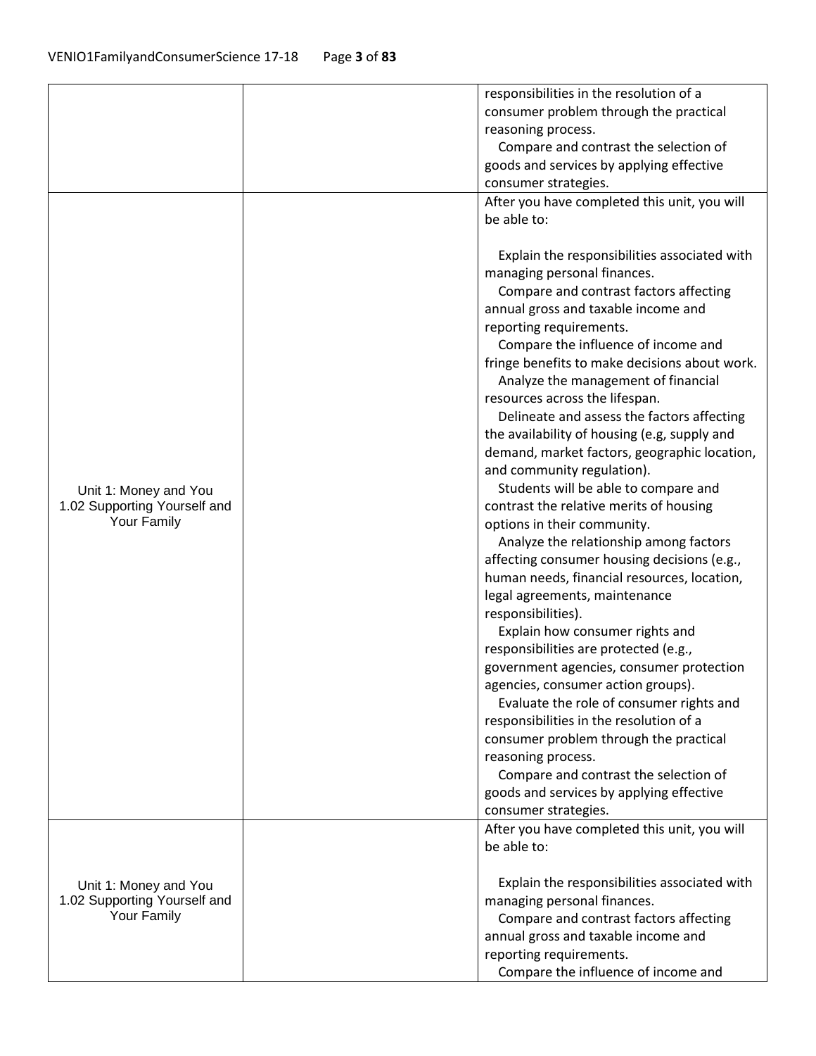| | | |
|---|---|---|
| | | responsibilities in the resolution of a consumer problem through the practical reasoning process.<br>Compare and contrast the selection of goods and services by applying effective consumer strategies. |
| Unit 1: Money and You<br>1.02 Supporting Yourself and Your Family | | After you have completed this unit, you will be able to:<br><br>Explain the responsibilities associated with managing personal finances.<br>Compare and contrast factors affecting annual gross and taxable income and reporting requirements.<br>Compare the influence of income and fringe benefits to make decisions about work.<br>Analyze the management of financial resources across the lifespan.<br>Delineate and assess the factors affecting the availability of housing (e.g, supply and demand, market factors, geographic location, and community regulation).<br>Students will be able to compare and contrast the relative merits of housing options in their community.<br>Analyze the relationship among factors affecting consumer housing decisions (e.g., human needs, financial resources, location, legal agreements, maintenance responsibilities).<br>Explain how consumer rights and responsibilities are protected (e.g., government agencies, consumer protection agencies, consumer action groups).<br>Evaluate the role of consumer rights and responsibilities in the resolution of a consumer problem through the practical reasoning process.<br>Compare and contrast the selection of goods and services by applying effective consumer strategies. |
| Unit 1: Money and You<br>1.02 Supporting Yourself and Your Family | | After you have completed this unit, you will be able to:<br><br>Explain the responsibilities associated with managing personal finances.<br>Compare and contrast factors affecting annual gross and taxable income and reporting requirements.<br>Compare the influence of income and |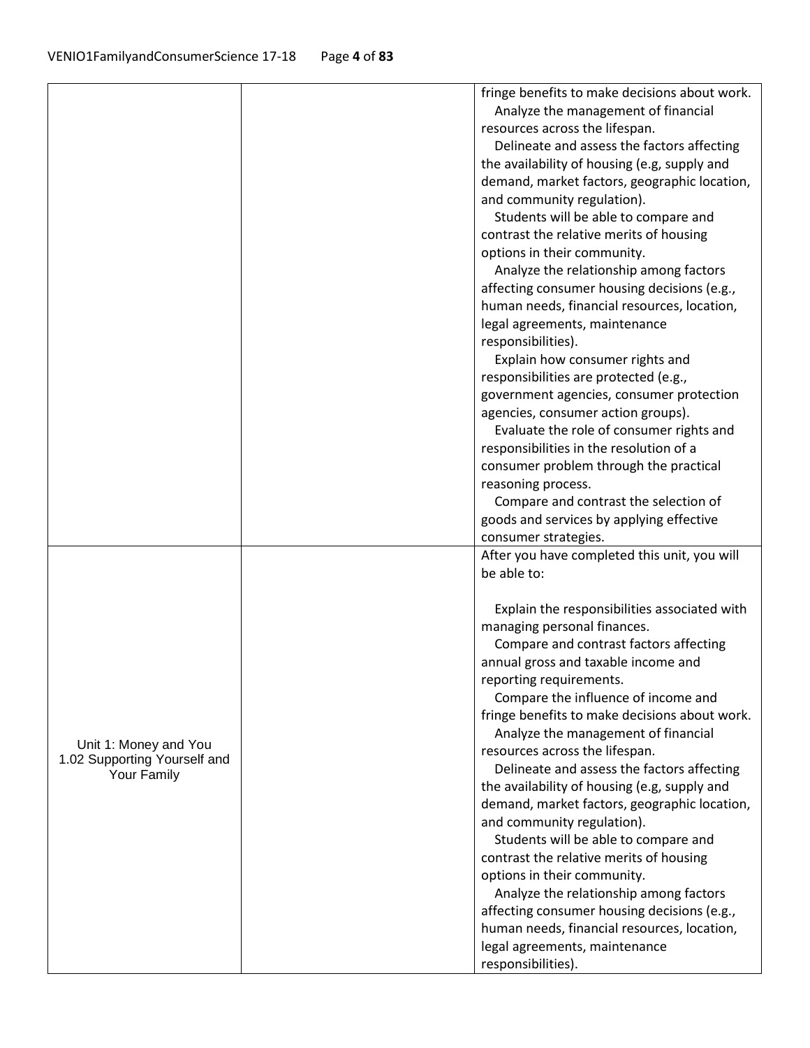| | | |
|---|---|---|
| | | fringe benefits to make decisions about work.<br>Analyze the management of financial resources across the lifespan.<br>Delineate and assess the factors affecting the availability of housing (e.g, supply and demand, market factors, geographic location, and community regulation).<br>Students will be able to compare and contrast the relative merits of housing options in their community.<br>Analyze the relationship among factors affecting consumer housing decisions (e.g., human needs, financial resources, location, legal agreements, maintenance responsibilities).<br>Explain how consumer rights and responsibilities are protected (e.g., government agencies, consumer protection agencies, consumer action groups).<br>Evaluate the role of consumer rights and responsibilities in the resolution of a consumer problem through the practical reasoning process.<br>Compare and contrast the selection of goods and services by applying effective consumer strategies. |
| Unit 1: Money and You<br>1.02 Supporting Yourself and Your Family | | After you have completed this unit, you will be able to:<br><br>Explain the responsibilities associated with managing personal finances.<br>Compare and contrast factors affecting annual gross and taxable income and reporting requirements.<br>Compare the influence of income and fringe benefits to make decisions about work.<br>Analyze the management of financial resources across the lifespan.<br>Delineate and assess the factors affecting the availability of housing (e.g, supply and demand, market factors, geographic location, and community regulation).<br>Students will be able to compare and contrast the relative merits of housing options in their community.<br>Analyze the relationship among factors affecting consumer housing decisions (e.g., human needs, financial resources, location, legal agreements, maintenance responsibilities). |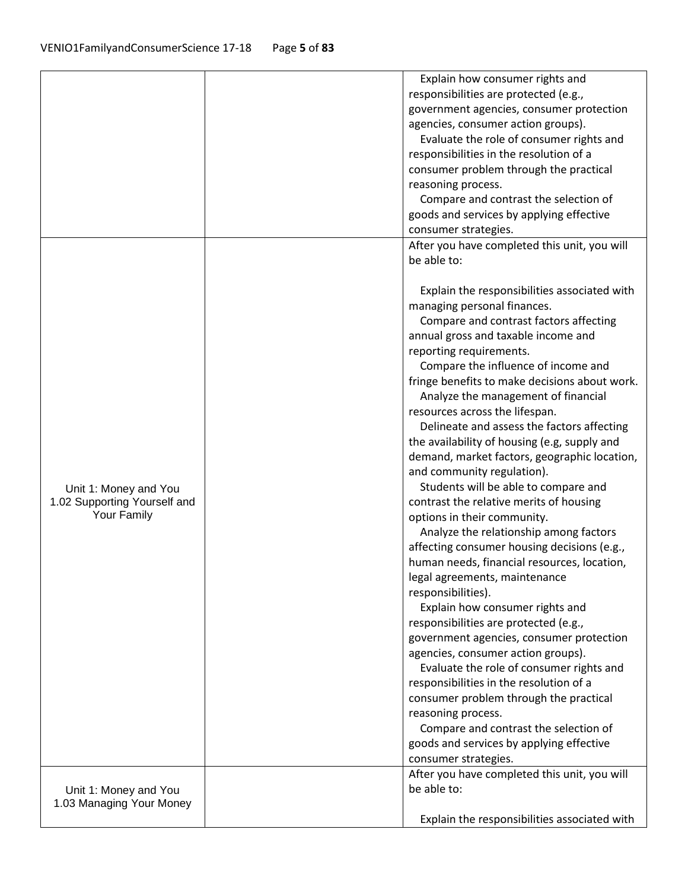| | | |
|---|---|---|
| | | Explain how consumer rights and responsibilities are protected (e.g., government agencies, consumer protection agencies, consumer action groups).<br>Evaluate the role of consumer rights and responsibilities in the resolution of a consumer problem through the practical reasoning process.<br>Compare and contrast the selection of goods and services by applying effective consumer strategies. |
| Unit 1: Money and You<br>1.02 Supporting Yourself and Your Family | | After you have completed this unit, you will be able to:<br><br>Explain the responsibilities associated with managing personal finances.<br>Compare and contrast factors affecting annual gross and taxable income and reporting requirements.<br>Compare the influence of income and fringe benefits to make decisions about work.<br>Analyze the management of financial resources across the lifespan.<br>Delineate and assess the factors affecting the availability of housing (e.g, supply and demand, market factors, geographic location, and community regulation).<br>Students will be able to compare and contrast the relative merits of housing options in their community.<br>Analyze the relationship among factors affecting consumer housing decisions (e.g., human needs, financial resources, location, legal agreements, maintenance responsibilities).<br>Explain how consumer rights and responsibilities are protected (e.g., government agencies, consumer protection agencies, consumer action groups).<br>Evaluate the role of consumer rights and responsibilities in the resolution of a consumer problem through the practical reasoning process.<br>Compare and contrast the selection of goods and services by applying effective consumer strategies. |
| Unit 1: Money and You<br>1.03 Managing Your Money | | After you have completed this unit, you will be able to:<br><br>Explain the responsibilities associated with |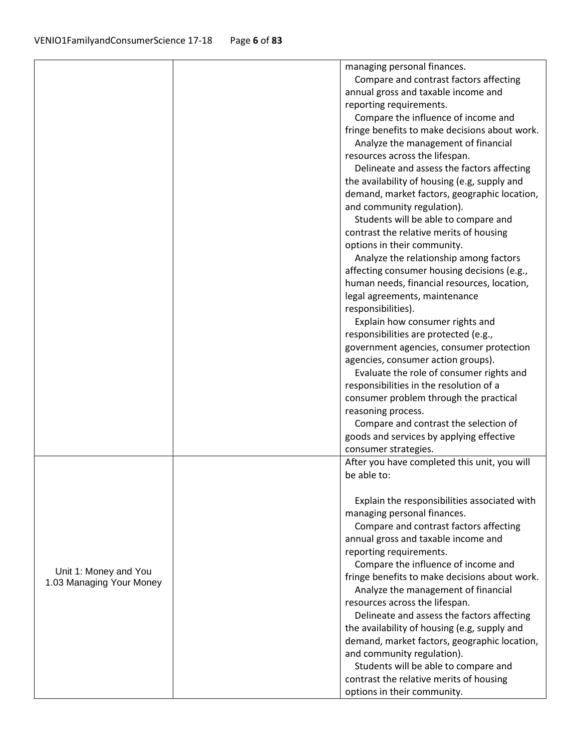| | | |
|---|---|---|
| | | managing personal finances.<br>Compare and contrast factors affecting annual gross and taxable income and reporting requirements.<br>Compare the influence of income and fringe benefits to make decisions about work.<br>Analyze the management of financial resources across the lifespan.<br>Delineate and assess the factors affecting the availability of housing (e.g, supply and demand, market factors, geographic location, and community regulation).<br>Students will be able to compare and contrast the relative merits of housing options in their community.<br>Analyze the relationship among factors affecting consumer housing decisions (e.g., human needs, financial resources, location, legal agreements, maintenance responsibilities).<br>Explain how consumer rights and responsibilities are protected (e.g., government agencies, consumer protection agencies, consumer action groups).<br>Evaluate the role of consumer rights and responsibilities in the resolution of a consumer problem through the practical reasoning process.<br>Compare and contrast the selection of goods and services by applying effective consumer strategies. |
| Unit 1: Money and You<br>1.03 Managing Your Money | | After you have completed this unit, you will be able to:<br><br>Explain the responsibilities associated with managing personal finances.<br>Compare and contrast factors affecting annual gross and taxable income and reporting requirements.<br>Compare the influence of income and fringe benefits to make decisions about work.<br>Analyze the management of financial resources across the lifespan.<br>Delineate and assess the factors affecting the availability of housing (e.g, supply and demand, market factors, geographic location, and community regulation).<br>Students will be able to compare and contrast the relative merits of housing options in their community. |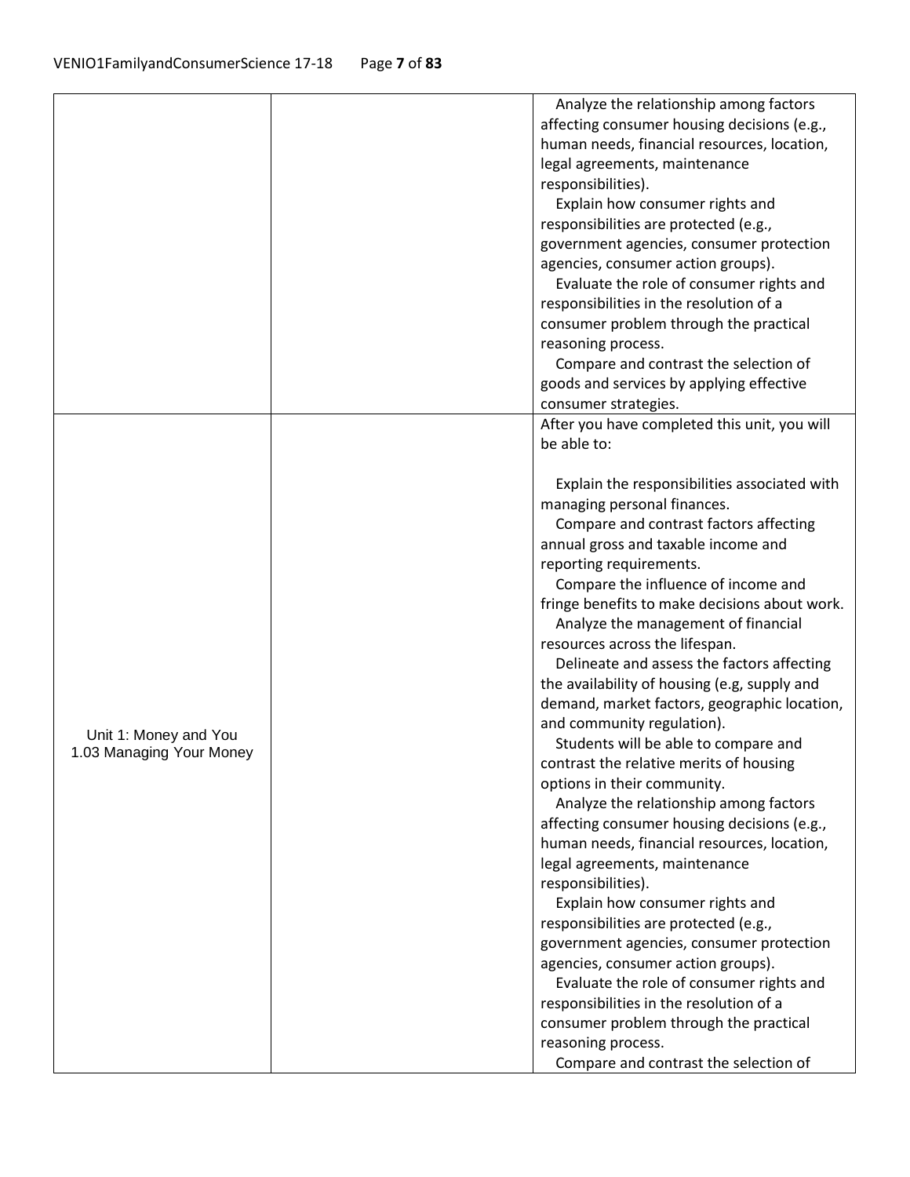| | | |
|---|---|---|
| | | Analyze the relationship among factors affecting consumer housing decisions (e.g., human needs, financial resources, location, legal agreements, maintenance responsibilities).<br>Explain how consumer rights and responsibilities are protected (e.g., government agencies, consumer protection agencies, consumer action groups).<br>Evaluate the role of consumer rights and responsibilities in the resolution of a consumer problem through the practical reasoning process.<br>Compare and contrast the selection of goods and services by applying effective consumer strategies. |
| Unit 1: Money and You<br>1.03 Managing Your Money | | After you have completed this unit, you will be able to:<br><br>Explain the responsibilities associated with managing personal finances.<br>Compare and contrast factors affecting annual gross and taxable income and reporting requirements.<br>Compare the influence of income and fringe benefits to make decisions about work.<br>Analyze the management of financial resources across the lifespan.<br>Delineate and assess the factors affecting the availability of housing (e.g, supply and demand, market factors, geographic location, and community regulation).<br>Students will be able to compare and contrast the relative merits of housing options in their community.<br>Analyze the relationship among factors affecting consumer housing decisions (e.g., human needs, financial resources, location, legal agreements, maintenance responsibilities).<br>Explain how consumer rights and responsibilities are protected (e.g., government agencies, consumer protection agencies, consumer action groups).<br>Evaluate the role of consumer rights and responsibilities in the resolution of a consumer problem through the practical reasoning process.<br>Compare and contrast the selection of |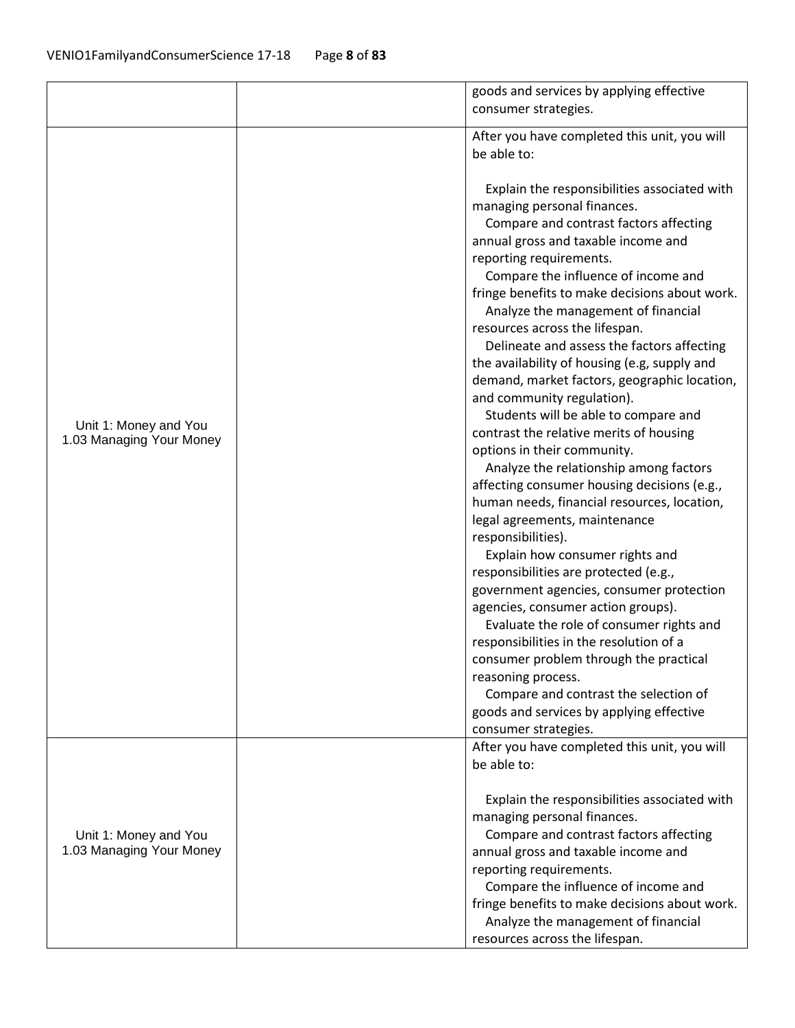| | | |
|---|---|---|
| | | goods and services by applying effective consumer strategies. |
| Unit 1: Money and You<br>1.03 Managing Your Money | | After you have completed this unit, you will be able to:<br><br>Explain the responsibilities associated with managing personal finances.<br>Compare and contrast factors affecting annual gross and taxable income and reporting requirements.<br>Compare the influence of income and fringe benefits to make decisions about work.<br>Analyze the management of financial resources across the lifespan.<br>Delineate and assess the factors affecting the availability of housing (e.g, supply and demand, market factors, geographic location, and community regulation).<br>Students will be able to compare and contrast the relative merits of housing options in their community.<br>Analyze the relationship among factors affecting consumer housing decisions (e.g., human needs, financial resources, location, legal agreements, maintenance responsibilities).<br>Explain how consumer rights and responsibilities are protected (e.g., government agencies, consumer protection agencies, consumer action groups).<br>Evaluate the role of consumer rights and responsibilities in the resolution of a consumer problem through the practical reasoning process.<br>Compare and contrast the selection of goods and services by applying effective consumer strategies. |
| Unit 1: Money and You<br>1.03 Managing Your Money | | After you have completed this unit, you will be able to:<br><br>Explain the responsibilities associated with managing personal finances.<br>Compare and contrast factors affecting annual gross and taxable income and reporting requirements.<br>Compare the influence of income and fringe benefits to make decisions about work.<br>Analyze the management of financial resources across the lifespan. |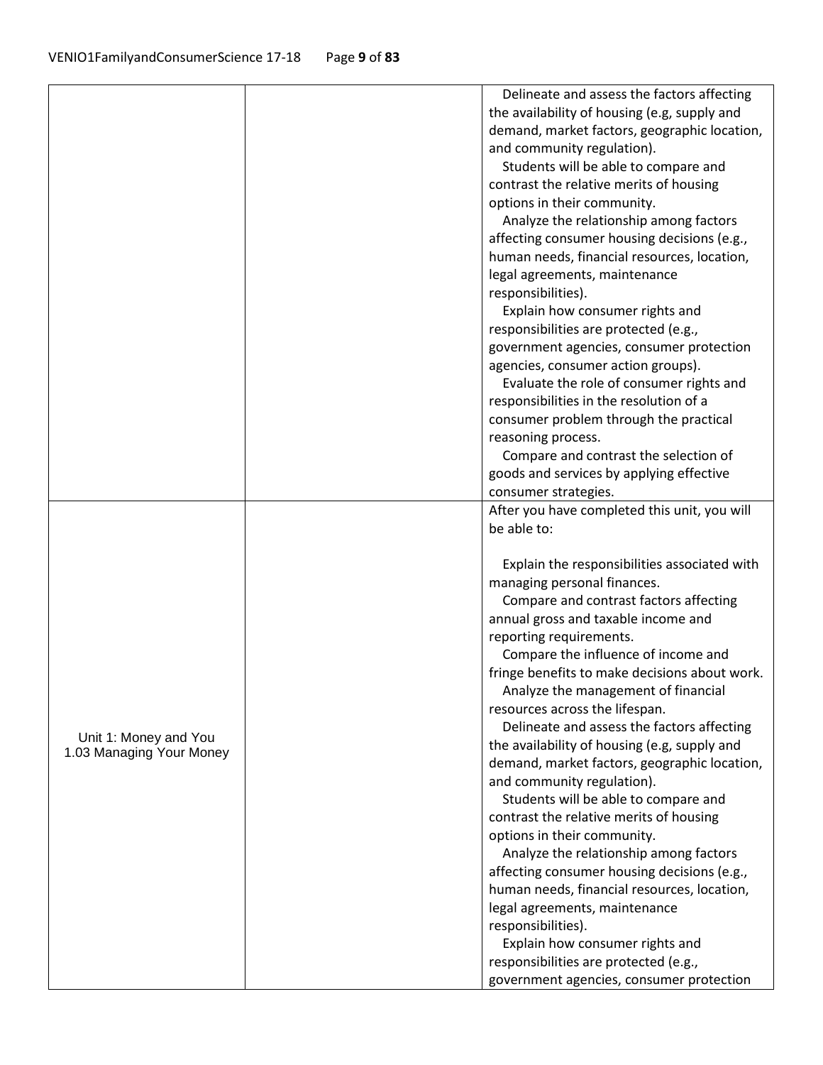| | | |
|---|---|---|
| | | Delineate and assess the factors affecting the availability of housing (e.g, supply and demand, market factors, geographic location, and community regulation).<br>Students will be able to compare and contrast the relative merits of housing options in their community.<br>Analyze the relationship among factors affecting consumer housing decisions (e.g., human needs, financial resources, location, legal agreements, maintenance responsibilities).<br>Explain how consumer rights and responsibilities are protected (e.g., government agencies, consumer protection agencies, consumer action groups).<br>Evaluate the role of consumer rights and responsibilities in the resolution of a consumer problem through the practical reasoning process.<br>Compare and contrast the selection of goods and services by applying effective consumer strategies. |
| Unit 1: Money and You<br>1.03 Managing Your Money | | After you have completed this unit, you will be able to:<br><br>Explain the responsibilities associated with managing personal finances.<br>Compare and contrast factors affecting annual gross and taxable income and reporting requirements.<br>Compare the influence of income and fringe benefits to make decisions about work.<br>Analyze the management of financial resources across the lifespan.<br>Delineate and assess the factors affecting the availability of housing (e.g, supply and demand, market factors, geographic location, and community regulation).<br>Students will be able to compare and contrast the relative merits of housing options in their community.<br>Analyze the relationship among factors affecting consumer housing decisions (e.g., human needs, financial resources, location, legal agreements, maintenance responsibilities).<br>Explain how consumer rights and responsibilities are protected (e.g., government agencies, consumer protection |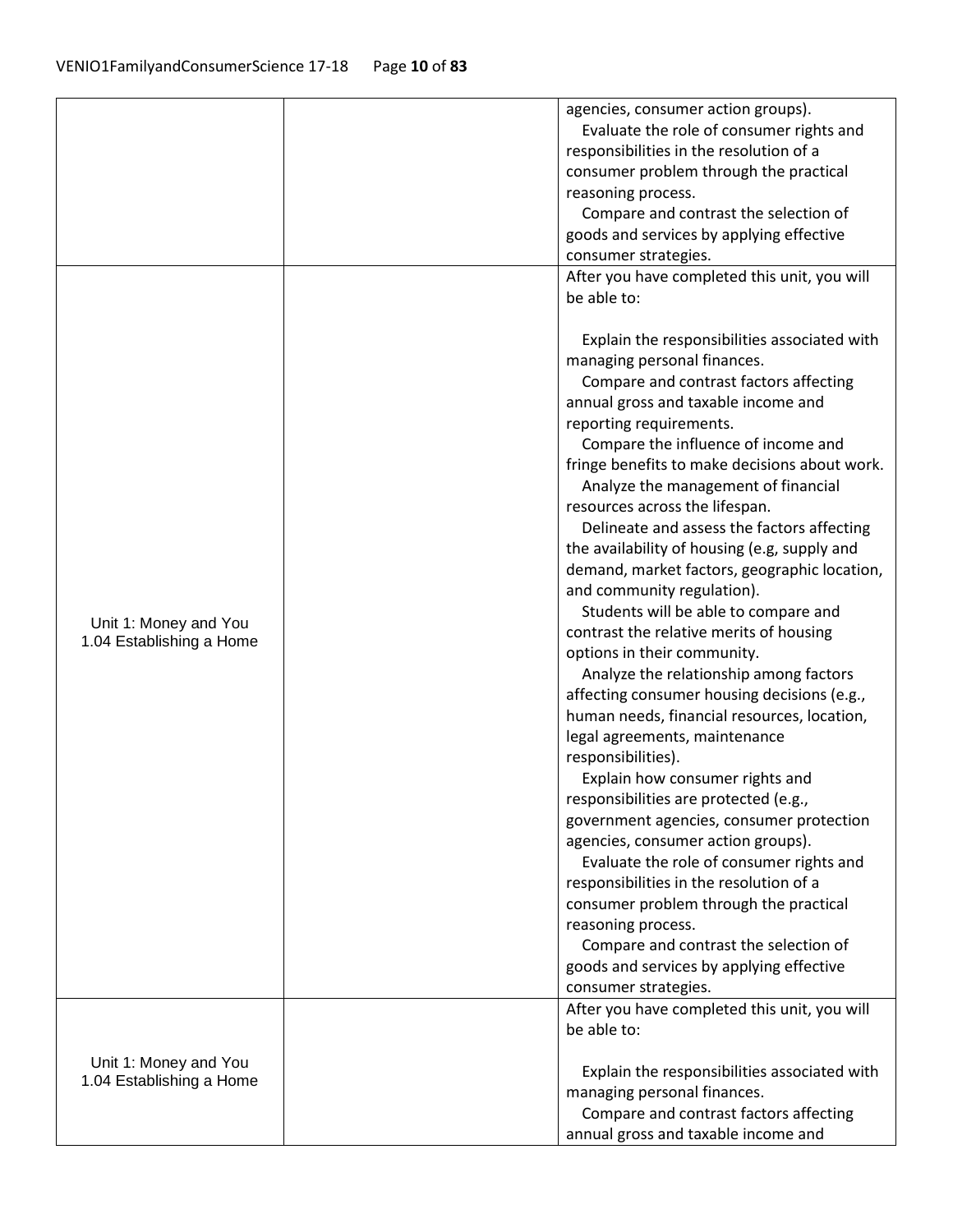| | | |
|---|---|---|
| | | agencies, consumer action groups).<br>Evaluate the role of consumer rights and responsibilities in the resolution of a consumer problem through the practical reasoning process.<br>Compare and contrast the selection of goods and services by applying effective consumer strategies. |
| Unit 1: Money and You<br>1.04 Establishing a Home | | After you have completed this unit, you will be able to:<br><br>Explain the responsibilities associated with managing personal finances.<br>Compare and contrast factors affecting annual gross and taxable income and reporting requirements.<br>Compare the influence of income and fringe benefits to make decisions about work.<br>Analyze the management of financial resources across the lifespan.<br>Delineate and assess the factors affecting the availability of housing (e.g, supply and demand, market factors, geographic location, and community regulation).<br>Students will be able to compare and contrast the relative merits of housing options in their community.<br>Analyze the relationship among factors affecting consumer housing decisions (e.g., human needs, financial resources, location, legal agreements, maintenance responsibilities).<br>Explain how consumer rights and responsibilities are protected (e.g., government agencies, consumer protection agencies, consumer action groups).<br>Evaluate the role of consumer rights and responsibilities in the resolution of a consumer problem through the practical reasoning process.<br>Compare and contrast the selection of goods and services by applying effective consumer strategies. |
| Unit 1: Money and You<br>1.04 Establishing a Home | | After you have completed this unit, you will be able to:<br><br>Explain the responsibilities associated with managing personal finances.<br>Compare and contrast factors affecting annual gross and taxable income and |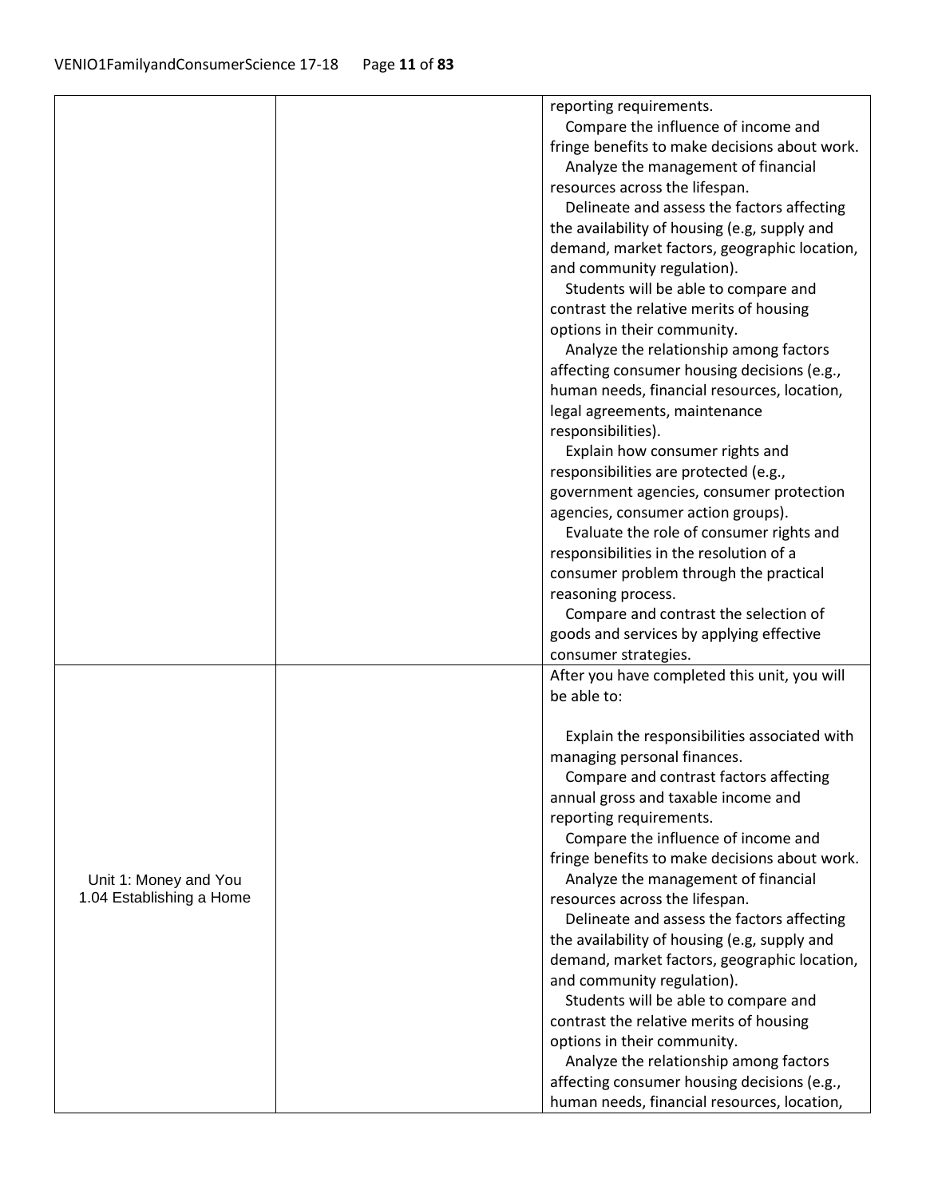| | | |
|---|---|---|
| | | reporting requirements.<br>Compare the influence of income and fringe benefits to make decisions about work.<br>Analyze the management of financial resources across the lifespan.<br>Delineate and assess the factors affecting the availability of housing (e.g, supply and demand, market factors, geographic location, and community regulation).<br>Students will be able to compare and contrast the relative merits of housing options in their community.<br>Analyze the relationship among factors affecting consumer housing decisions (e.g., human needs, financial resources, location, legal agreements, maintenance responsibilities).<br>Explain how consumer rights and responsibilities are protected (e.g., government agencies, consumer protection agencies, consumer action groups).<br>Evaluate the role of consumer rights and responsibilities in the resolution of a consumer problem through the practical reasoning process.<br>Compare and contrast the selection of goods and services by applying effective consumer strategies. |
| Unit 1: Money and You<br>1.04 Establishing a Home | | After you have completed this unit, you will be able to:<br><br>Explain the responsibilities associated with managing personal finances.<br>Compare and contrast factors affecting annual gross and taxable income and reporting requirements.<br>Compare the influence of income and fringe benefits to make decisions about work.<br>Analyze the management of financial resources across the lifespan.<br>Delineate and assess the factors affecting the availability of housing (e.g, supply and demand, market factors, geographic location, and community regulation).<br>Students will be able to compare and contrast the relative merits of housing options in their community.<br>Analyze the relationship among factors affecting consumer housing decisions (e.g., human needs, financial resources, location, |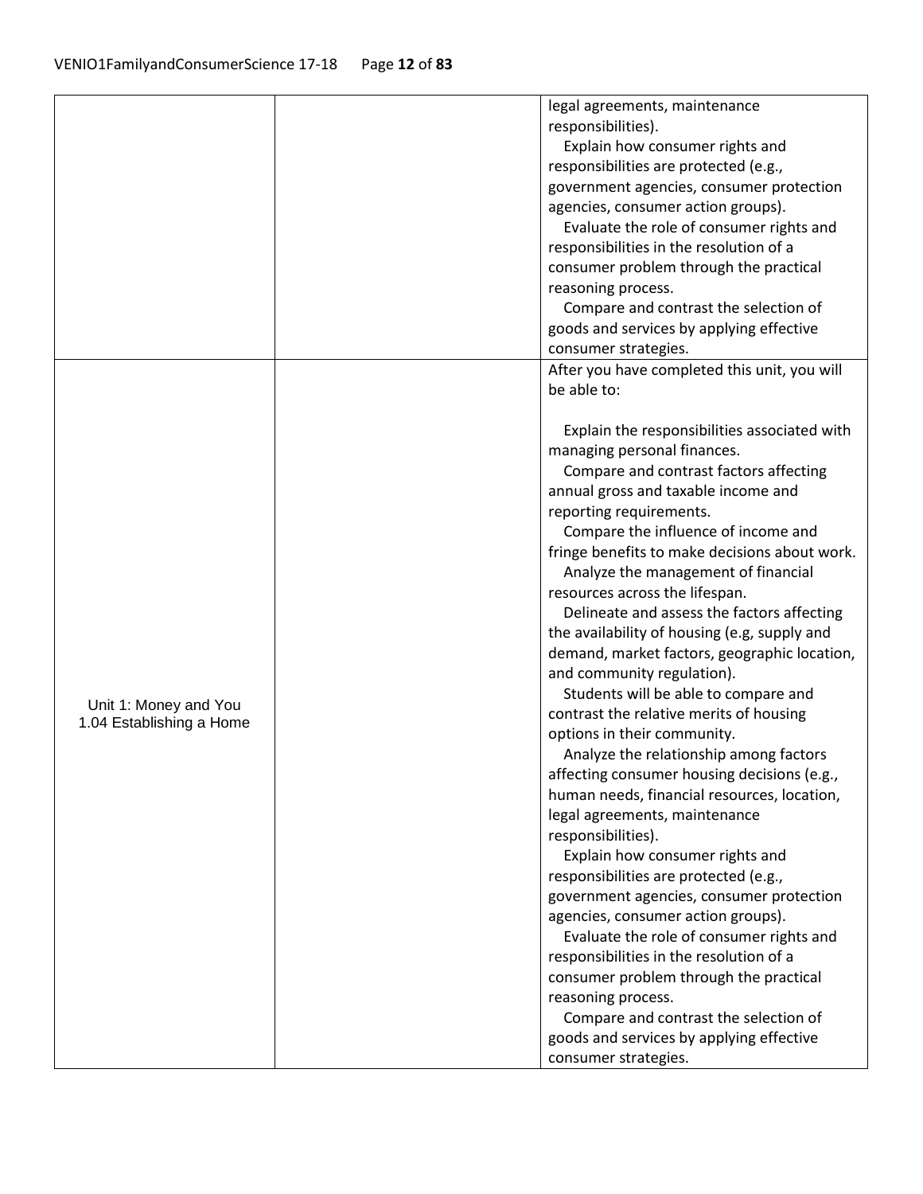|  |  |  |
|---|---|---|
|  |  | legal agreements, maintenance responsibilities).<br>Explain how consumer rights and responsibilities are protected (e.g., government agencies, consumer protection agencies, consumer action groups).<br>Evaluate the role of consumer rights and responsibilities in the resolution of a consumer problem through the practical reasoning process.<br>Compare and contrast the selection of goods and services by applying effective consumer strategies. |
| Unit 1: Money and You<br>1.04 Establishing a Home |  | After you have completed this unit, you will be able to:<br><br>Explain the responsibilities associated with managing personal finances.<br>Compare and contrast factors affecting annual gross and taxable income and reporting requirements.<br>Compare the influence of income and fringe benefits to make decisions about work.<br>Analyze the management of financial resources across the lifespan.<br>Delineate and assess the factors affecting the availability of housing (e.g, supply and demand, market factors, geographic location, and community regulation).<br>Students will be able to compare and contrast the relative merits of housing options in their community.<br>Analyze the relationship among factors affecting consumer housing decisions (e.g., human needs, financial resources, location, legal agreements, maintenance responsibilities).<br>Explain how consumer rights and responsibilities are protected (e.g., government agencies, consumer protection agencies, consumer action groups).<br>Evaluate the role of consumer rights and responsibilities in the resolution of a consumer problem through the practical reasoning process.<br>Compare and contrast the selection of goods and services by applying effective consumer strategies. |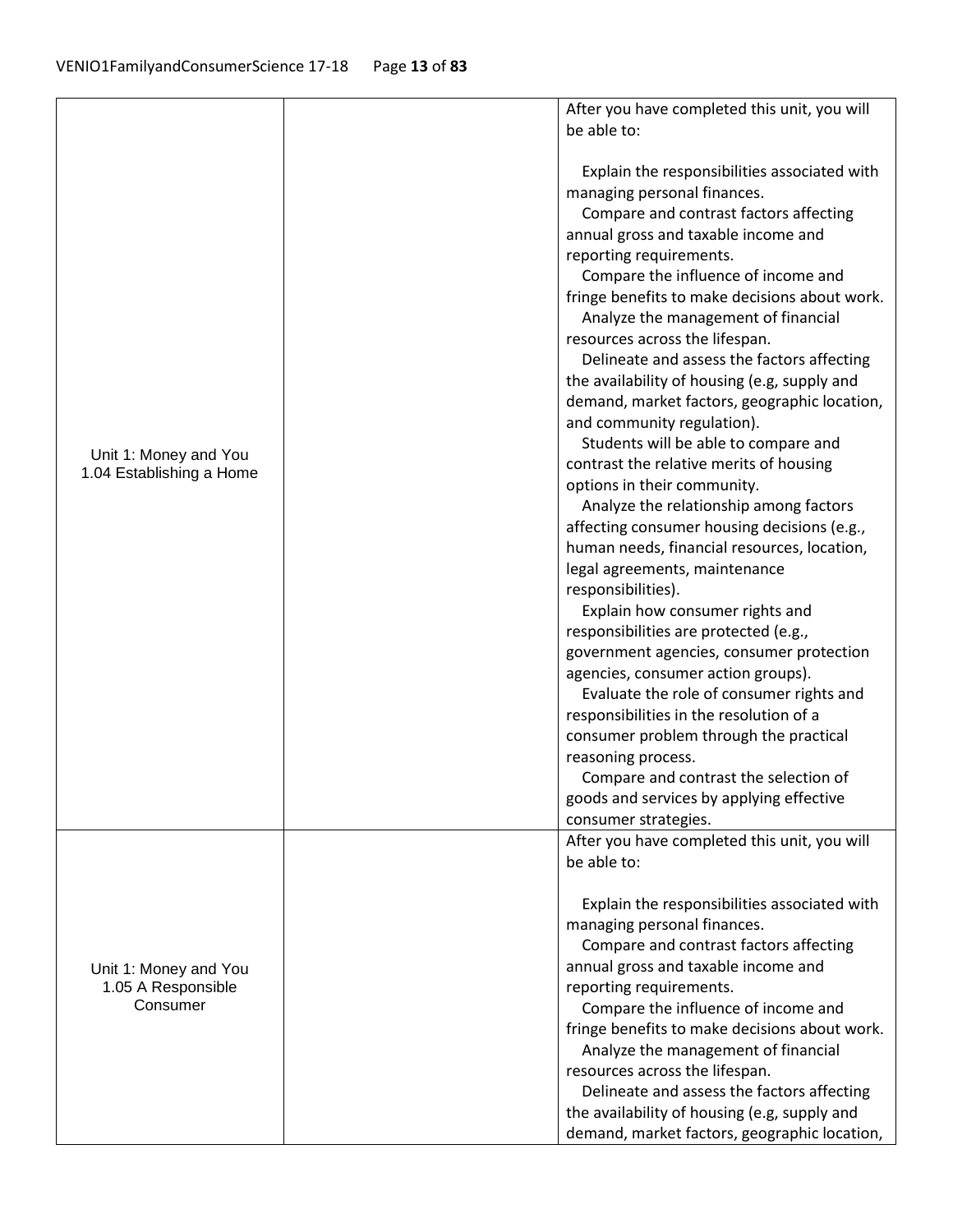| | | |
|---|---|---|
| Unit 1: Money and You<br>1.04 Establishing a Home | | After you have completed this unit, you will be able to:<br><br>Explain the responsibilities associated with managing personal finances.<br>Compare and contrast factors affecting annual gross and taxable income and reporting requirements.<br>Compare the influence of income and fringe benefits to make decisions about work.<br>Analyze the management of financial resources across the lifespan.<br>Delineate and assess the factors affecting the availability of housing (e.g, supply and demand, market factors, geographic location, and community regulation).<br>Students will be able to compare and contrast the relative merits of housing options in their community.<br>Analyze the relationship among factors affecting consumer housing decisions (e.g., human needs, financial resources, location, legal agreements, maintenance responsibilities).<br>Explain how consumer rights and responsibilities are protected (e.g., government agencies, consumer protection agencies, consumer action groups).<br>Evaluate the role of consumer rights and responsibilities in the resolution of a consumer problem through the practical reasoning process.<br>Compare and contrast the selection of goods and services by applying effective consumer strategies. |
| Unit 1: Money and You<br>1.05 A Responsible Consumer | | After you have completed this unit, you will be able to:<br><br>Explain the responsibilities associated with managing personal finances.<br>Compare and contrast factors affecting annual gross and taxable income and reporting requirements.<br>Compare the influence of income and fringe benefits to make decisions about work.<br>Analyze the management of financial resources across the lifespan.<br>Delineate and assess the factors affecting the availability of housing (e.g, supply and demand, market factors, geographic location, |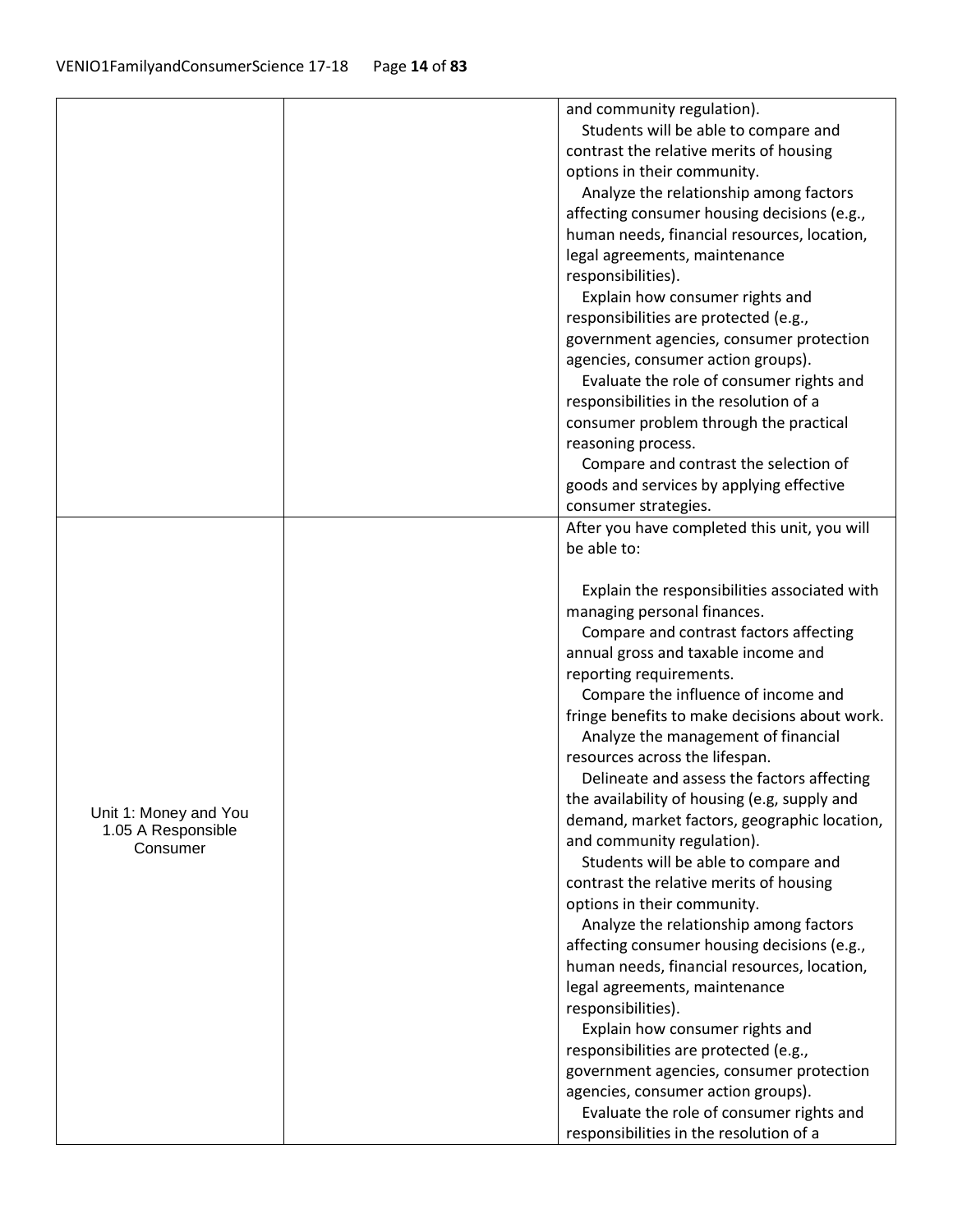| | | |
|---|---|---|
| | | and community regulation).<br>Students will be able to compare and contrast the relative merits of housing options in their community.<br>Analyze the relationship among factors affecting consumer housing decisions (e.g., human needs, financial resources, location, legal agreements, maintenance responsibilities).<br>Explain how consumer rights and responsibilities are protected (e.g., government agencies, consumer protection agencies, consumer action groups).<br>Evaluate the role of consumer rights and responsibilities in the resolution of a consumer problem through the practical reasoning process.<br>Compare and contrast the selection of goods and services by applying effective consumer strategies. |
| Unit 1: Money and You<br>1.05 A Responsible Consumer | | After you have completed this unit, you will be able to:<br><br>Explain the responsibilities associated with managing personal finances.<br>Compare and contrast factors affecting annual gross and taxable income and reporting requirements.<br>Compare the influence of income and fringe benefits to make decisions about work.<br>Analyze the management of financial resources across the lifespan.<br>Delineate and assess the factors affecting the availability of housing (e.g, supply and demand, market factors, geographic location, and community regulation).<br>Students will be able to compare and contrast the relative merits of housing options in their community.<br>Analyze the relationship among factors affecting consumer housing decisions (e.g., human needs, financial resources, location, legal agreements, maintenance responsibilities).<br>Explain how consumer rights and responsibilities are protected (e.g., government agencies, consumer protection agencies, consumer action groups).<br>Evaluate the role of consumer rights and responsibilities in the resolution of a |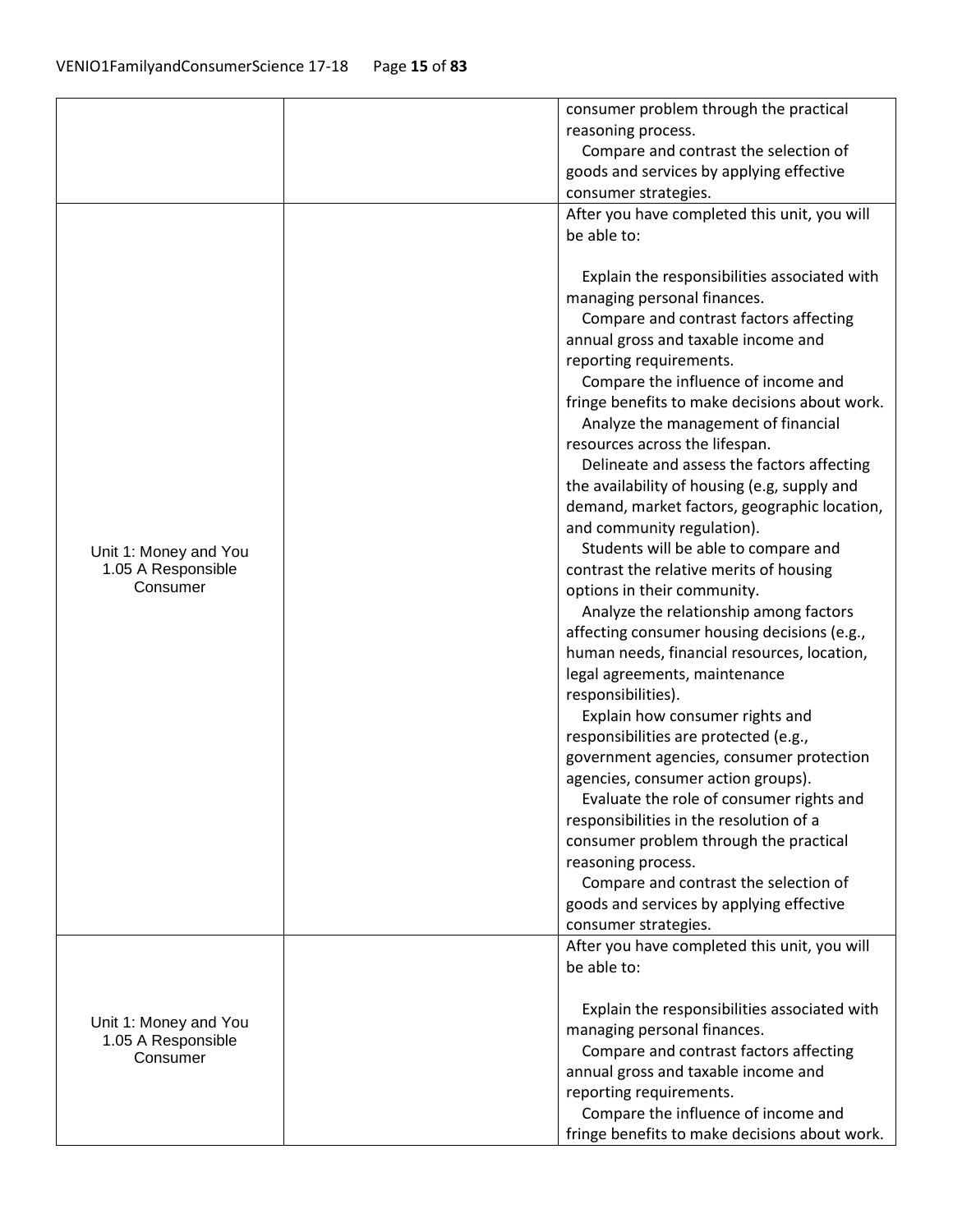| | | |
|---|---|---|
| | | consumer problem through the practical reasoning process.<br>Compare and contrast the selection of goods and services by applying effective consumer strategies. |
| Unit 1: Money and You<br>1.05 A Responsible Consumer | | After you have completed this unit, you will be able to:<br><br>Explain the responsibilities associated with managing personal finances.<br>Compare and contrast factors affecting annual gross and taxable income and reporting requirements.<br>Compare the influence of income and fringe benefits to make decisions about work.<br>Analyze the management of financial resources across the lifespan.<br>Delineate and assess the factors affecting the availability of housing (e.g, supply and demand, market factors, geographic location, and community regulation).<br>Students will be able to compare and contrast the relative merits of housing options in their community.<br>Analyze the relationship among factors affecting consumer housing decisions (e.g., human needs, financial resources, location, legal agreements, maintenance responsibilities).<br>Explain how consumer rights and responsibilities are protected (e.g., government agencies, consumer protection agencies, consumer action groups).<br>Evaluate the role of consumer rights and responsibilities in the resolution of a consumer problem through the practical reasoning process.<br>Compare and contrast the selection of goods and services by applying effective consumer strategies. |
| Unit 1: Money and You<br>1.05 A Responsible Consumer | | After you have completed this unit, you will be able to:<br><br>Explain the responsibilities associated with managing personal finances.<br>Compare and contrast factors affecting annual gross and taxable income and reporting requirements.<br>Compare the influence of income and fringe benefits to make decisions about work. |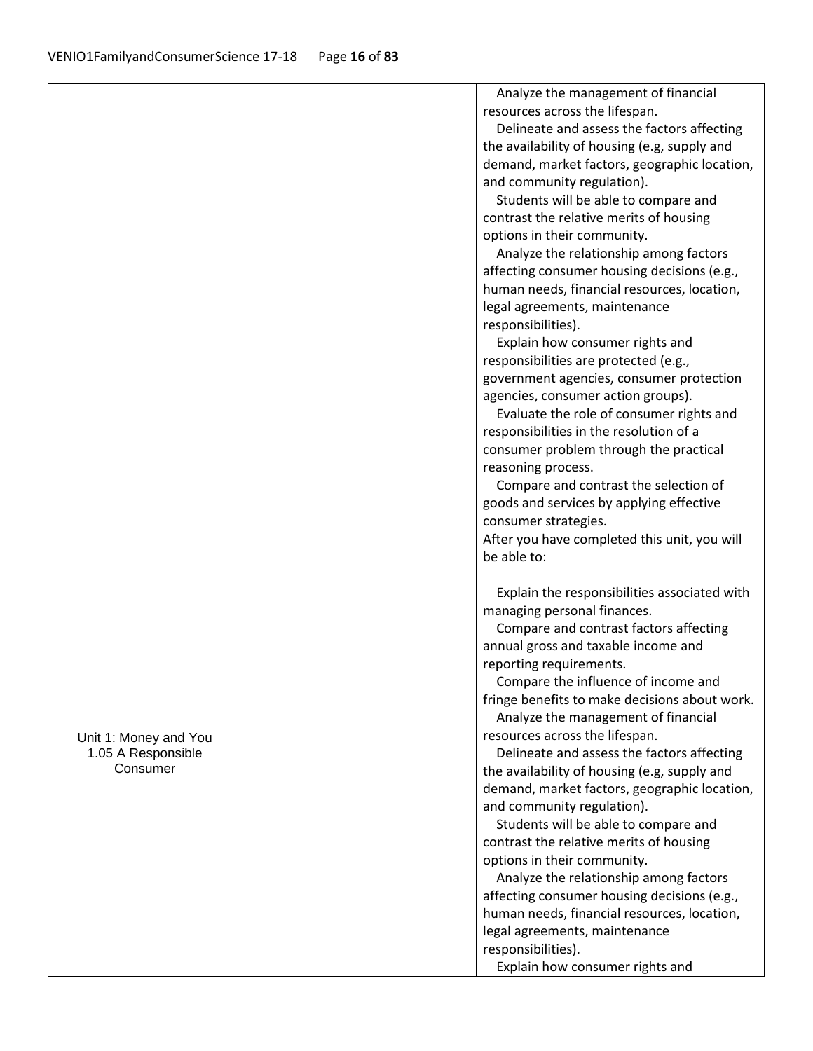| | | |
|---|---|---|
| | | Analyze the management of financial resources across the lifespan.<br>Delineate and assess the factors affecting the availability of housing (e.g, supply and demand, market factors, geographic location, and community regulation).<br>Students will be able to compare and contrast the relative merits of housing options in their community.<br>Analyze the relationship among factors affecting consumer housing decisions (e.g., human needs, financial resources, location, legal agreements, maintenance responsibilities).<br>Explain how consumer rights and responsibilities are protected (e.g., government agencies, consumer protection agencies, consumer action groups).<br>Evaluate the role of consumer rights and responsibilities in the resolution of a consumer problem through the practical reasoning process.<br>Compare and contrast the selection of goods and services by applying effective consumer strategies. |
| Unit 1: Money and You<br>1.05 A Responsible Consumer | | After you have completed this unit, you will be able to:<br><br>Explain the responsibilities associated with managing personal finances.<br>Compare and contrast factors affecting annual gross and taxable income and reporting requirements.<br>Compare the influence of income and fringe benefits to make decisions about work.<br>Analyze the management of financial resources across the lifespan.<br>Delineate and assess the factors affecting the availability of housing (e.g, supply and demand, market factors, geographic location, and community regulation).<br>Students will be able to compare and contrast the relative merits of housing options in their community.<br>Analyze the relationship among factors affecting consumer housing decisions (e.g., human needs, financial resources, location, legal agreements, maintenance responsibilities).<br>Explain how consumer rights and |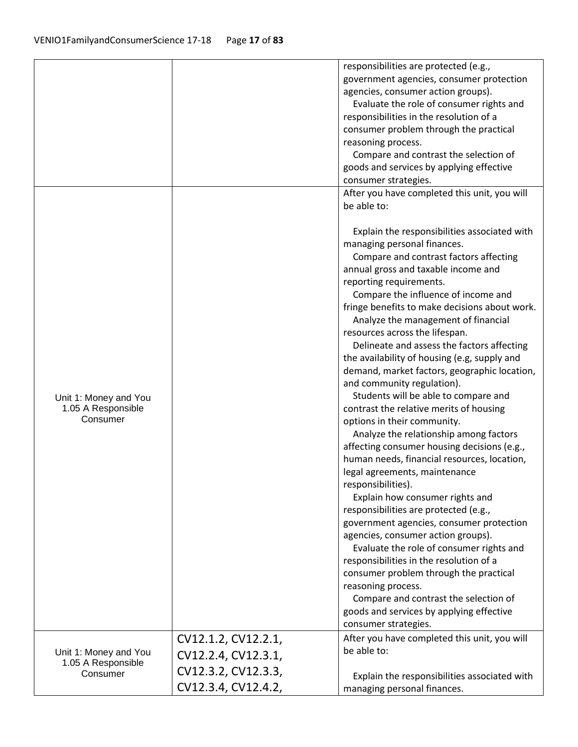| | | |
|---|---|---|
| | | responsibilities are protected (e.g., government agencies, consumer protection agencies, consumer action groups).<br>Evaluate the role of consumer rights and responsibilities in the resolution of a consumer problem through the practical reasoning process.<br>Compare and contrast the selection of goods and services by applying effective consumer strategies. |
| Unit 1: Money and You<br>1.05 A Responsible Consumer | | After you have completed this unit, you will be able to:<br><br>Explain the responsibilities associated with managing personal finances.<br>Compare and contrast factors affecting annual gross and taxable income and reporting requirements.<br>Compare the influence of income and fringe benefits to make decisions about work.<br>Analyze the management of financial resources across the lifespan.<br>Delineate and assess the factors affecting the availability of housing (e.g, supply and demand, market factors, geographic location, and community regulation).<br>Students will be able to compare and contrast the relative merits of housing options in their community.<br>Analyze the relationship among factors affecting consumer housing decisions (e.g., human needs, financial resources, location, legal agreements, maintenance responsibilities).<br>Explain how consumer rights and responsibilities are protected (e.g., government agencies, consumer protection agencies, consumer action groups).<br>Evaluate the role of consumer rights and responsibilities in the resolution of a consumer problem through the practical reasoning process.<br>Compare and contrast the selection of goods and services by applying effective consumer strategies. |
| Unit 1: Money and You<br>1.05 A Responsible Consumer | CV12.1.2, CV12.2.1, CV12.2.4, CV12.3.1, CV12.3.2, CV12.3.3, CV12.3.4, CV12.4.2, | After you have completed this unit, you will be able to:<br><br>Explain the responsibilities associated with managing personal finances. |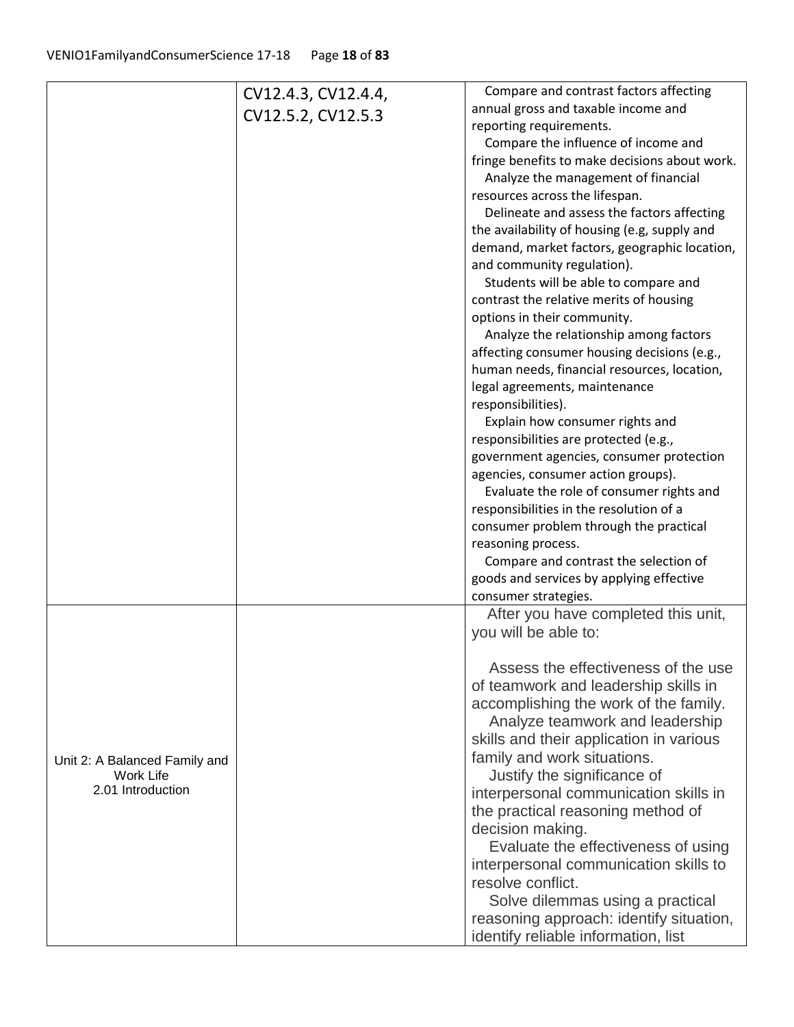| | | |
|---|---|---|
| | CV12.4.3, CV12.4.4, CV12.5.2, CV12.5.3 | Compare and contrast factors affecting annual gross and taxable income and reporting requirements.<br>Compare the influence of income and fringe benefits to make decisions about work.<br>Analyze the management of financial resources across the lifespan.<br>Delineate and assess the factors affecting the availability of housing (e.g, supply and demand, market factors, geographic location, and community regulation).<br>Students will be able to compare and contrast the relative merits of housing options in their community.<br>Analyze the relationship among factors affecting consumer housing decisions (e.g., human needs, financial resources, location, legal agreements, maintenance responsibilities).<br>Explain how consumer rights and responsibilities are protected (e.g., government agencies, consumer protection agencies, consumer action groups).<br>Evaluate the role of consumer rights and responsibilities in the resolution of a consumer problem through the practical reasoning process.<br>Compare and contrast the selection of goods and services by applying effective consumer strategies. |
| Unit 2: A Balanced Family and Work Life<br>2.01 Introduction | | After you have completed this unit, you will be able to:<br><br>Assess the effectiveness of the use of teamwork and leadership skills in accomplishing the work of the family.<br>Analyze teamwork and leadership skills and their application in various family and work situations.<br>Justify the significance of interpersonal communication skills in the practical reasoning method of decision making.<br>Evaluate the effectiveness of using interpersonal communication skills to resolve conflict.<br>Solve dilemmas using a practical reasoning approach: identify situation, identify reliable information, list |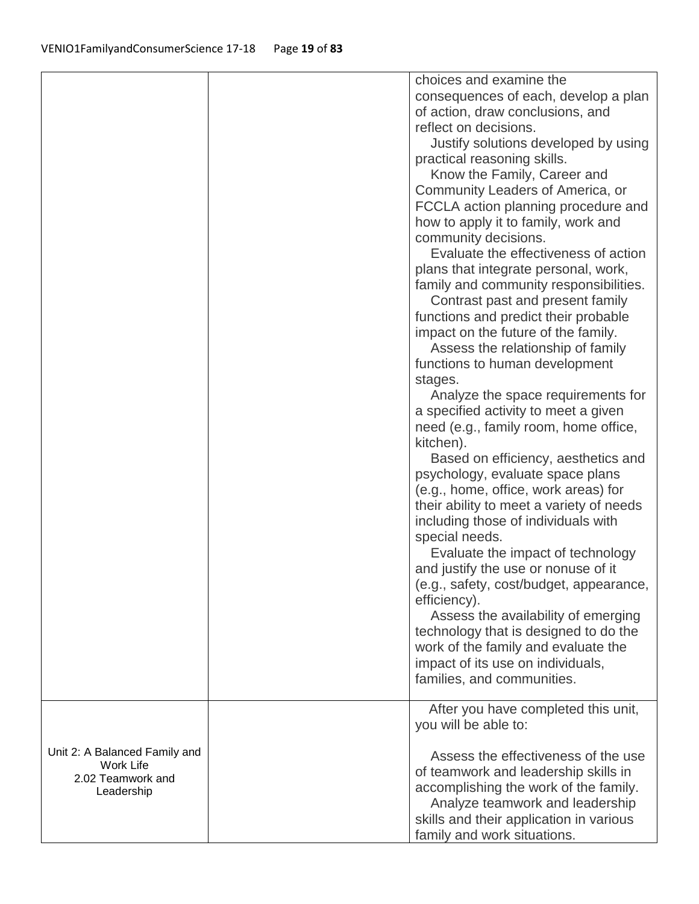| | | |
|---|---|---|
| | | choices and examine the consequences of each, develop a plan of action, draw conclusions, and reflect on decisions.<br>Justify solutions developed by using practical reasoning skills.<br>Know the Family, Career and Community Leaders of America, or FCCLA action planning procedure and how to apply it to family, work and community decisions.<br>Evaluate the effectiveness of action plans that integrate personal, work, family and community responsibilities.<br>Contrast past and present family functions and predict their probable impact on the future of the family.<br>Assess the relationship of family functions to human development stages.<br>Analyze the space requirements for a specified activity to meet a given need (e.g., family room, home office, kitchen).<br>Based on efficiency, aesthetics and psychology, evaluate space plans (e.g., home, office, work areas) for their ability to meet a variety of needs including those of individuals with special needs.<br>Evaluate the impact of technology and justify the use or nonuse of it (e.g., safety, cost/budget, appearance, efficiency).<br>Assess the availability of emerging technology that is designed to do the work of the family and evaluate the impact of its use on individuals, families, and communities. |
| Unit 2: A Balanced Family and Work Life<br>2.02 Teamwork and Leadership | | After you have completed this unit, you will be able to:<br><br>Assess the effectiveness of the use of teamwork and leadership skills in accomplishing the work of the family.<br>Analyze teamwork and leadership skills and their application in various family and work situations. |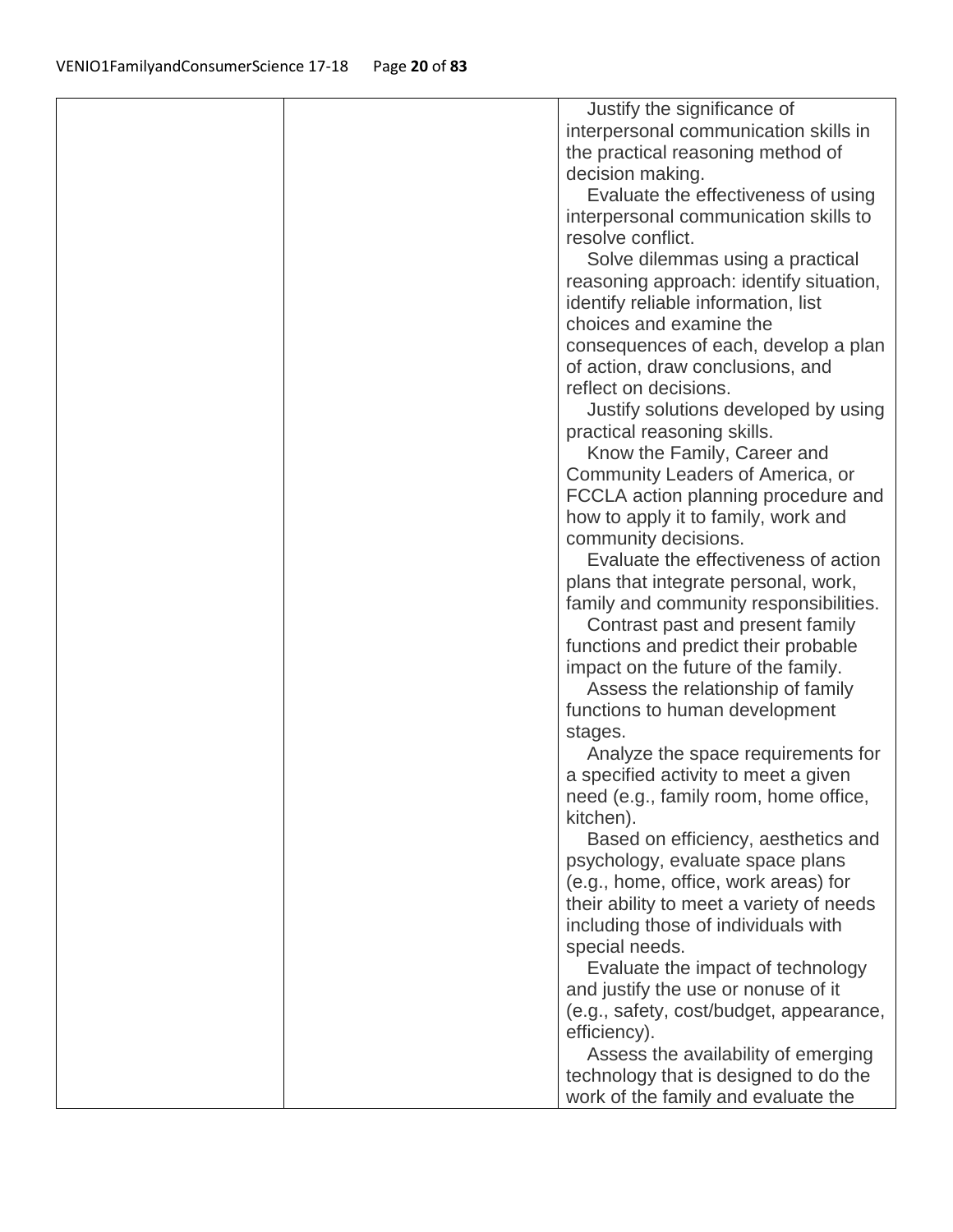| | | |
|---|---|---|
| | | Justify the significance of interpersonal communication skills in the practical reasoning method of decision making.<br>Evaluate the effectiveness of using interpersonal communication skills to resolve conflict.<br>Solve dilemmas using a practical reasoning approach: identify situation, identify reliable information, list choices and examine the consequences of each, develop a plan of action, draw conclusions, and reflect on decisions.<br>Justify solutions developed by using practical reasoning skills.<br>Know the Family, Career and Community Leaders of America, or FCCLA action planning procedure and how to apply it to family, work and community decisions.<br>Evaluate the effectiveness of action plans that integrate personal, work, family and community responsibilities.<br>Contrast past and present family functions and predict their probable impact on the future of the family.<br>Assess the relationship of family functions to human development stages.<br>Analyze the space requirements for a specified activity to meet a given need (e.g., family room, home office, kitchen).<br>Based on efficiency, aesthetics and psychology, evaluate space plans (e.g., home, office, work areas) for their ability to meet a variety of needs including those of individuals with special needs.<br>Evaluate the impact of technology and justify the use or nonuse of it (e.g., safety, cost/budget, appearance, efficiency).<br>Assess the availability of emerging technology that is designed to do the work of the family and evaluate the |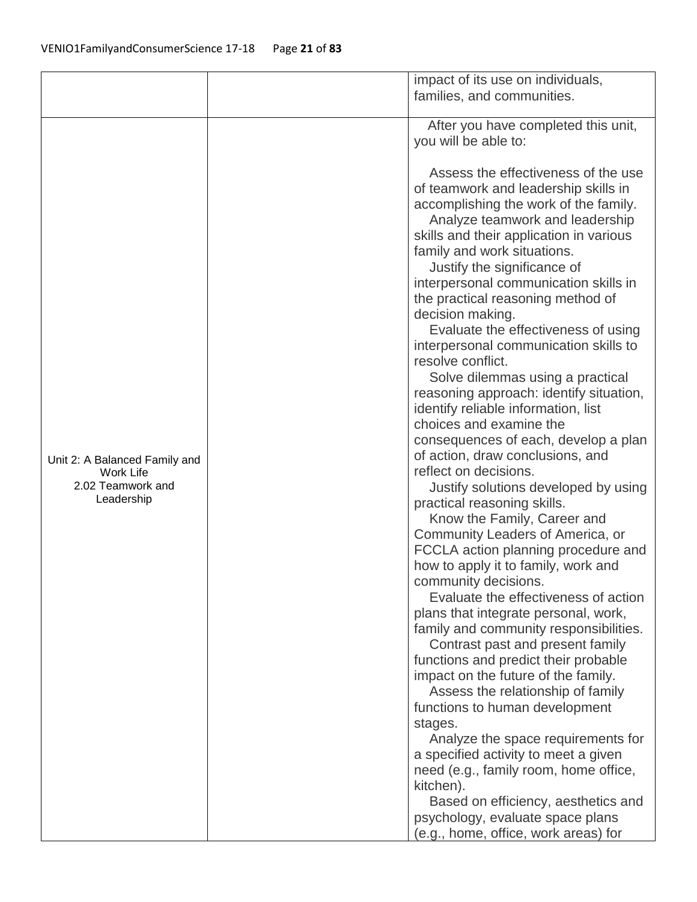| | | |
|---|---|---|
| | | impact of its use on individuals, families, and communities. |
| Unit 2: A Balanced Family and Work Life<br>2.02 Teamwork and Leadership | | After you have completed this unit, you will be able to:<br><br>Assess the effectiveness of the use of teamwork and leadership skills in accomplishing the work of the family.<br>Analyze teamwork and leadership skills and their application in various family and work situations.<br>Justify the significance of interpersonal communication skills in the practical reasoning method of decision making.<br>Evaluate the effectiveness of using interpersonal communication skills to resolve conflict.<br>Solve dilemmas using a practical reasoning approach: identify situation, identify reliable information, list choices and examine the consequences of each, develop a plan of action, draw conclusions, and reflect on decisions.<br>Justify solutions developed by using practical reasoning skills.<br>Know the Family, Career and Community Leaders of America, or FCCLA action planning procedure and how to apply it to family, work and community decisions.<br>Evaluate the effectiveness of action plans that integrate personal, work, family and community responsibilities.<br>Contrast past and present family functions and predict their probable impact on the future of the family.<br>Assess the relationship of family functions to human development stages.<br>Analyze the space requirements for a specified activity to meet a given need (e.g., family room, home office, kitchen).<br>Based on efficiency, aesthetics and psychology, evaluate space plans (e.g., home, office, work areas) for |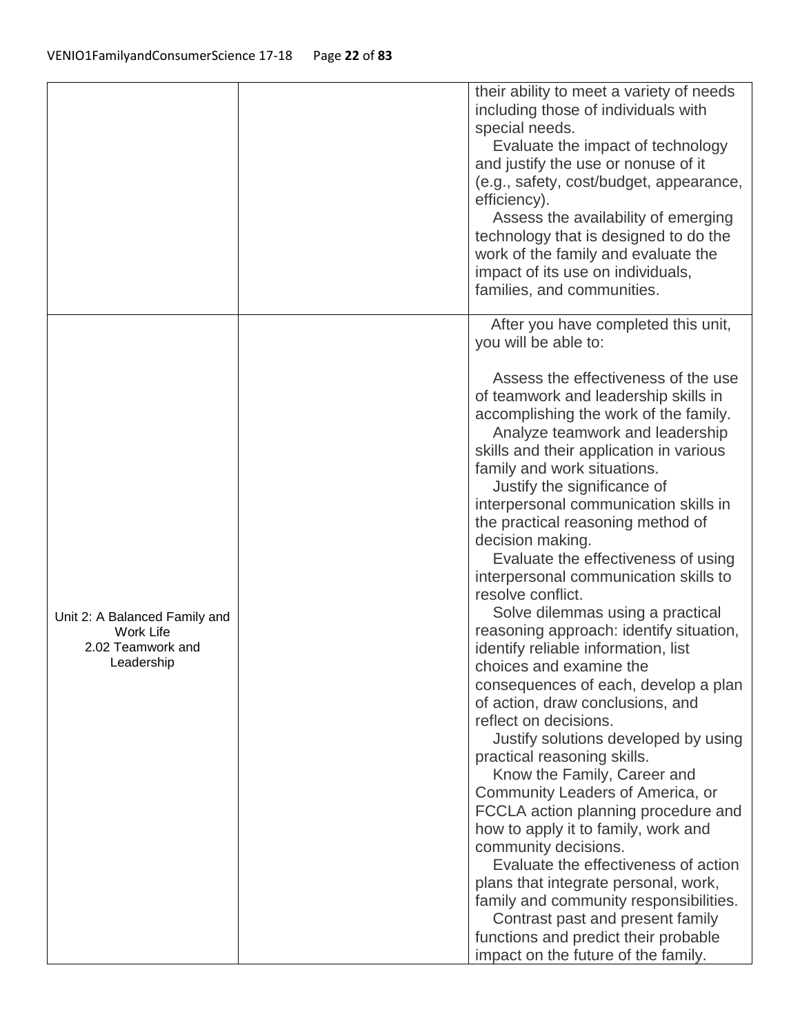| | | |
|---|---|---|
| | | their ability to meet a variety of needs including those of individuals with special needs.<br>Evaluate the impact of technology and justify the use or nonuse of it (e.g., safety, cost/budget, appearance, efficiency).<br>Assess the availability of emerging technology that is designed to do the work of the family and evaluate the impact of its use on individuals, families, and communities. |
| Unit 2: A Balanced Family and Work Life<br>2.02 Teamwork and Leadership | | After you have completed this unit, you will be able to:<br><br>Assess the effectiveness of the use of teamwork and leadership skills in accomplishing the work of the family.<br>Analyze teamwork and leadership skills and their application in various family and work situations.<br>Justify the significance of interpersonal communication skills in the practical reasoning method of decision making.<br>Evaluate the effectiveness of using interpersonal communication skills to resolve conflict.<br>Solve dilemmas using a practical reasoning approach: identify situation, identify reliable information, list choices and examine the consequences of each, develop a plan of action, draw conclusions, and reflect on decisions.<br>Justify solutions developed by using practical reasoning skills.<br>Know the Family, Career and Community Leaders of America, or FCCLA action planning procedure and how to apply it to family, work and community decisions.<br>Evaluate the effectiveness of action plans that integrate personal, work, family and community responsibilities.<br>Contrast past and present family functions and predict their probable impact on the future of the family. |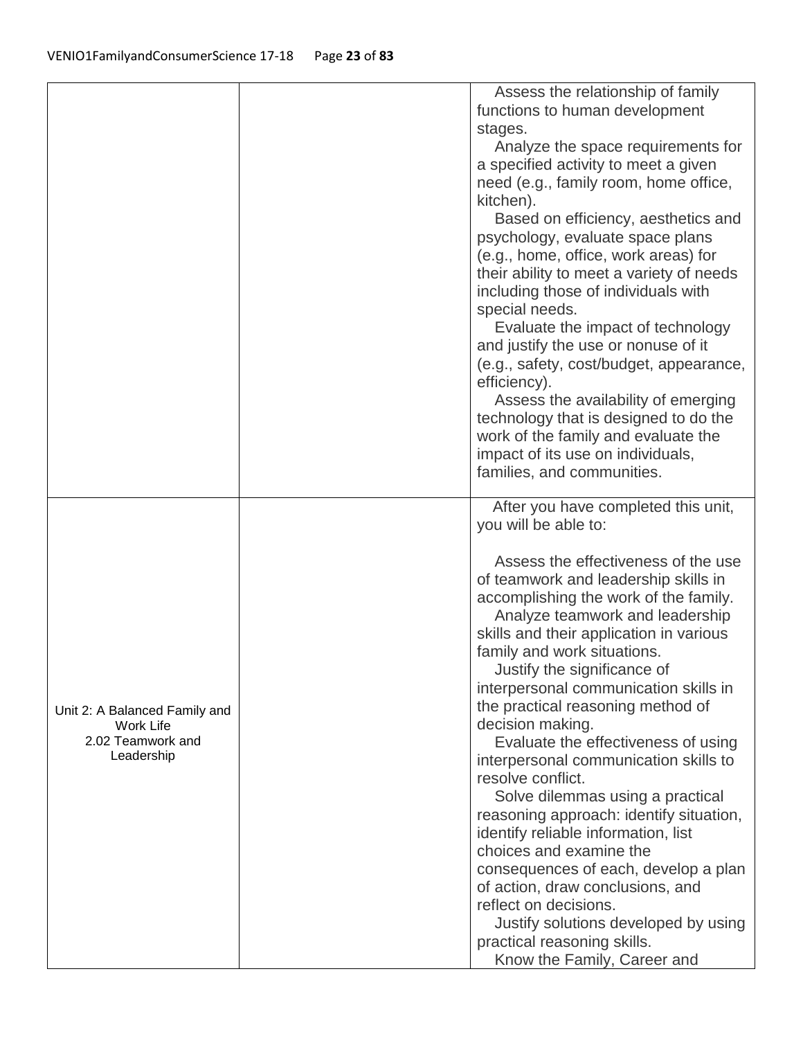| | | |
|---|---|---|
| | | Assess the relationship of family functions to human development stages.<br>Analyze the space requirements for a specified activity to meet a given need (e.g., family room, home office, kitchen).<br>Based on efficiency, aesthetics and psychology, evaluate space plans (e.g., home, office, work areas) for their ability to meet a variety of needs including those of individuals with special needs.<br>Evaluate the impact of technology and justify the use or nonuse of it (e.g., safety, cost/budget, appearance, efficiency).<br>Assess the availability of emerging technology that is designed to do the work of the family and evaluate the impact of its use on individuals, families, and communities. |
| Unit 2: A Balanced Family and Work Life<br>2.02 Teamwork and Leadership | | After you have completed this unit, you will be able to:<br><br>Assess the effectiveness of the use of teamwork and leadership skills in accomplishing the work of the family.<br>Analyze teamwork and leadership skills and their application in various family and work situations.<br>Justify the significance of interpersonal communication skills in the practical reasoning method of decision making.<br>Evaluate the effectiveness of using interpersonal communication skills to resolve conflict.<br>Solve dilemmas using a practical reasoning approach: identify situation, identify reliable information, list choices and examine the consequences of each, develop a plan of action, draw conclusions, and reflect on decisions.<br>Justify solutions developed by using practical reasoning skills.<br>Know the Family, Career and |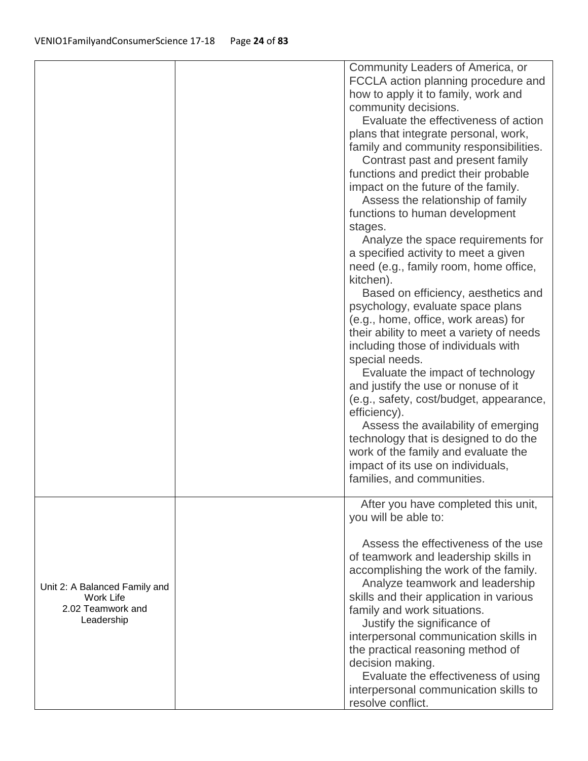| | | |
|---|---|---|
| | | Community Leaders of America, or FCCLA action planning procedure and how to apply it to family, work and community decisions.<br>Evaluate the effectiveness of action plans that integrate personal, work, family and community responsibilities.<br>Contrast past and present family functions and predict their probable impact on the future of the family.<br>Assess the relationship of family functions to human development stages.<br>Analyze the space requirements for a specified activity to meet a given need (e.g., family room, home office, kitchen).<br>Based on efficiency, aesthetics and psychology, evaluate space plans (e.g., home, office, work areas) for their ability to meet a variety of needs including those of individuals with special needs.<br>Evaluate the impact of technology and justify the use or nonuse of it (e.g., safety, cost/budget, appearance, efficiency).<br>Assess the availability of emerging technology that is designed to do the work of the family and evaluate the impact of its use on individuals, families, and communities. |
| Unit 2: A Balanced Family and Work Life<br>2.02 Teamwork and Leadership | | After you have completed this unit, you will be able to:<br><br>Assess the effectiveness of the use of teamwork and leadership skills in accomplishing the work of the family.<br>Analyze teamwork and leadership skills and their application in various family and work situations.<br>Justify the significance of interpersonal communication skills in the practical reasoning method of decision making.<br>Evaluate the effectiveness of using interpersonal communication skills to resolve conflict. |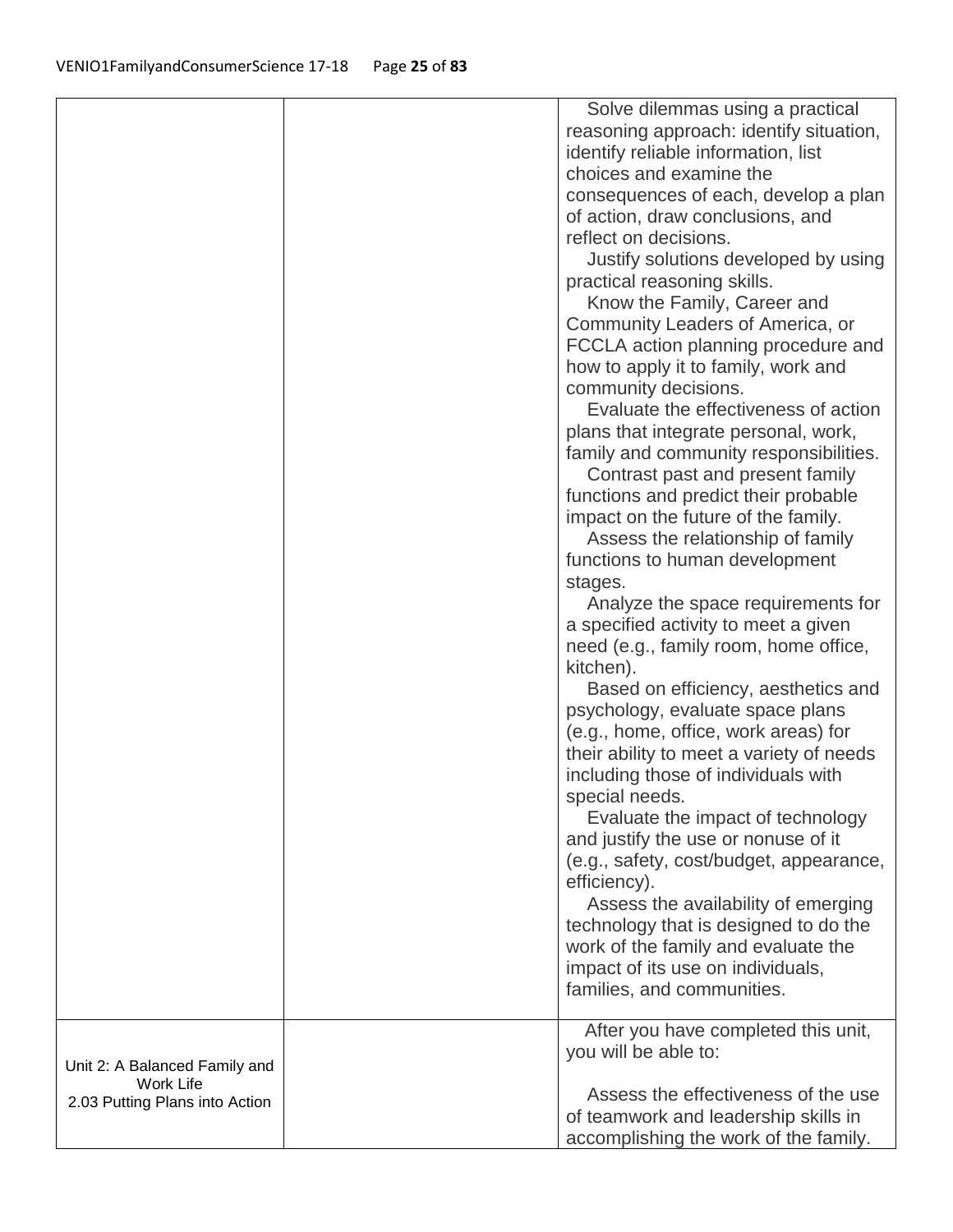| | | |
|---|---|---|
| | | Solve dilemmas using a practical reasoning approach: identify situation, identify reliable information, list choices and examine the consequences of each, develop a plan of action, draw conclusions, and reflect on decisions.<br>Justify solutions developed by using practical reasoning skills.<br>Know the Family, Career and Community Leaders of America, or FCCLA action planning procedure and how to apply it to family, work and community decisions.<br>Evaluate the effectiveness of action plans that integrate personal, work, family and community responsibilities.<br>Contrast past and present family functions and predict their probable impact on the future of the family.<br>Assess the relationship of family functions to human development stages.<br>Analyze the space requirements for a specified activity to meet a given need (e.g., family room, home office, kitchen).<br>Based on efficiency, aesthetics and psychology, evaluate space plans (e.g., home, office, work areas) for their ability to meet a variety of needs including those of individuals with special needs.<br>Evaluate the impact of technology and justify the use or nonuse of it (e.g., safety, cost/budget, appearance, efficiency).<br>Assess the availability of emerging technology that is designed to do the work of the family and evaluate the impact of its use on individuals, families, and communities. |
| Unit 2: A Balanced Family and Work Life<br>2.03 Putting Plans into Action | | After you have completed this unit, you will be able to:<br><br>Assess the effectiveness of the use of teamwork and leadership skills in accomplishing the work of the family. |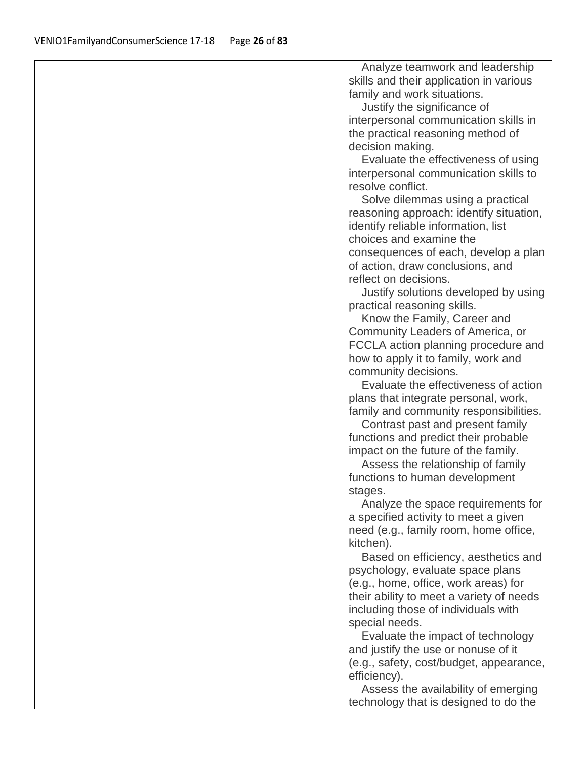| | | |
|---|---|---|
| | | Analyze teamwork and leadership skills and their application in various family and work situations.<br>Justify the significance of interpersonal communication skills in the practical reasoning method of decision making.<br>Evaluate the effectiveness of using interpersonal communication skills to resolve conflict.<br>Solve dilemmas using a practical reasoning approach: identify situation, identify reliable information, list choices and examine the consequences of each, develop a plan of action, draw conclusions, and reflect on decisions.<br>Justify solutions developed by using practical reasoning skills.<br>Know the Family, Career and Community Leaders of America, or FCCLA action planning procedure and how to apply it to family, work and community decisions.<br>Evaluate the effectiveness of action plans that integrate personal, work, family and community responsibilities.<br>Contrast past and present family functions and predict their probable impact on the future of the family.<br>Assess the relationship of family functions to human development stages.<br>Analyze the space requirements for a specified activity to meet a given need (e.g., family room, home office, kitchen).<br>Based on efficiency, aesthetics and psychology, evaluate space plans (e.g., home, office, work areas) for their ability to meet a variety of needs including those of individuals with special needs.<br>Evaluate the impact of technology and justify the use or nonuse of it (e.g., safety, cost/budget, appearance, efficiency).<br>Assess the availability of emerging technology that is designed to do the |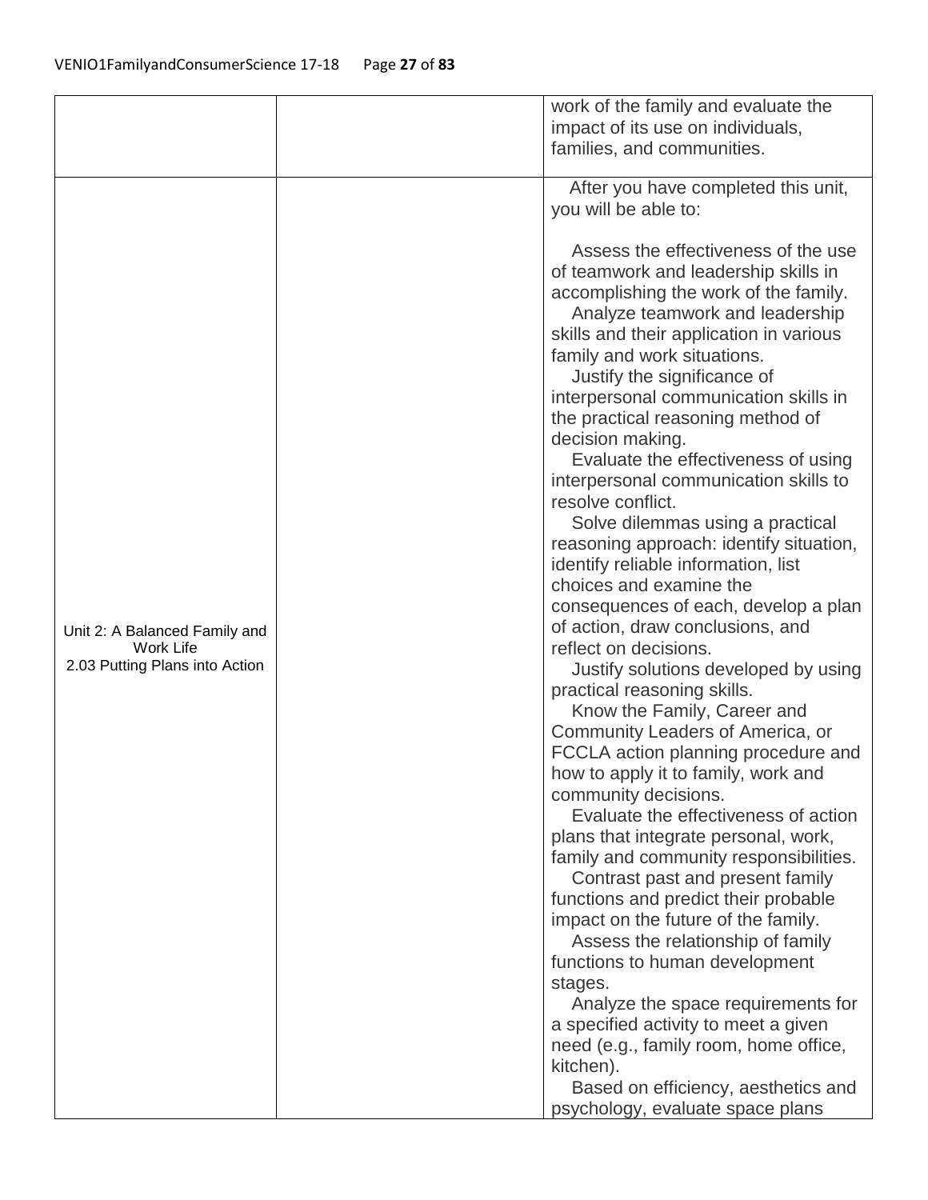| | | |
|---|---|---|
| | | work of the family and evaluate the impact of its use on individuals, families, and communities. |
| Unit 2: A Balanced Family and Work Life<br>2.03 Putting Plans into Action | | After you have completed this unit, you will be able to:<br><br>Assess the effectiveness of the use of teamwork and leadership skills in accomplishing the work of the family.<br>Analyze teamwork and leadership skills and their application in various family and work situations.<br>Justify the significance of interpersonal communication skills in the practical reasoning method of decision making.<br>Evaluate the effectiveness of using interpersonal communication skills to resolve conflict.<br>Solve dilemmas using a practical reasoning approach: identify situation, identify reliable information, list choices and examine the consequences of each, develop a plan of action, draw conclusions, and reflect on decisions.<br>Justify solutions developed by using practical reasoning skills.<br>Know the Family, Career and Community Leaders of America, or FCCLA action planning procedure and how to apply it to family, work and community decisions.<br>Evaluate the effectiveness of action plans that integrate personal, work, family and community responsibilities.<br>Contrast past and present family functions and predict their probable impact on the future of the family.<br>Assess the relationship of family functions to human development stages.<br>Analyze the space requirements for a specified activity to meet a given need (e.g., family room, home office, kitchen).<br>Based on efficiency, aesthetics and psychology, evaluate space plans |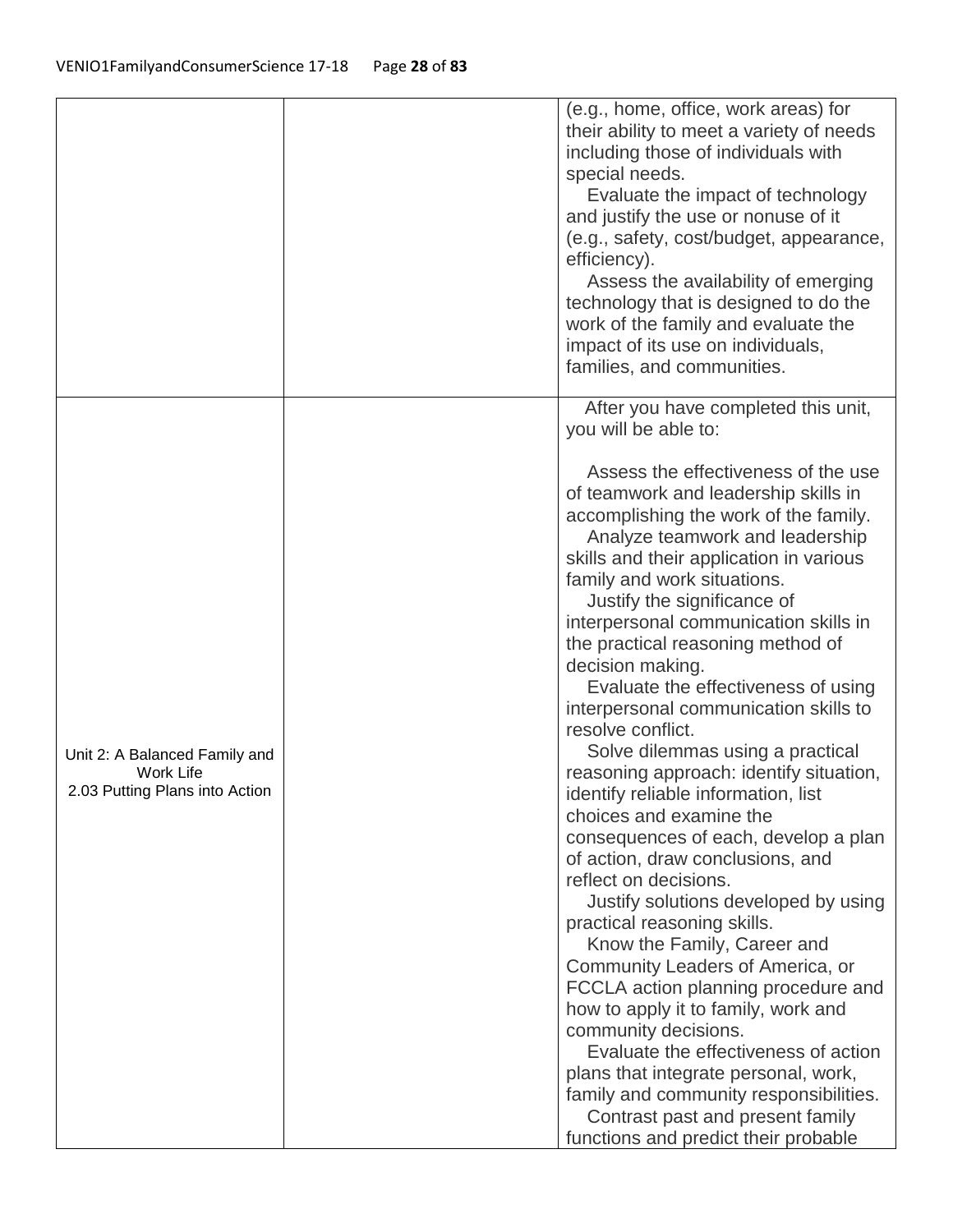| | | |
|---|---|---|
| | | (e.g., home, office, work areas) for their ability to meet a variety of needs including those of individuals with special needs.<br>Evaluate the impact of technology and justify the use or nonuse of it (e.g., safety, cost/budget, appearance, efficiency).<br>Assess the availability of emerging technology that is designed to do the work of the family and evaluate the impact of its use on individuals, families, and communities. |
| Unit 2: A Balanced Family and Work Life<br>2.03 Putting Plans into Action | | After you have completed this unit, you will be able to:<br><br>Assess the effectiveness of the use of teamwork and leadership skills in accomplishing the work of the family.<br>Analyze teamwork and leadership skills and their application in various family and work situations.<br>Justify the significance of interpersonal communication skills in the practical reasoning method of decision making.<br>Evaluate the effectiveness of using interpersonal communication skills to resolve conflict.<br>Solve dilemmas using a practical reasoning approach: identify situation, identify reliable information, list choices and examine the consequences of each, develop a plan of action, draw conclusions, and reflect on decisions.<br>Justify solutions developed by using practical reasoning skills.<br>Know the Family, Career and Community Leaders of America, or FCCLA action planning procedure and how to apply it to family, work and community decisions.<br>Evaluate the effectiveness of action plans that integrate personal, work, family and community responsibilities.<br>Contrast past and present family functions and predict their probable |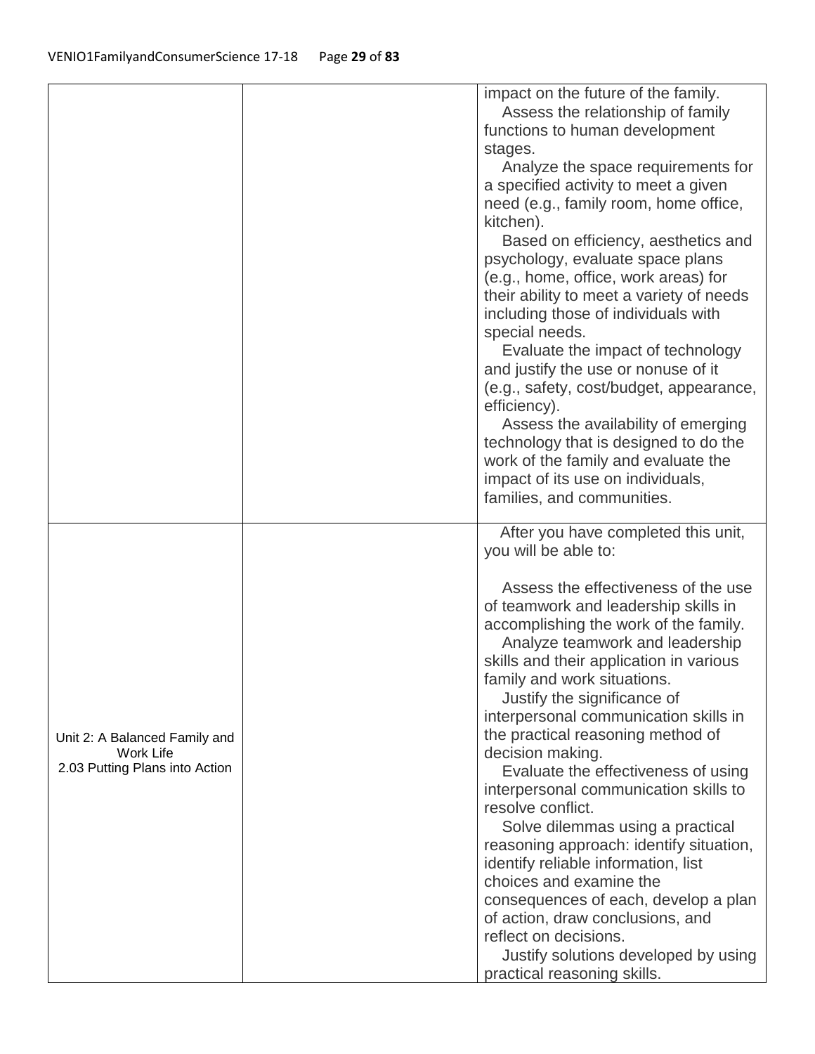| | | |
|---|---|---|
| | | impact on the future of the family.<br>Assess the relationship of family functions to human development stages.<br>Analyze the space requirements for a specified activity to meet a given need (e.g., family room, home office, kitchen).<br>Based on efficiency, aesthetics and psychology, evaluate space plans (e.g., home, office, work areas) for their ability to meet a variety of needs including those of individuals with special needs.<br>Evaluate the impact of technology and justify the use or nonuse of it (e.g., safety, cost/budget, appearance, efficiency).<br>Assess the availability of emerging technology that is designed to do the work of the family and evaluate the impact of its use on individuals, families, and communities. |
| Unit 2: A Balanced Family and Work Life<br>2.03 Putting Plans into Action | | After you have completed this unit, you will be able to:<br><br>Assess the effectiveness of the use of teamwork and leadership skills in accomplishing the work of the family.<br>Analyze teamwork and leadership skills and their application in various family and work situations.<br>Justify the significance of interpersonal communication skills in the practical reasoning method of decision making.<br>Evaluate the effectiveness of using interpersonal communication skills to resolve conflict.<br>Solve dilemmas using a practical reasoning approach: identify situation, identify reliable information, list choices and examine the consequences of each, develop a plan of action, draw conclusions, and reflect on decisions.<br>Justify solutions developed by using practical reasoning skills. |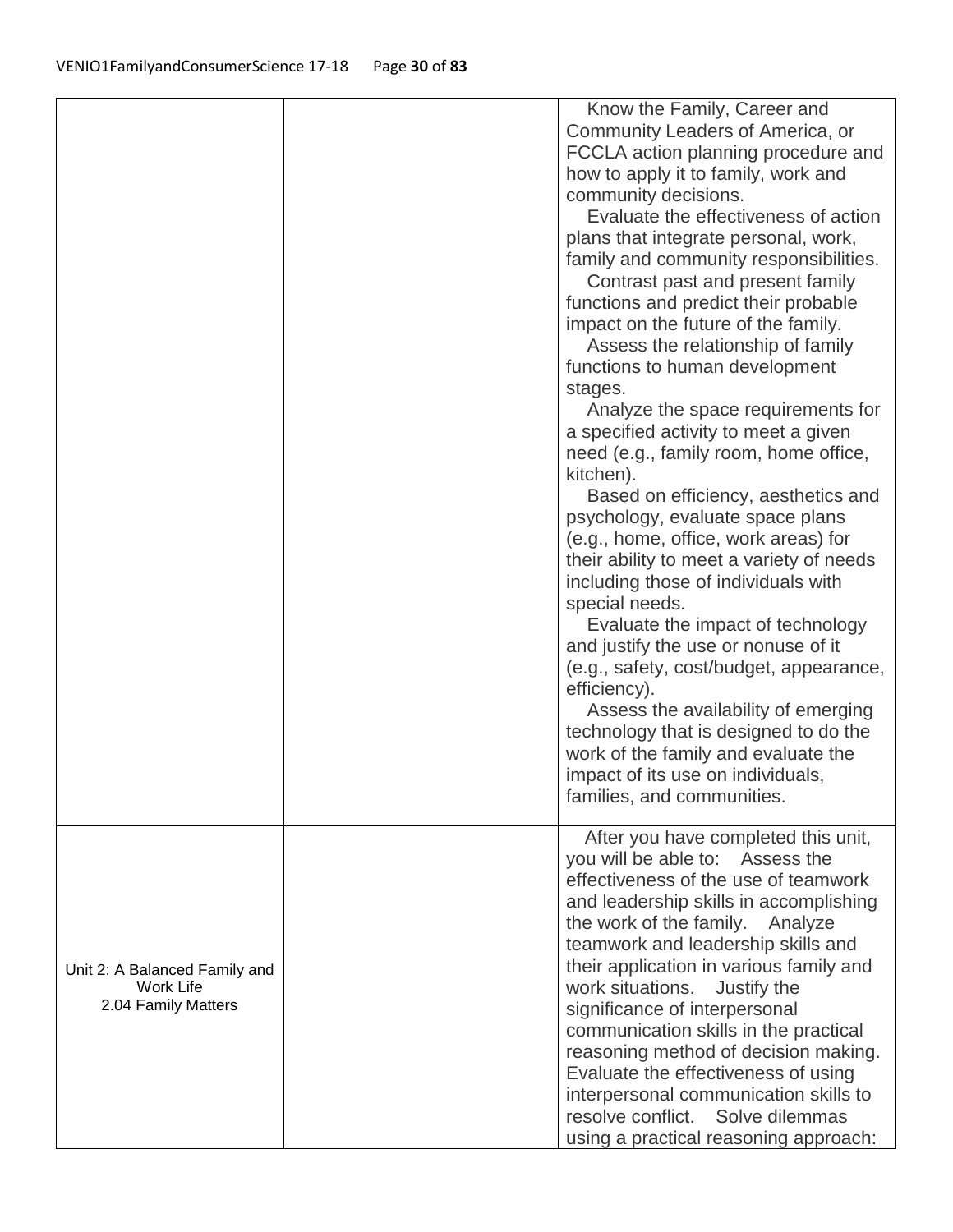| | | |
|---|---|---|
| | | Know the Family, Career and Community Leaders of America, or FCCLA action planning procedure and how to apply it to family, work and community decisions. Evaluate the effectiveness of action plans that integrate personal, work, family and community responsibilities. Contrast past and present family functions and predict their probable impact on the future of the family. Assess the relationship of family functions to human development stages. Analyze the space requirements for a specified activity to meet a given need (e.g., family room, home office, kitchen). Based on efficiency, aesthetics and psychology, evaluate space plans (e.g., home, office, work areas) for their ability to meet a variety of needs including those of individuals with special needs. Evaluate the impact of technology and justify the use or nonuse of it (e.g., safety, cost/budget, appearance, efficiency). Assess the availability of emerging technology that is designed to do the work of the family and evaluate the impact of its use on individuals, families, and communities. |
| Unit 2: A Balanced Family and Work Life 2.04 Family Matters | | After you have completed this unit, you will be able to: Assess the effectiveness of the use of teamwork and leadership skills in accomplishing the work of the family. Analyze teamwork and leadership skills and their application in various family and work situations. Justify the significance of interpersonal communication skills in the practical reasoning method of decision making. Evaluate the effectiveness of using interpersonal communication skills to resolve conflict. Solve dilemmas using a practical reasoning approach: |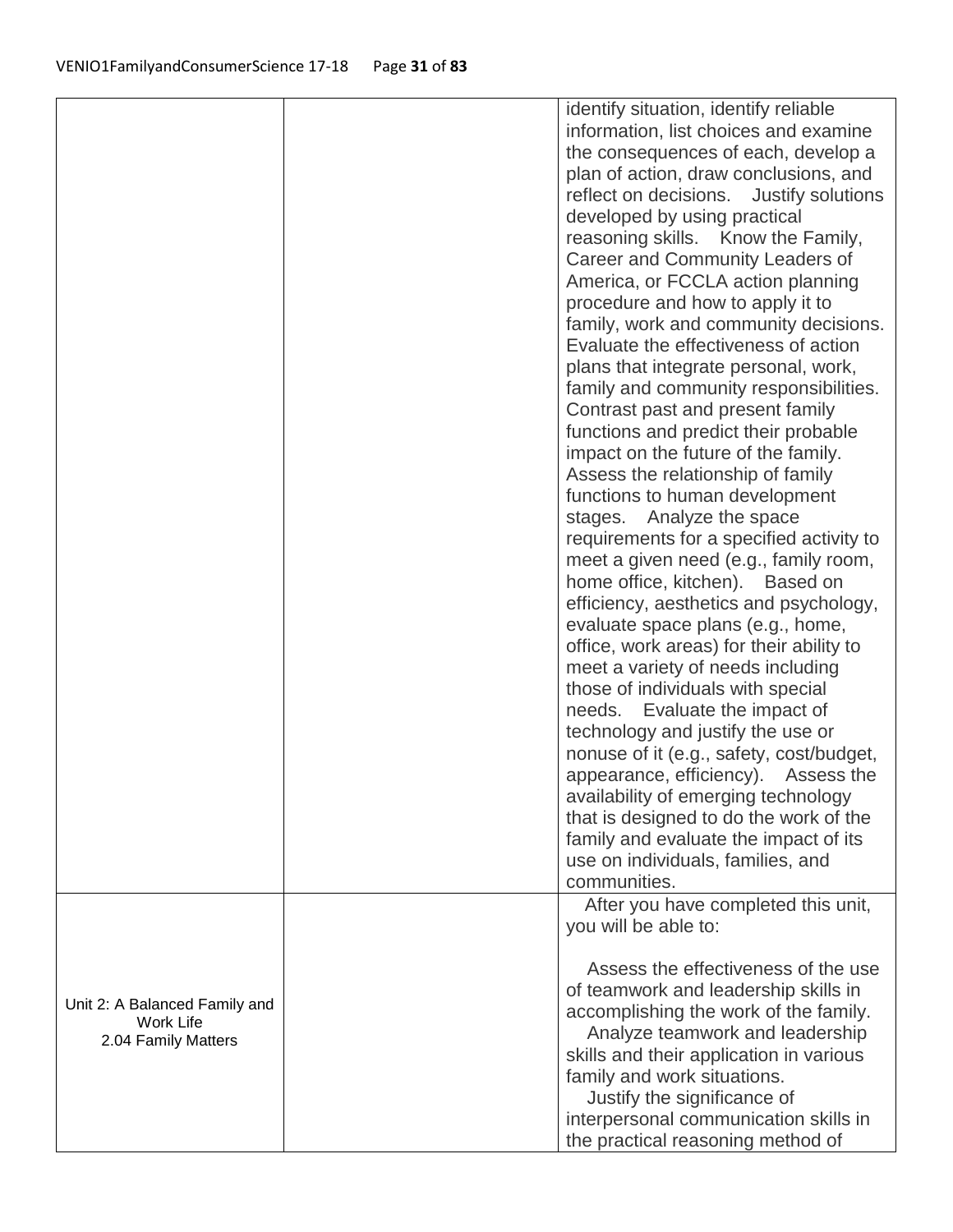|  |  |  |
|---|---|---|
|  |  | identify situation, identify reliable information, list choices and examine the consequences of each, develop a plan of action, draw conclusions, and reflect on decisions. Justify solutions developed by using practical reasoning skills. Know the Family, Career and Community Leaders of America, or FCCLA action planning procedure and how to apply it to family, work and community decisions. Evaluate the effectiveness of action plans that integrate personal, work, family and community responsibilities. Contrast past and present family functions and predict their probable impact on the future of the family. Assess the relationship of family functions to human development stages. Analyze the space requirements for a specified activity to meet a given need (e.g., family room, home office, kitchen). Based on efficiency, aesthetics and psychology, evaluate space plans (e.g., home, office, work areas) for their ability to meet a variety of needs including those of individuals with special needs. Evaluate the impact of technology and justify the use or nonuse of it (e.g., safety, cost/budget, appearance, efficiency). Assess the availability of emerging technology that is designed to do the work of the family and evaluate the impact of its use on individuals, families, and communities. |
| Unit 2: A Balanced Family and Work Life<br>2.04 Family Matters |  | After you have completed this unit, you will be able to:<br><br>Assess the effectiveness of the use of teamwork and leadership skills in accomplishing the work of the family.<br>Analyze teamwork and leadership skills and their application in various family and work situations.<br>Justify the significance of interpersonal communication skills in the practical reasoning method of |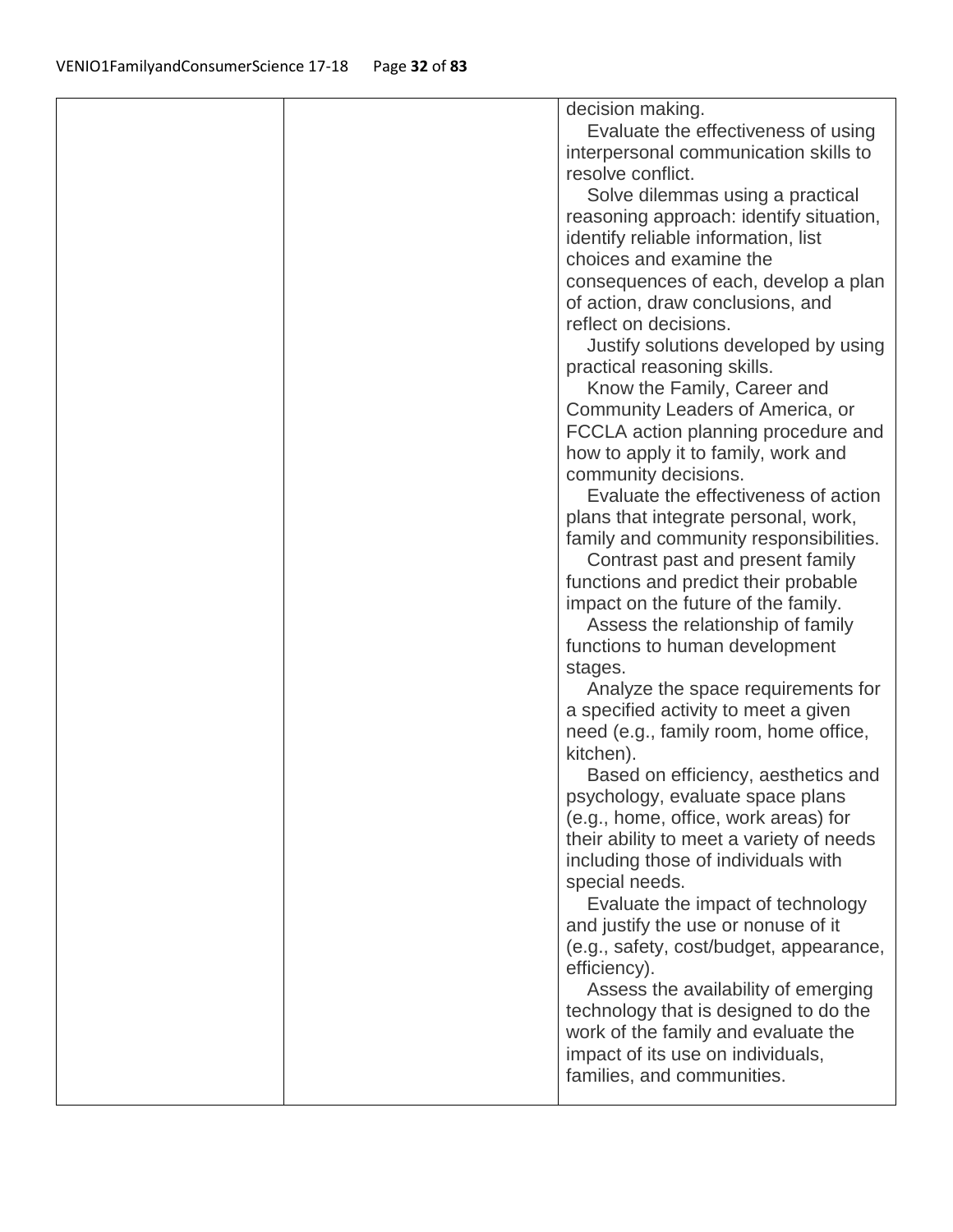| | | |
|---|---|---|
| | | decision making.<br>Evaluate the effectiveness of using interpersonal communication skills to resolve conflict.<br>Solve dilemmas using a practical reasoning approach: identify situation, identify reliable information, list choices and examine the consequences of each, develop a plan of action, draw conclusions, and reflect on decisions.<br>Justify solutions developed by using practical reasoning skills.<br>Know the Family, Career and Community Leaders of America, or FCCLA action planning procedure and how to apply it to family, work and community decisions.<br>Evaluate the effectiveness of action plans that integrate personal, work, family and community responsibilities.<br>Contrast past and present family functions and predict their probable impact on the future of the family.<br>Assess the relationship of family functions to human development stages.<br>Analyze the space requirements for a specified activity to meet a given need (e.g., family room, home office, kitchen).<br>Based on efficiency, aesthetics and psychology, evaluate space plans (e.g., home, office, work areas) for their ability to meet a variety of needs including those of individuals with special needs.<br>Evaluate the impact of technology and justify the use or nonuse of it (e.g., safety, cost/budget, appearance, efficiency).<br>Assess the availability of emerging technology that is designed to do the work of the family and evaluate the impact of its use on individuals, families, and communities. |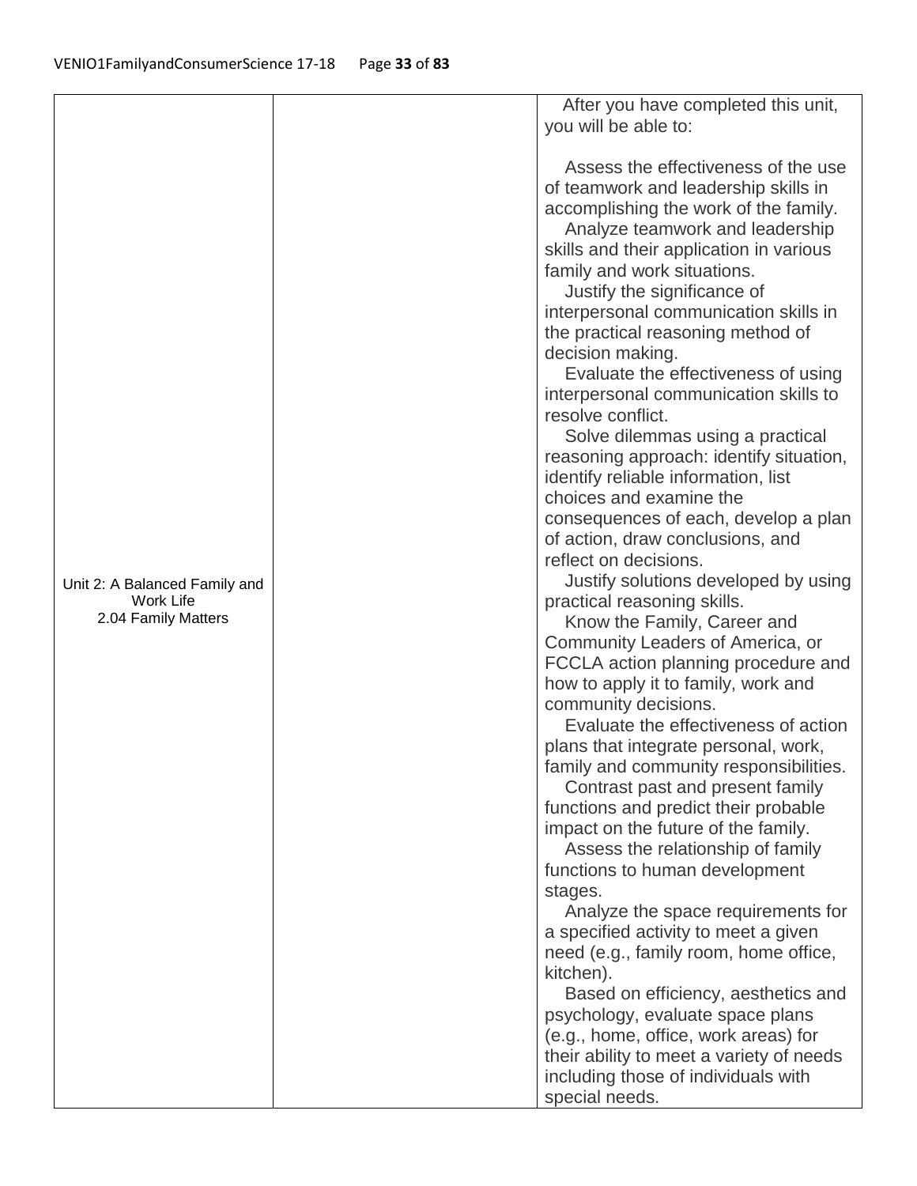| Unit 2: A Balanced Family and Work Life<br>2.04 Family Matters | | After you have completed this unit, you will be able to:<br><br>Assess the effectiveness of the use of teamwork and leadership skills in accomplishing the work of the family.<br>Analyze teamwork and leadership skills and their application in various family and work situations.<br>Justify the significance of interpersonal communication skills in the practical reasoning method of decision making.<br>Evaluate the effectiveness of using interpersonal communication skills to resolve conflict.<br>Solve dilemmas using a practical reasoning approach: identify situation, identify reliable information, list choices and examine the consequences of each, develop a plan of action, draw conclusions, and reflect on decisions.<br>Justify solutions developed by using practical reasoning skills.<br>Know the Family, Career and Community Leaders of America, or FCCLA action planning procedure and how to apply it to family, work and community decisions.<br>Evaluate the effectiveness of action plans that integrate personal, work, family and community responsibilities.<br>Contrast past and present family functions and predict their probable impact on the future of the family.<br>Assess the relationship of family functions to human development stages.<br>Analyze the space requirements for a specified activity to meet a given need (e.g., family room, home office, kitchen).<br>Based on efficiency, aesthetics and psychology, evaluate space plans (e.g., home, office, work areas) for their ability to meet a variety of needs including those of individuals with special needs. |
|---|---|---|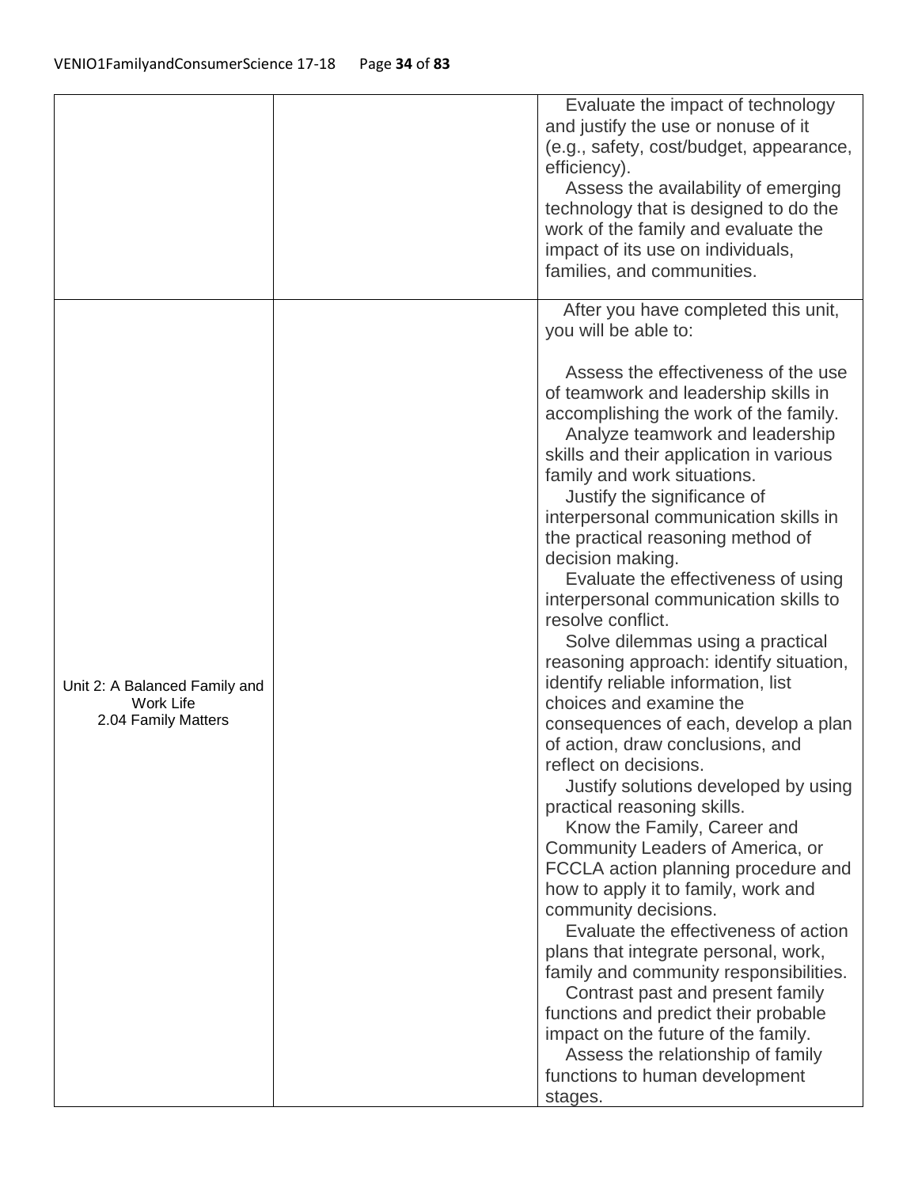| | | |
|---|---|---|
| | | Evaluate the impact of technology and justify the use or nonuse of it (e.g., safety, cost/budget, appearance, efficiency).<br>Assess the availability of emerging technology that is designed to do the work of the family and evaluate the impact of its use on individuals, families, and communities. |
| Unit 2: A Balanced Family and Work Life<br>2.04 Family Matters | | After you have completed this unit, you will be able to:<br><br>Assess the effectiveness of the use of teamwork and leadership skills in accomplishing the work of the family.<br>Analyze teamwork and leadership skills and their application in various family and work situations.<br>Justify the significance of interpersonal communication skills in the practical reasoning method of decision making.<br>Evaluate the effectiveness of using interpersonal communication skills to resolve conflict.<br>Solve dilemmas using a practical reasoning approach: identify situation, identify reliable information, list choices and examine the consequences of each, develop a plan of action, draw conclusions, and reflect on decisions.<br>Justify solutions developed by using practical reasoning skills.<br>Know the Family, Career and Community Leaders of America, or FCCLA action planning procedure and how to apply it to family, work and community decisions.<br>Evaluate the effectiveness of action plans that integrate personal, work, family and community responsibilities.<br>Contrast past and present family functions and predict their probable impact on the future of the family.<br>Assess the relationship of family functions to human development stages. |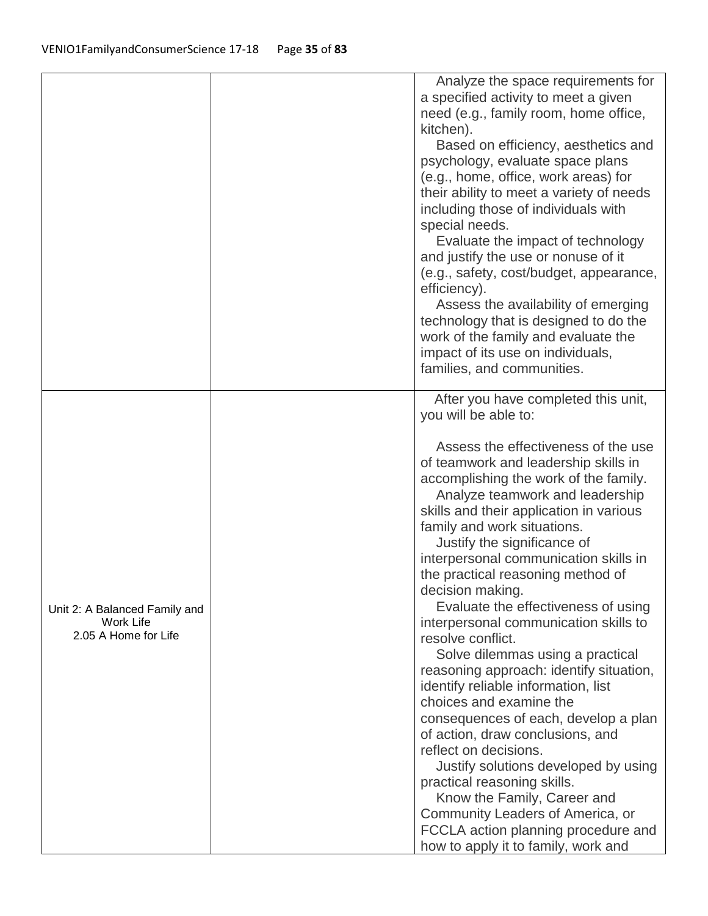| | | |
|---|---|---|
| | | Analyze the space requirements for a specified activity to meet a given need (e.g., family room, home office, kitchen).<br>Based on efficiency, aesthetics and psychology, evaluate space plans (e.g., home, office, work areas) for their ability to meet a variety of needs including those of individuals with special needs.<br>Evaluate the impact of technology and justify the use or nonuse of it (e.g., safety, cost/budget, appearance, efficiency).<br>Assess the availability of emerging technology that is designed to do the work of the family and evaluate the impact of its use on individuals, families, and communities. |
| Unit 2: A Balanced Family and Work Life<br>2.05 A Home for Life | | After you have completed this unit, you will be able to:<br><br>Assess the effectiveness of the use of teamwork and leadership skills in accomplishing the work of the family.<br>Analyze teamwork and leadership skills and their application in various family and work situations.<br>Justify the significance of interpersonal communication skills in the practical reasoning method of decision making.<br>Evaluate the effectiveness of using interpersonal communication skills to resolve conflict.<br>Solve dilemmas using a practical reasoning approach: identify situation, identify reliable information, list choices and examine the consequences of each, develop a plan of action, draw conclusions, and reflect on decisions.<br>Justify solutions developed by using practical reasoning skills.<br>Know the Family, Career and Community Leaders of America, or FCCLA action planning procedure and how to apply it to family, work and |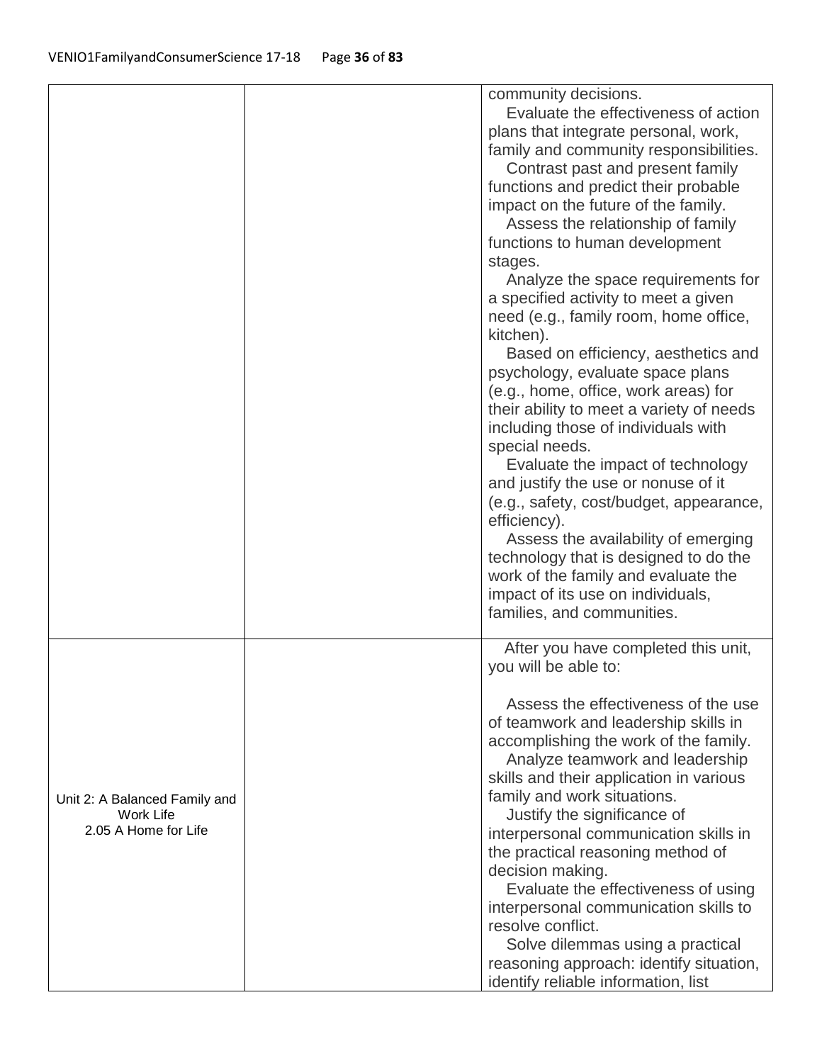| | | |
|---|---|---|
| | | community decisions.<br>Evaluate the effectiveness of action plans that integrate personal, work, family and community responsibilities.<br>Contrast past and present family functions and predict their probable impact on the future of the family.<br>Assess the relationship of family functions to human development stages.<br>Analyze the space requirements for a specified activity to meet a given need (e.g., family room, home office, kitchen).<br>Based on efficiency, aesthetics and psychology, evaluate space plans (e.g., home, office, work areas) for their ability to meet a variety of needs including those of individuals with special needs.<br>Evaluate the impact of technology and justify the use or nonuse of it (e.g., safety, cost/budget, appearance, efficiency).<br>Assess the availability of emerging technology that is designed to do the work of the family and evaluate the impact of its use on individuals, families, and communities. |
| Unit 2: A Balanced Family and Work Life<br>2.05 A Home for Life | | After you have completed this unit, you will be able to:<br><br>Assess the effectiveness of the use of teamwork and leadership skills in accomplishing the work of the family.<br>Analyze teamwork and leadership skills and their application in various family and work situations.<br>Justify the significance of interpersonal communication skills in the practical reasoning method of decision making.<br>Evaluate the effectiveness of using interpersonal communication skills to resolve conflict.<br>Solve dilemmas using a practical reasoning approach: identify situation, identify reliable information, list |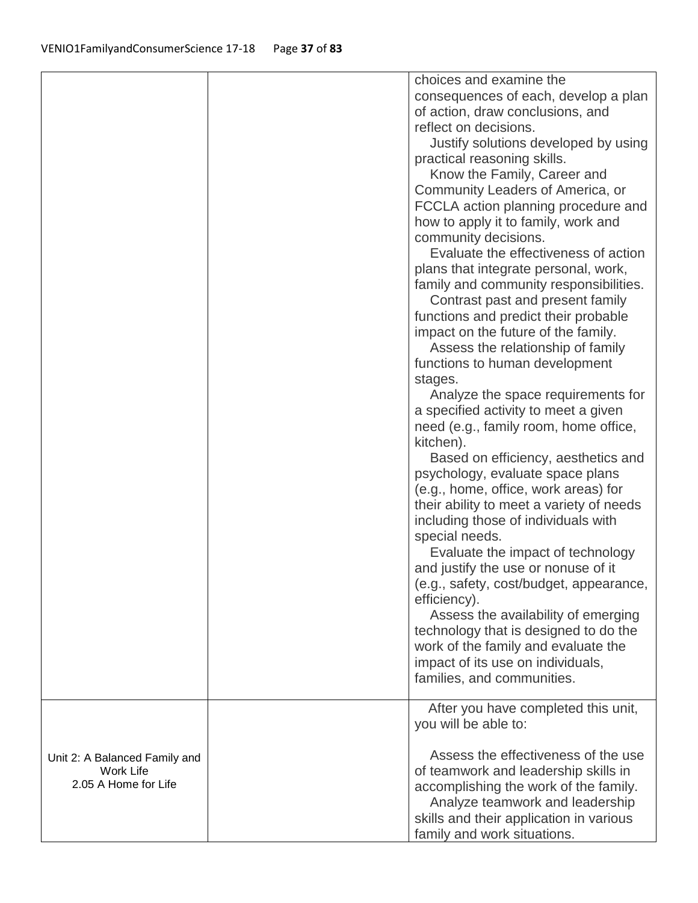| | | |
|---|---|---|
| | | choices and examine the consequences of each, develop a plan of action, draw conclusions, and reflect on decisions.<br>Justify solutions developed by using practical reasoning skills.<br>Know the Family, Career and Community Leaders of America, or FCCLA action planning procedure and how to apply it to family, work and community decisions.<br>Evaluate the effectiveness of action plans that integrate personal, work, family and community responsibilities.<br>Contrast past and present family functions and predict their probable impact on the future of the family.<br>Assess the relationship of family functions to human development stages.<br>Analyze the space requirements for a specified activity to meet a given need (e.g., family room, home office, kitchen).<br>Based on efficiency, aesthetics and psychology, evaluate space plans (e.g., home, office, work areas) for their ability to meet a variety of needs including those of individuals with special needs.<br>Evaluate the impact of technology and justify the use or nonuse of it (e.g., safety, cost/budget, appearance, efficiency).<br>Assess the availability of emerging technology that is designed to do the work of the family and evaluate the impact of its use on individuals, families, and communities. |
| Unit 2: A Balanced Family and Work Life<br>2.05 A Home for Life | | After you have completed this unit, you will be able to:<br><br>Assess the effectiveness of the use of teamwork and leadership skills in accomplishing the work of the family.<br>Analyze teamwork and leadership skills and their application in various family and work situations. |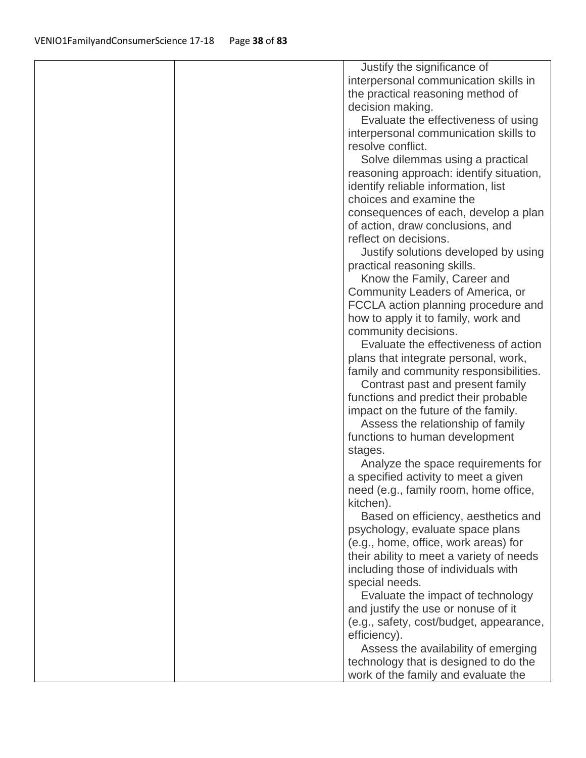| | | |
|---|---|---|
| | | Justify the significance of interpersonal communication skills in the practical reasoning method of decision making.<br>Evaluate the effectiveness of using interpersonal communication skills to resolve conflict.<br>Solve dilemmas using a practical reasoning approach: identify situation, identify reliable information, list choices and examine the consequences of each, develop a plan of action, draw conclusions, and reflect on decisions.<br>Justify solutions developed by using practical reasoning skills.<br>Know the Family, Career and Community Leaders of America, or FCCLA action planning procedure and how to apply it to family, work and community decisions.<br>Evaluate the effectiveness of action plans that integrate personal, work, family and community responsibilities.<br>Contrast past and present family functions and predict their probable impact on the future of the family.<br>Assess the relationship of family functions to human development stages.<br>Analyze the space requirements for a specified activity to meet a given need (e.g., family room, home office, kitchen).<br>Based on efficiency, aesthetics and psychology, evaluate space plans (e.g., home, office, work areas) for their ability to meet a variety of needs including those of individuals with special needs.<br>Evaluate the impact of technology and justify the use or nonuse of it (e.g., safety, cost/budget, appearance, efficiency).<br>Assess the availability of emerging technology that is designed to do the work of the family and evaluate the |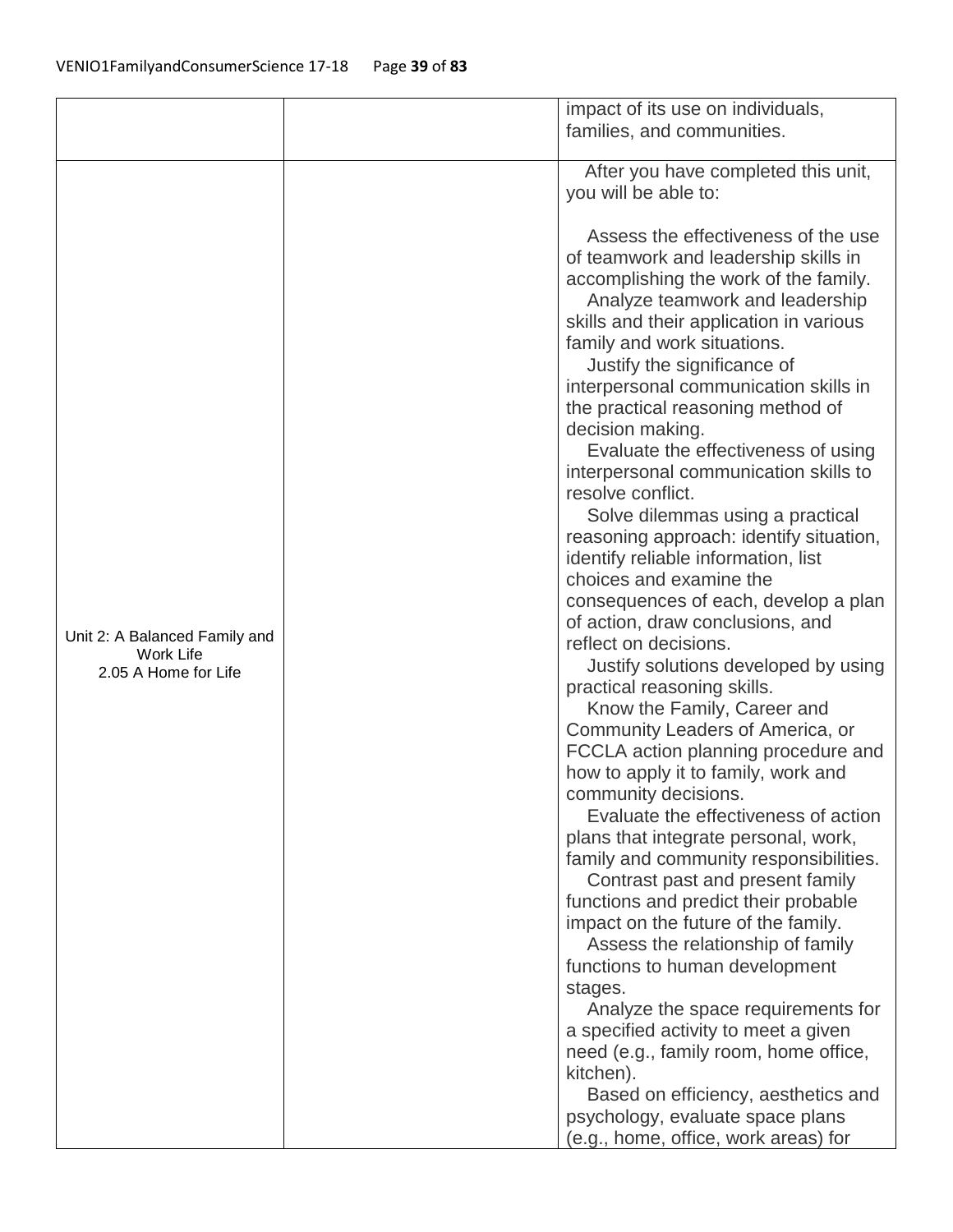|  |  |  |
|---|---|---|
|  |  | impact of its use on individuals, families, and communities. |
| Unit 2: A Balanced Family and Work Life<br>2.05 A Home for Life |  | After you have completed this unit, you will be able to:<br><br>Assess the effectiveness of the use of teamwork and leadership skills in accomplishing the work of the family.<br>Analyze teamwork and leadership skills and their application in various family and work situations.<br>Justify the significance of interpersonal communication skills in the practical reasoning method of decision making.<br>Evaluate the effectiveness of using interpersonal communication skills to resolve conflict.<br>Solve dilemmas using a practical reasoning approach: identify situation, identify reliable information, list choices and examine the consequences of each, develop a plan of action, draw conclusions, and reflect on decisions.<br>Justify solutions developed by using practical reasoning skills.<br>Know the Family, Career and Community Leaders of America, or FCCLA action planning procedure and how to apply it to family, work and community decisions.<br>Evaluate the effectiveness of action plans that integrate personal, work, family and community responsibilities.<br>Contrast past and present family functions and predict their probable impact on the future of the family.<br>Assess the relationship of family functions to human development stages.<br>Analyze the space requirements for a specified activity to meet a given need (e.g., family room, home office, kitchen).<br>Based on efficiency, aesthetics and psychology, evaluate space plans (e.g., home, office, work areas) for |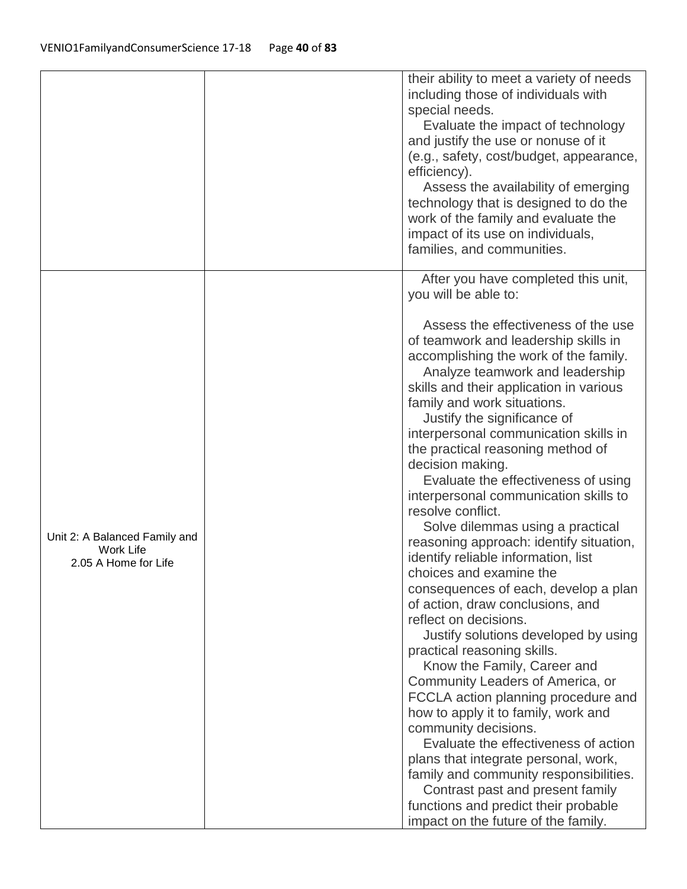| | | |
|---|---|---|
| | | their ability to meet a variety of needs including those of individuals with special needs.<br>Evaluate the impact of technology and justify the use or nonuse of it (e.g., safety, cost/budget, appearance, efficiency).<br>Assess the availability of emerging technology that is designed to do the work of the family and evaluate the impact of its use on individuals, families, and communities. |
| Unit 2: A Balanced Family and Work Life<br>2.05 A Home for Life | | After you have completed this unit, you will be able to:<br><br>Assess the effectiveness of the use of teamwork and leadership skills in accomplishing the work of the family.<br>Analyze teamwork and leadership skills and their application in various family and work situations.<br>Justify the significance of interpersonal communication skills in the practical reasoning method of decision making.<br>Evaluate the effectiveness of using interpersonal communication skills to resolve conflict.<br>Solve dilemmas using a practical reasoning approach: identify situation, identify reliable information, list choices and examine the consequences of each, develop a plan of action, draw conclusions, and reflect on decisions.<br>Justify solutions developed by using practical reasoning skills.<br>Know the Family, Career and Community Leaders of America, or FCCLA action planning procedure and how to apply it to family, work and community decisions.<br>Evaluate the effectiveness of action plans that integrate personal, work, family and community responsibilities.<br>Contrast past and present family functions and predict their probable impact on the future of the family. |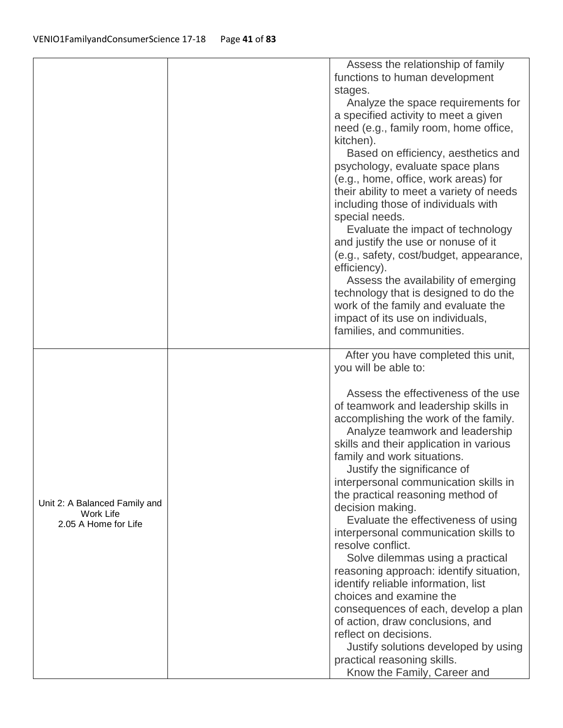| | | |
|---|---|---|
| | | Assess the relationship of family functions to human development stages.<br>Analyze the space requirements for a specified activity to meet a given need (e.g., family room, home office, kitchen).<br>Based on efficiency, aesthetics and psychology, evaluate space plans (e.g., home, office, work areas) for their ability to meet a variety of needs including those of individuals with special needs.<br>Evaluate the impact of technology and justify the use or nonuse of it (e.g., safety, cost/budget, appearance, efficiency).<br>Assess the availability of emerging technology that is designed to do the work of the family and evaluate the impact of its use on individuals, families, and communities. |
| Unit 2: A Balanced Family and Work Life<br>2.05 A Home for Life | | After you have completed this unit, you will be able to:<br><br>Assess the effectiveness of the use of teamwork and leadership skills in accomplishing the work of the family.<br>Analyze teamwork and leadership skills and their application in various family and work situations.<br>Justify the significance of interpersonal communication skills in the practical reasoning method of decision making.<br>Evaluate the effectiveness of using interpersonal communication skills to resolve conflict.<br>Solve dilemmas using a practical reasoning approach: identify situation, identify reliable information, list choices and examine the consequences of each, develop a plan of action, draw conclusions, and reflect on decisions.<br>Justify solutions developed by using practical reasoning skills.<br>Know the Family, Career and |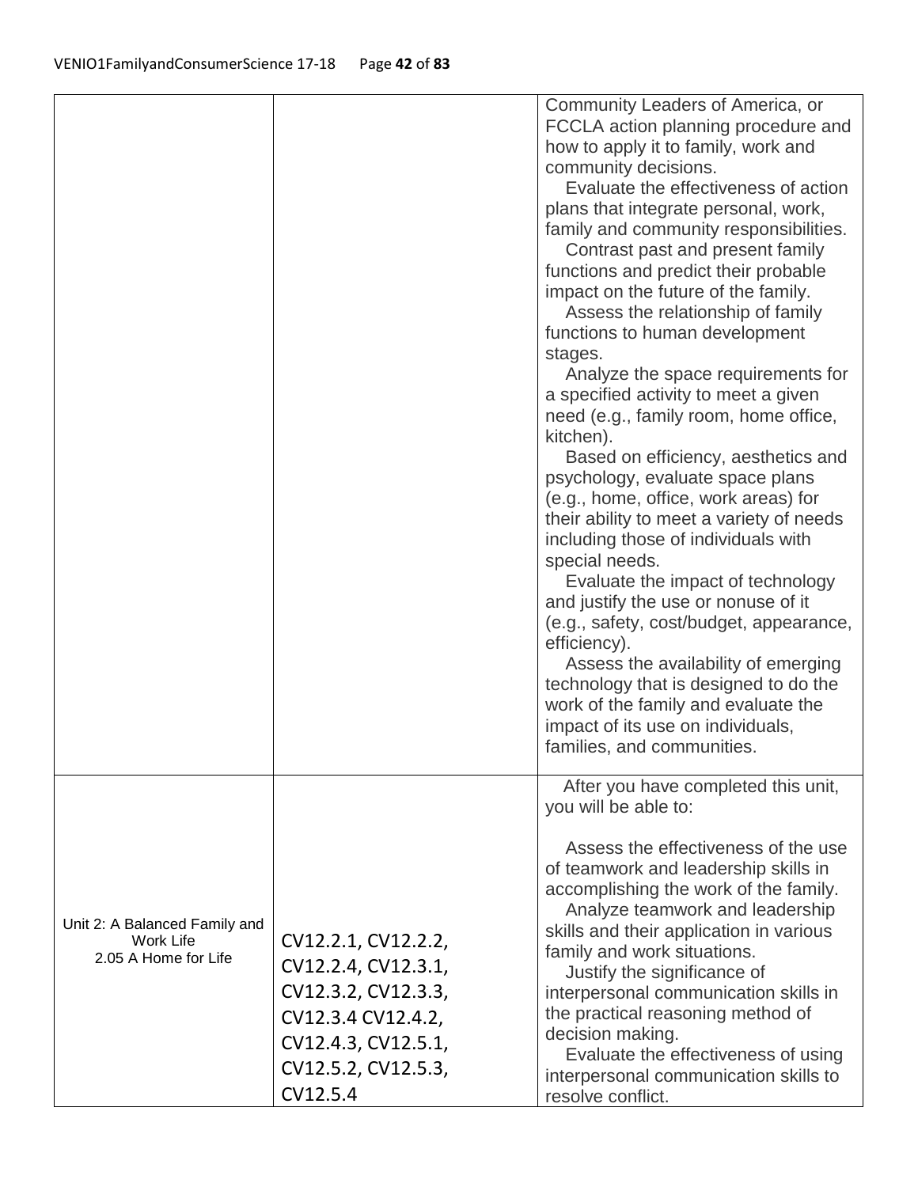| | | |
|---|---|---|
| | | Community Leaders of America, or FCCLA action planning procedure and how to apply it to family, work and community decisions.<br>Evaluate the effectiveness of action plans that integrate personal, work, family and community responsibilities.<br>Contrast past and present family functions and predict their probable impact on the future of the family.<br>Assess the relationship of family functions to human development stages.<br>Analyze the space requirements for a specified activity to meet a given need (e.g., family room, home office, kitchen).<br>Based on efficiency, aesthetics and psychology, evaluate space plans (e.g., home, office, work areas) for their ability to meet a variety of needs including those of individuals with special needs.<br>Evaluate the impact of technology and justify the use or nonuse of it (e.g., safety, cost/budget, appearance, efficiency).<br>Assess the availability of emerging technology that is designed to do the work of the family and evaluate the impact of its use on individuals, families, and communities. |
| Unit 2: A Balanced Family and Work Life<br>2.05 A Home for Life | CV12.2.1, CV12.2.2, CV12.2.4, CV12.3.1, CV12.3.2, CV12.3.3, CV12.3.4 CV12.4.2, CV12.4.3, CV12.5.1, CV12.5.2, CV12.5.3, CV12.5.4 | After you have completed this unit, you will be able to:<br><br>Assess the effectiveness of the use of teamwork and leadership skills in accomplishing the work of the family.<br>Analyze teamwork and leadership skills and their application in various family and work situations.<br>Justify the significance of interpersonal communication skills in the practical reasoning method of decision making.<br>Evaluate the effectiveness of using interpersonal communication skills to resolve conflict. |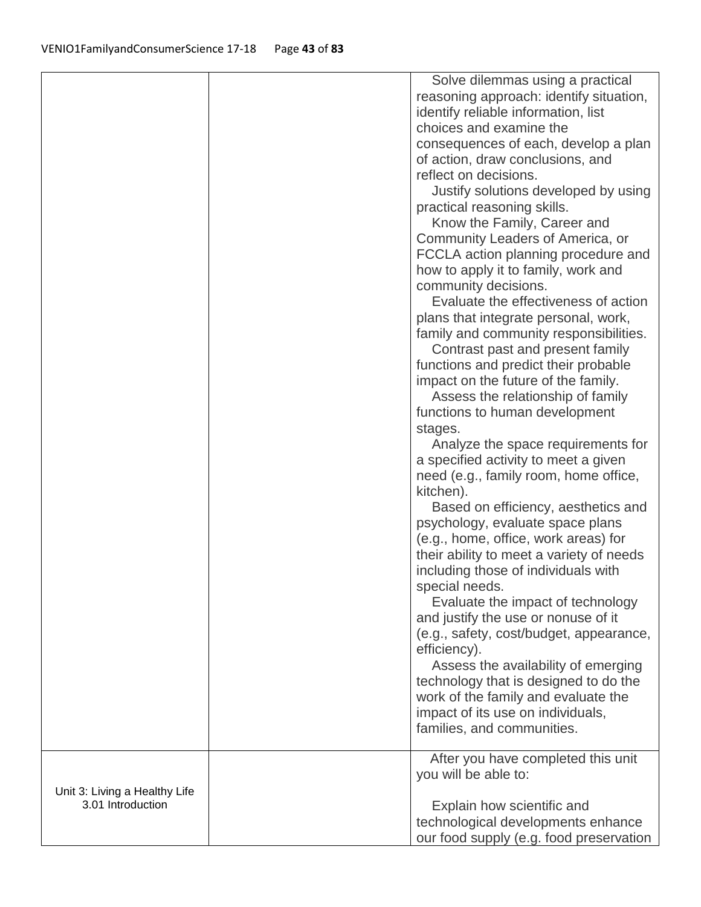| | | |
|---|---|---|
| | | Solve dilemmas using a practical reasoning approach: identify situation, identify reliable information, list choices and examine the consequences of each, develop a plan of action, draw conclusions, and reflect on decisions.<br>Justify solutions developed by using practical reasoning skills.<br>Know the Family, Career and Community Leaders of America, or FCCLA action planning procedure and how to apply it to family, work and community decisions.<br>Evaluate the effectiveness of action plans that integrate personal, work, family and community responsibilities.<br>Contrast past and present family functions and predict their probable impact on the future of the family.<br>Assess the relationship of family functions to human development stages.<br>Analyze the space requirements for a specified activity to meet a given need (e.g., family room, home office, kitchen).<br>Based on efficiency, aesthetics and psychology, evaluate space plans (e.g., home, office, work areas) for their ability to meet a variety of needs including those of individuals with special needs.<br>Evaluate the impact of technology and justify the use or nonuse of it (e.g., safety, cost/budget, appearance, efficiency).<br>Assess the availability of emerging technology that is designed to do the work of the family and evaluate the impact of its use on individuals, families, and communities. |
| Unit 3: Living a Healthy Life<br>3.01 Introduction | | After you have completed this unit you will be able to:<br><br>Explain how scientific and technological developments enhance our food supply (e.g. food preservation |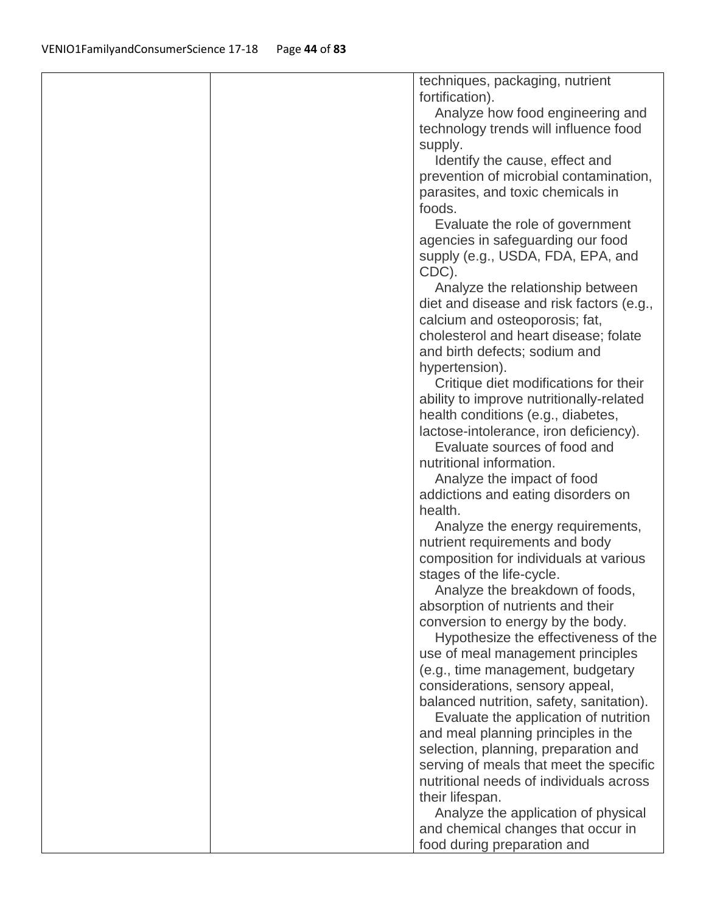|  |  | techniques, packaging, nutrient fortification).<br>Analyze how food engineering and technology trends will influence food supply.<br>Identify the cause, effect and prevention of microbial contamination, parasites, and toxic chemicals in foods.<br>Evaluate the role of government agencies in safeguarding our food supply (e.g., USDA, FDA, EPA, and CDC).<br>Analyze the relationship between diet and disease and risk factors (e.g., calcium and osteoporosis; fat, cholesterol and heart disease; folate and birth defects; sodium and hypertension).<br>Critique diet modifications for their ability to improve nutritionally-related health conditions (e.g., diabetes, lactose-intolerance, iron deficiency).<br>Evaluate sources of food and nutritional information.<br>Analyze the impact of food addictions and eating disorders on health.<br>Analyze the energy requirements, nutrient requirements and body composition for individuals at various stages of the life-cycle.<br>Analyze the breakdown of foods, absorption of nutrients and their conversion to energy by the body.<br>Hypothesize the effectiveness of the use of meal management principles (e.g., time management, budgetary considerations, sensory appeal, balanced nutrition, safety, sanitation).<br>Evaluate the application of nutrition and meal planning principles in the selection, planning, preparation and serving of meals that meet the specific nutritional needs of individuals across their lifespan.<br>Analyze the application of physical and chemical changes that occur in food during preparation and |
|---|---|---|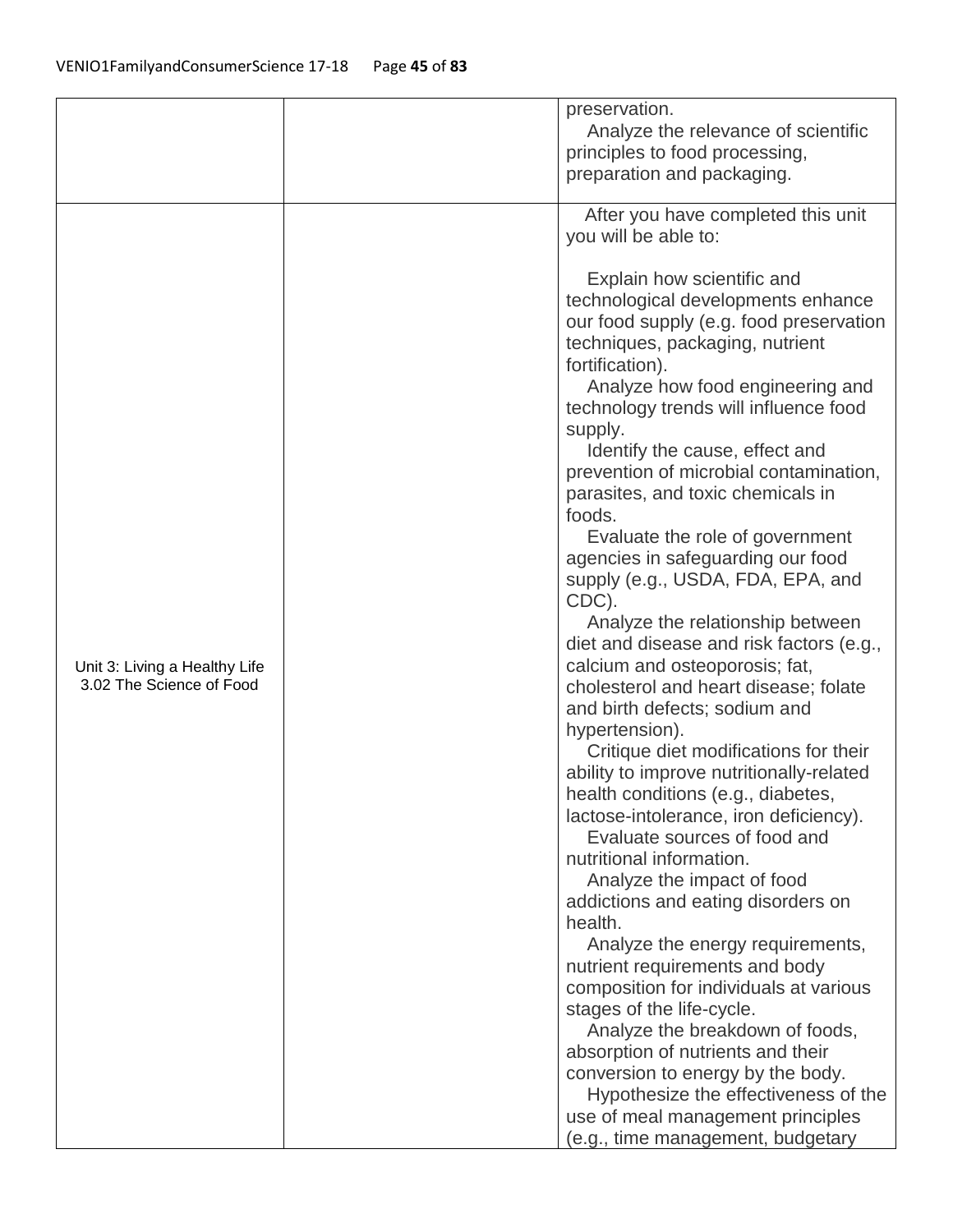| | | |
|---|---|---|
| | | preservation.<br>Analyze the relevance of scientific principles to food processing, preparation and packaging. |
| Unit 3: Living a Healthy Life<br>3.02 The Science of Food | | After you have completed this unit you will be able to:<br><br>Explain how scientific and technological developments enhance our food supply (e.g. food preservation techniques, packaging, nutrient fortification).<br>Analyze how food engineering and technology trends will influence food supply.<br>Identify the cause, effect and prevention of microbial contamination, parasites, and toxic chemicals in foods.<br>Evaluate the role of government agencies in safeguarding our food supply (e.g., USDA, FDA, EPA, and CDC).<br>Analyze the relationship between diet and disease and risk factors (e.g., calcium and osteoporosis; fat, cholesterol and heart disease; folate and birth defects; sodium and hypertension).<br>Critique diet modifications for their ability to improve nutritionally-related health conditions (e.g., diabetes, lactose-intolerance, iron deficiency).<br>Evaluate sources of food and nutritional information.<br>Analyze the impact of food addictions and eating disorders on health.<br>Analyze the energy requirements, nutrient requirements and body composition for individuals at various stages of the life-cycle.<br>Analyze the breakdown of foods, absorption of nutrients and their conversion to energy by the body.<br>Hypothesize the effectiveness of the use of meal management principles (e.g., time management, budgetary |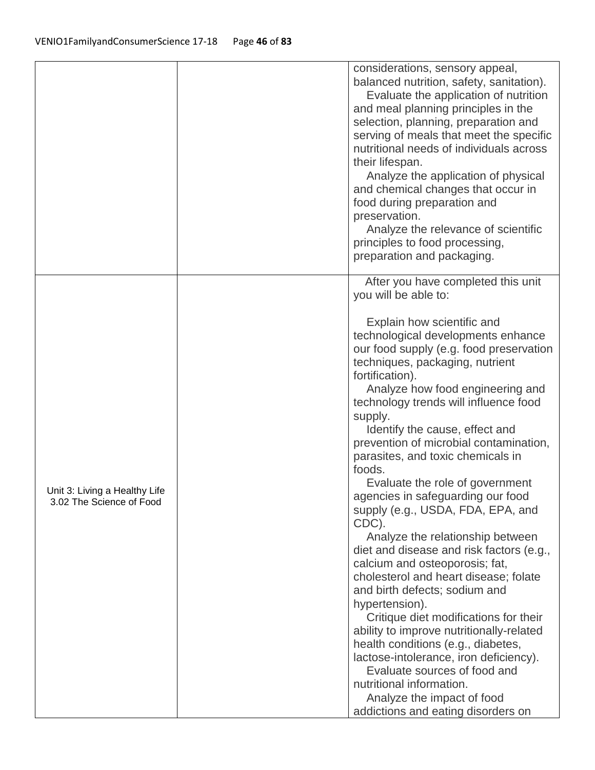| | | |
|---|---|---|
| | | considerations, sensory appeal, balanced nutrition, safety, sanitation).<br>Evaluate the application of nutrition and meal planning principles in the selection, planning, preparation and serving of meals that meet the specific nutritional needs of individuals across their lifespan.<br>Analyze the application of physical and chemical changes that occur in food during preparation and preservation.<br>Analyze the relevance of scientific principles to food processing, preparation and packaging. |
| Unit 3: Living a Healthy Life<br>3.02 The Science of Food | | After you have completed this unit you will be able to:<br><br>Explain how scientific and technological developments enhance our food supply (e.g. food preservation techniques, packaging, nutrient fortification).<br>Analyze how food engineering and technology trends will influence food supply.<br>Identify the cause, effect and prevention of microbial contamination, parasites, and toxic chemicals in foods.<br>Evaluate the role of government agencies in safeguarding our food supply (e.g., USDA, FDA, EPA, and CDC).<br>Analyze the relationship between diet and disease and risk factors (e.g., calcium and osteoporosis; fat, cholesterol and heart disease; folate and birth defects; sodium and hypertension).<br>Critique diet modifications for their ability to improve nutritionally-related health conditions (e.g., diabetes, lactose-intolerance, iron deficiency).<br>Evaluate sources of food and nutritional information.<br>Analyze the impact of food addictions and eating disorders on |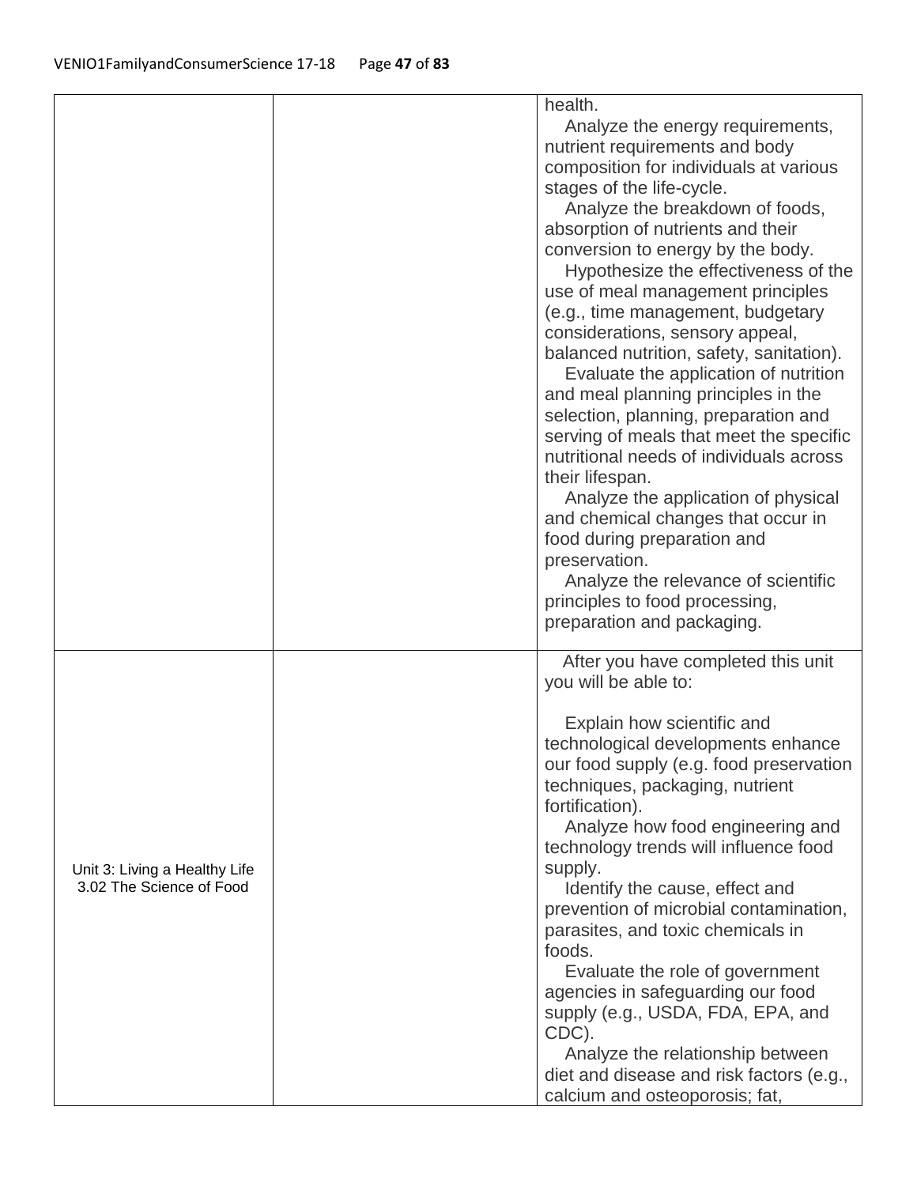| | | |
|---|---|---|
| | | health.<br>Analyze the energy requirements, nutrient requirements and body composition for individuals at various stages of the life-cycle.<br>Analyze the breakdown of foods, absorption of nutrients and their conversion to energy by the body.<br>Hypothesize the effectiveness of the use of meal management principles (e.g., time management, budgetary considerations, sensory appeal, balanced nutrition, safety, sanitation).<br>Evaluate the application of nutrition and meal planning principles in the selection, planning, preparation and serving of meals that meet the specific nutritional needs of individuals across their lifespan.<br>Analyze the application of physical and chemical changes that occur in food during preparation and preservation.<br>Analyze the relevance of scientific principles to food processing, preparation and packaging. |
| Unit 3: Living a Healthy Life<br>3.02 The Science of Food | | After you have completed this unit you will be able to:<br><br>Explain how scientific and technological developments enhance our food supply (e.g. food preservation techniques, packaging, nutrient fortification).<br>Analyze how food engineering and technology trends will influence food supply.<br>Identify the cause, effect and prevention of microbial contamination, parasites, and toxic chemicals in foods.<br>Evaluate the role of government agencies in safeguarding our food supply (e.g., USDA, FDA, EPA, and CDC).<br>Analyze the relationship between diet and disease and risk factors (e.g., calcium and osteoporosis; fat, |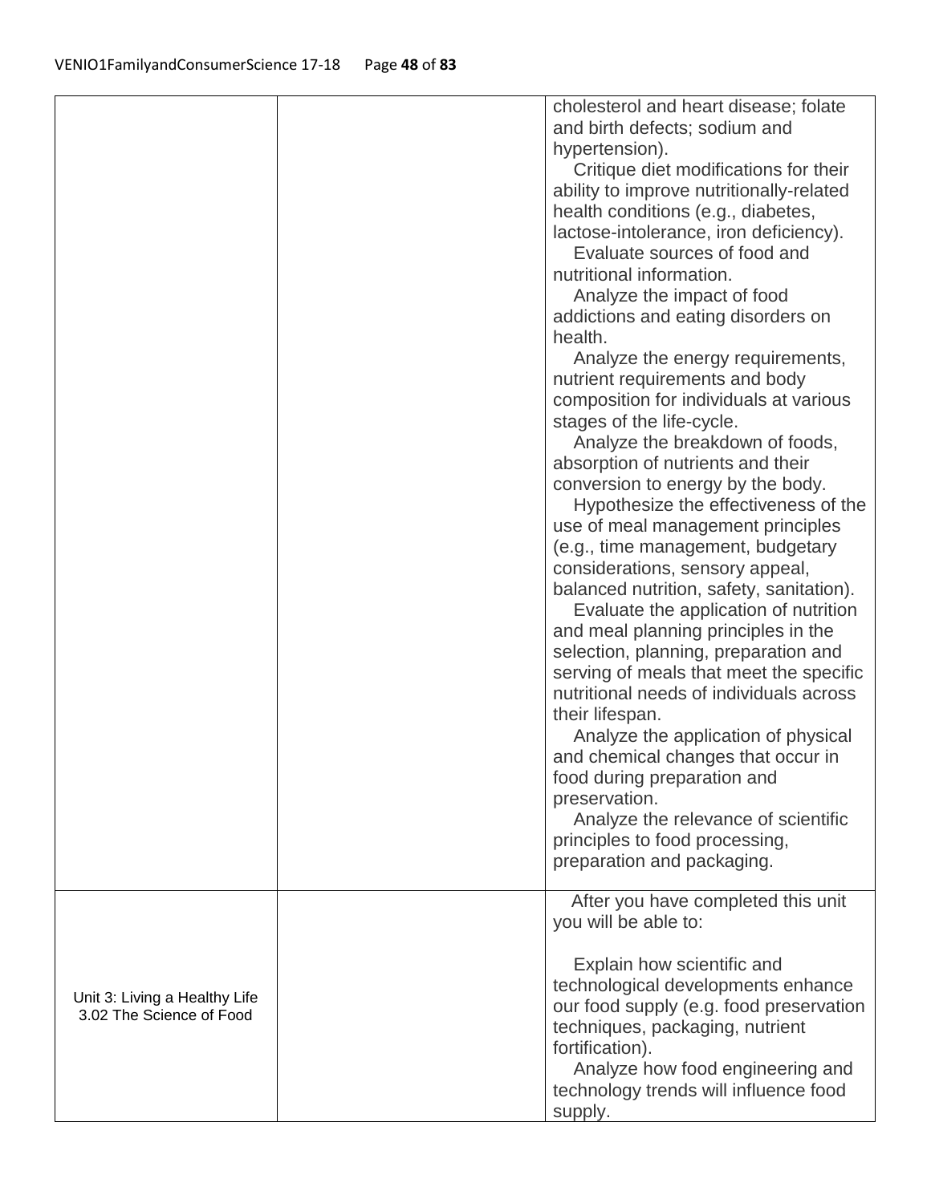| | | |
|---|---|---|
| | | cholesterol and heart disease; folate and birth defects; sodium and hypertension).<br>Critique diet modifications for their ability to improve nutritionally-related health conditions (e.g., diabetes, lactose-intolerance, iron deficiency).<br>Evaluate sources of food and nutritional information.<br>Analyze the impact of food addictions and eating disorders on health.<br>Analyze the energy requirements, nutrient requirements and body composition for individuals at various stages of the life-cycle.<br>Analyze the breakdown of foods, absorption of nutrients and their conversion to energy by the body.<br>Hypothesize the effectiveness of the use of meal management principles (e.g., time management, budgetary considerations, sensory appeal, balanced nutrition, safety, sanitation).<br>Evaluate the application of nutrition and meal planning principles in the selection, planning, preparation and serving of meals that meet the specific nutritional needs of individuals across their lifespan.<br>Analyze the application of physical and chemical changes that occur in food during preparation and preservation.<br>Analyze the relevance of scientific principles to food processing, preparation and packaging. |
| Unit 3: Living a Healthy Life<br>3.02 The Science of Food | | After you have completed this unit you will be able to:<br><br>Explain how scientific and technological developments enhance our food supply (e.g. food preservation techniques, packaging, nutrient fortification).<br>Analyze how food engineering and technology trends will influence food supply. |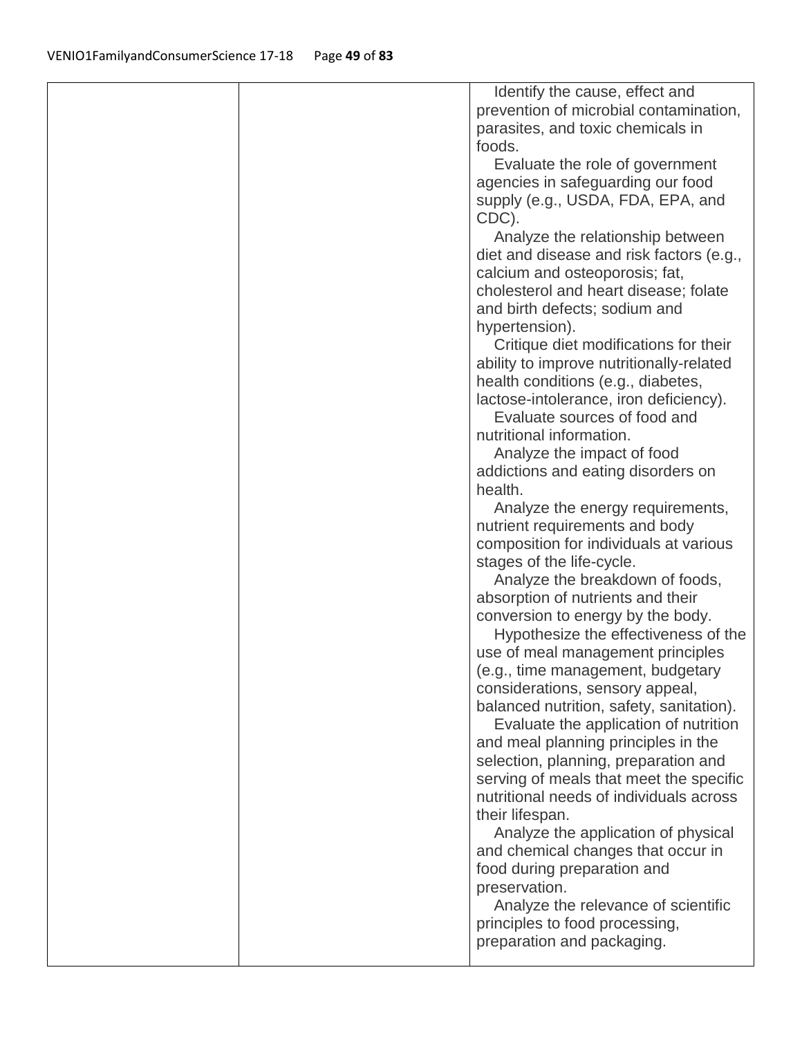| | | |
|---|---|---|
| | | Identify the cause, effect and prevention of microbial contamination, parasites, and toxic chemicals in foods.<br>Evaluate the role of government agencies in safeguarding our food supply (e.g., USDA, FDA, EPA, and CDC).<br>Analyze the relationship between diet and disease and risk factors (e.g., calcium and osteoporosis; fat, cholesterol and heart disease; folate and birth defects; sodium and hypertension).<br>Critique diet modifications for their ability to improve nutritionally-related health conditions (e.g., diabetes, lactose-intolerance, iron deficiency).<br>Evaluate sources of food and nutritional information.<br>Analyze the impact of food addictions and eating disorders on health.<br>Analyze the energy requirements, nutrient requirements and body composition for individuals at various stages of the life-cycle.<br>Analyze the breakdown of foods, absorption of nutrients and their conversion to energy by the body.<br>Hypothesize the effectiveness of the use of meal management principles (e.g., time management, budgetary considerations, sensory appeal, balanced nutrition, safety, sanitation).<br>Evaluate the application of nutrition and meal planning principles in the selection, planning, preparation and serving of meals that meet the specific nutritional needs of individuals across their lifespan.<br>Analyze the application of physical and chemical changes that occur in food during preparation and preservation.<br>Analyze the relevance of scientific principles to food processing, preparation and packaging. |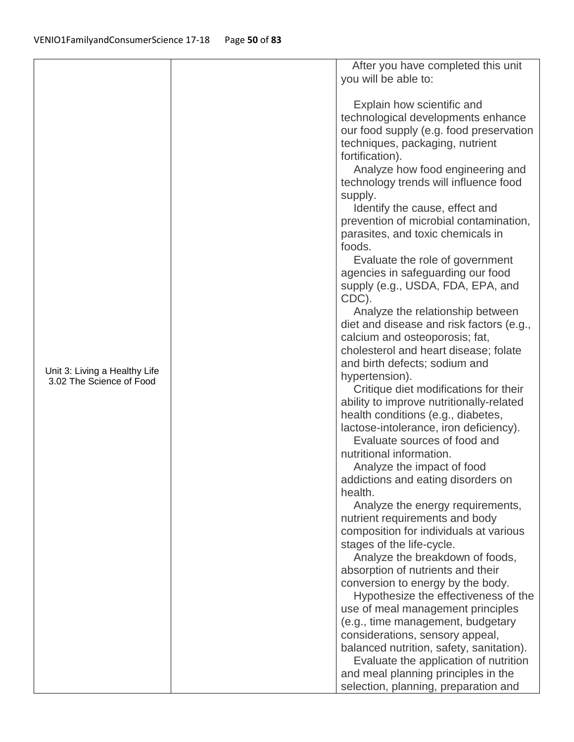| | | |
|---|---|---|
| Unit 3: Living a Healthy Life<br>3.02 The Science of Food | | After you have completed this unit you will be able to:<br><br>Explain how scientific and technological developments enhance our food supply (e.g. food preservation techniques, packaging, nutrient fortification).<br>Analyze how food engineering and technology trends will influence food supply.<br>Identify the cause, effect and prevention of microbial contamination, parasites, and toxic chemicals in foods.<br>Evaluate the role of government agencies in safeguarding our food supply (e.g., USDA, FDA, EPA, and CDC).<br>Analyze the relationship between diet and disease and risk factors (e.g., calcium and osteoporosis; fat, cholesterol and heart disease; folate and birth defects; sodium and hypertension).<br>Critique diet modifications for their ability to improve nutritionally-related health conditions (e.g., diabetes, lactose-intolerance, iron deficiency).<br>Evaluate sources of food and nutritional information.<br>Analyze the impact of food addictions and eating disorders on health.<br>Analyze the energy requirements, nutrient requirements and body composition for individuals at various stages of the life-cycle.<br>Analyze the breakdown of foods, absorption of nutrients and their conversion to energy by the body.<br>Hypothesize the effectiveness of the use of meal management principles (e.g., time management, budgetary considerations, sensory appeal, balanced nutrition, safety, sanitation).<br>Evaluate the application of nutrition and meal planning principles in the selection, planning, preparation and |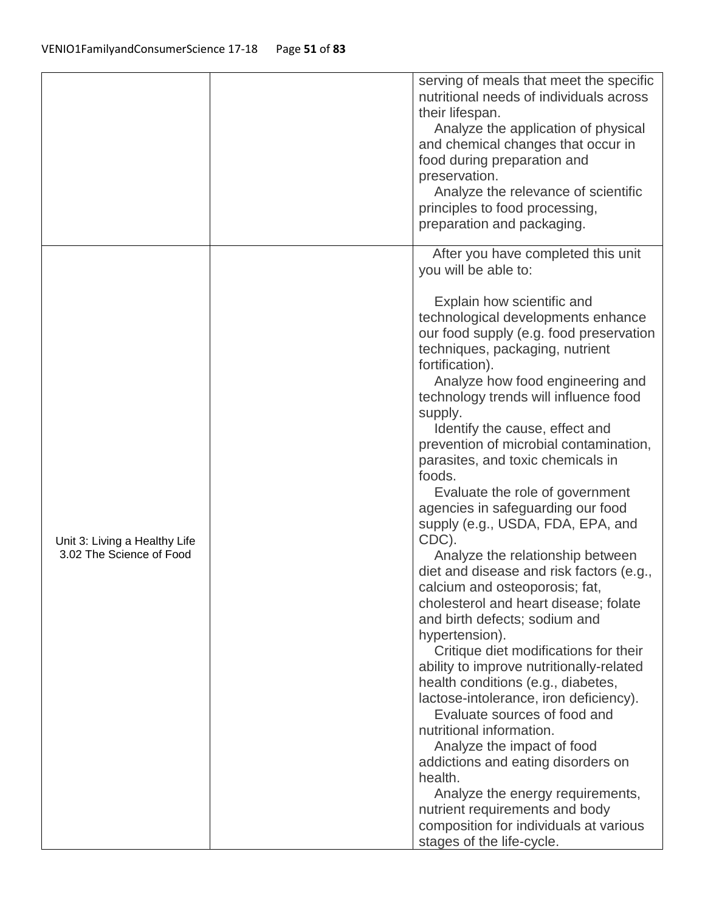| | | |
|---|---|---|
| | | serving of meals that meet the specific nutritional needs of individuals across their lifespan.<br>Analyze the application of physical and chemical changes that occur in food during preparation and preservation.<br>Analyze the relevance of scientific principles to food processing, preparation and packaging. |
| Unit 3: Living a Healthy Life<br>3.02 The Science of Food | | After you have completed this unit you will be able to:<br><br>Explain how scientific and technological developments enhance our food supply (e.g. food preservation techniques, packaging, nutrient fortification).<br>Analyze how food engineering and technology trends will influence food supply.<br>Identify the cause, effect and prevention of microbial contamination, parasites, and toxic chemicals in foods.<br>Evaluate the role of government agencies in safeguarding our food supply (e.g., USDA, FDA, EPA, and CDC).<br>Analyze the relationship between diet and disease and risk factors (e.g., calcium and osteoporosis; fat, cholesterol and heart disease; folate and birth defects; sodium and hypertension).<br>Critique diet modifications for their ability to improve nutritionally-related health conditions (e.g., diabetes, lactose-intolerance, iron deficiency).<br>Evaluate sources of food and nutritional information.<br>Analyze the impact of food addictions and eating disorders on health.<br>Analyze the energy requirements, nutrient requirements and body composition for individuals at various stages of the life-cycle. |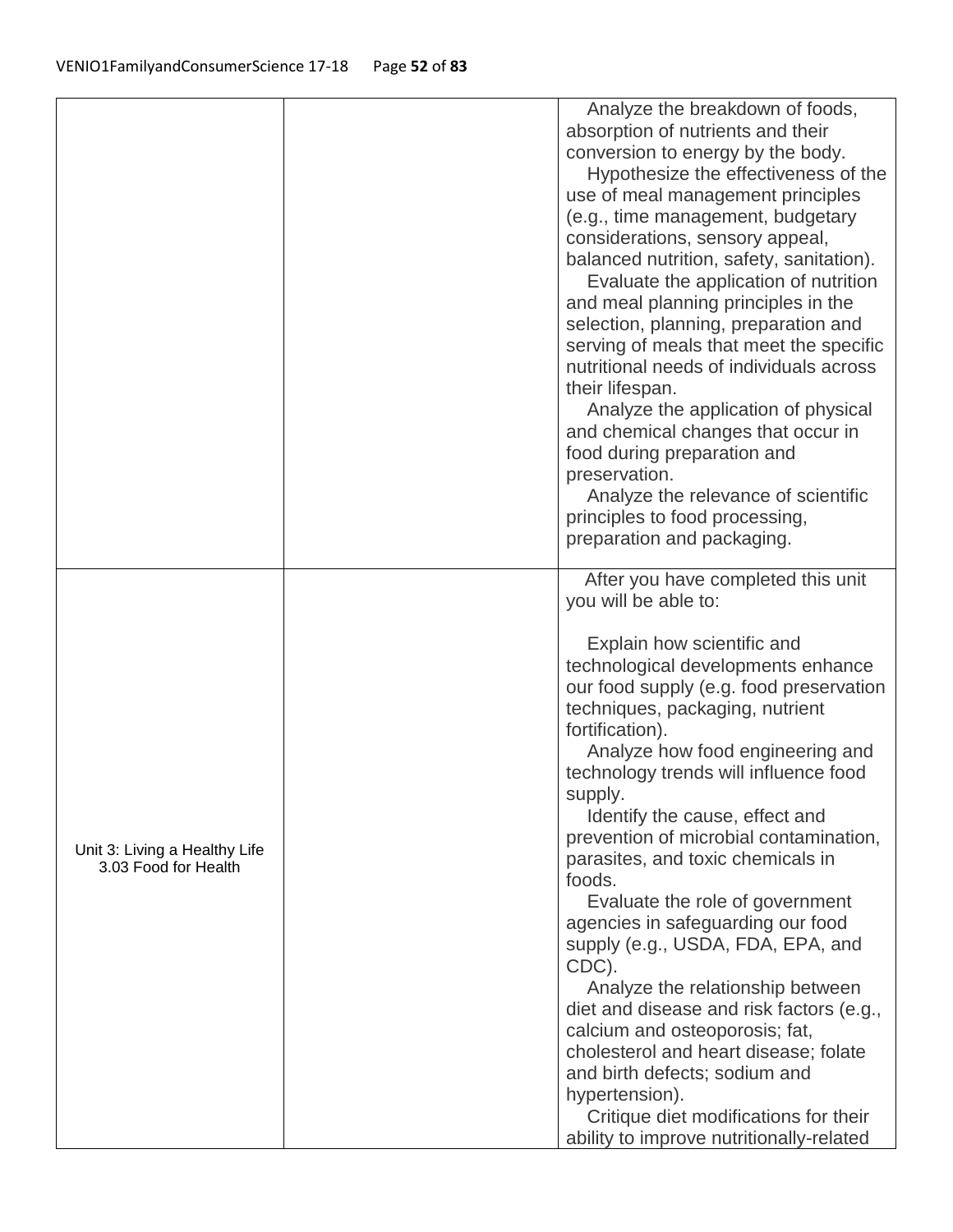| | | |
|---|---|---|
| | | Analyze the breakdown of foods, absorption of nutrients and their conversion to energy by the body.<br>Hypothesize the effectiveness of the use of meal management principles (e.g., time management, budgetary considerations, sensory appeal, balanced nutrition, safety, sanitation).<br>Evaluate the application of nutrition and meal planning principles in the selection, planning, preparation and serving of meals that meet the specific nutritional needs of individuals across their lifespan.<br>Analyze the application of physical and chemical changes that occur in food during preparation and preservation.<br>Analyze the relevance of scientific principles to food processing, preparation and packaging. |
| Unit 3: Living a Healthy Life<br>3.03 Food for Health | | After you have completed this unit you will be able to:<br><br>Explain how scientific and technological developments enhance our food supply (e.g. food preservation techniques, packaging, nutrient fortification).<br>Analyze how food engineering and technology trends will influence food supply.<br>Identify the cause, effect and prevention of microbial contamination, parasites, and toxic chemicals in foods.<br>Evaluate the role of government agencies in safeguarding our food supply (e.g., USDA, FDA, EPA, and CDC).<br>Analyze the relationship between diet and disease and risk factors (e.g., calcium and osteoporosis; fat, cholesterol and heart disease; folate and birth defects; sodium and hypertension).<br>Critique diet modifications for their ability to improve nutritionally-related |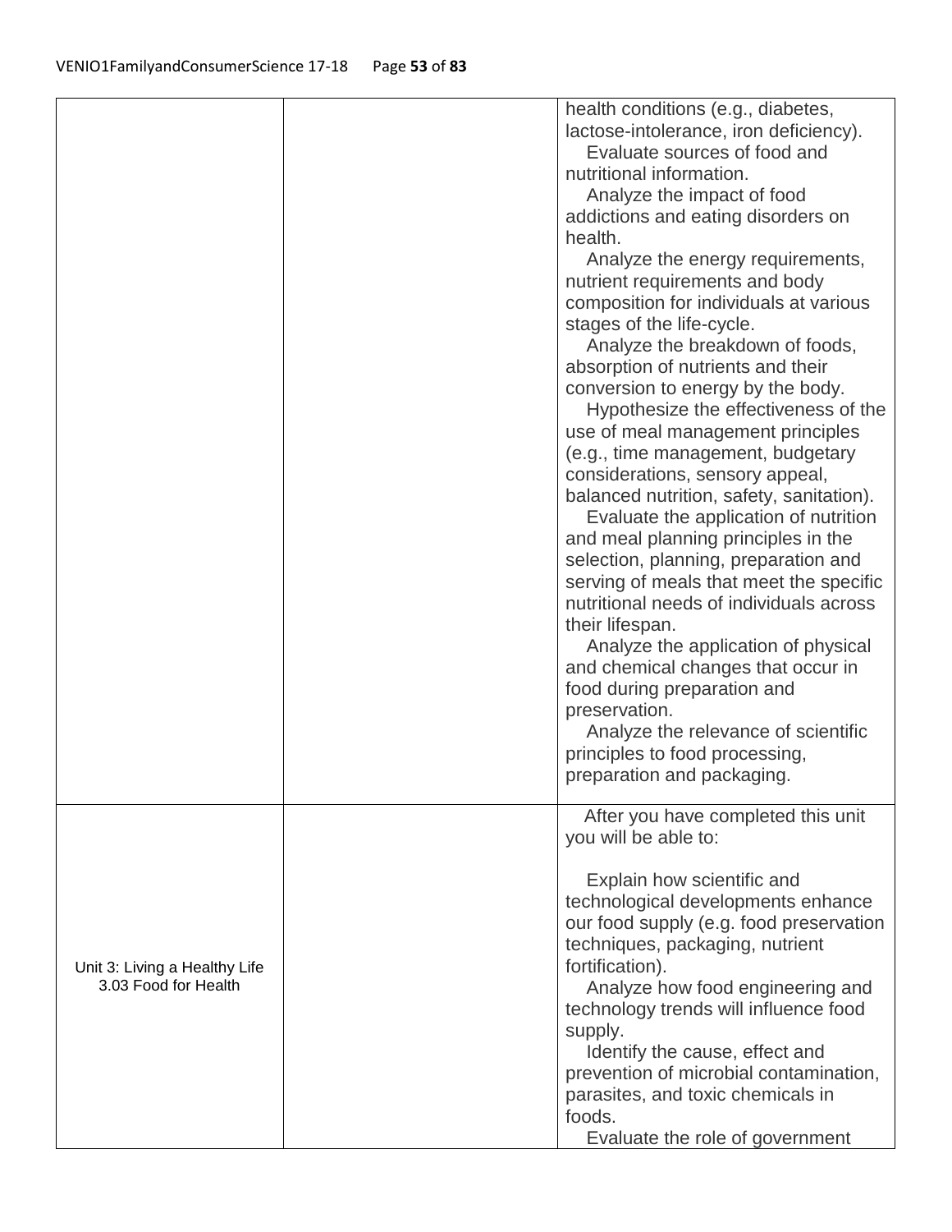| | | |
|---|---|---|
| | | health conditions (e.g., diabetes, lactose-intolerance, iron deficiency).<br>Evaluate sources of food and nutritional information.<br>Analyze the impact of food addictions and eating disorders on health.<br>Analyze the energy requirements, nutrient requirements and body composition for individuals at various stages of the life-cycle.<br>Analyze the breakdown of foods, absorption of nutrients and their conversion to energy by the body.<br>Hypothesize the effectiveness of the use of meal management principles (e.g., time management, budgetary considerations, sensory appeal, balanced nutrition, safety, sanitation).<br>Evaluate the application of nutrition and meal planning principles in the selection, planning, preparation and serving of meals that meet the specific nutritional needs of individuals across their lifespan.<br>Analyze the application of physical and chemical changes that occur in food during preparation and preservation.<br>Analyze the relevance of scientific principles to food processing, preparation and packaging. |
| Unit 3: Living a Healthy Life<br>3.03 Food for Health | | After you have completed this unit you will be able to:<br><br>Explain how scientific and technological developments enhance our food supply (e.g. food preservation techniques, packaging, nutrient fortification).<br>Analyze how food engineering and technology trends will influence food supply.<br>Identify the cause, effect and prevention of microbial contamination, parasites, and toxic chemicals in foods.<br>Evaluate the role of government |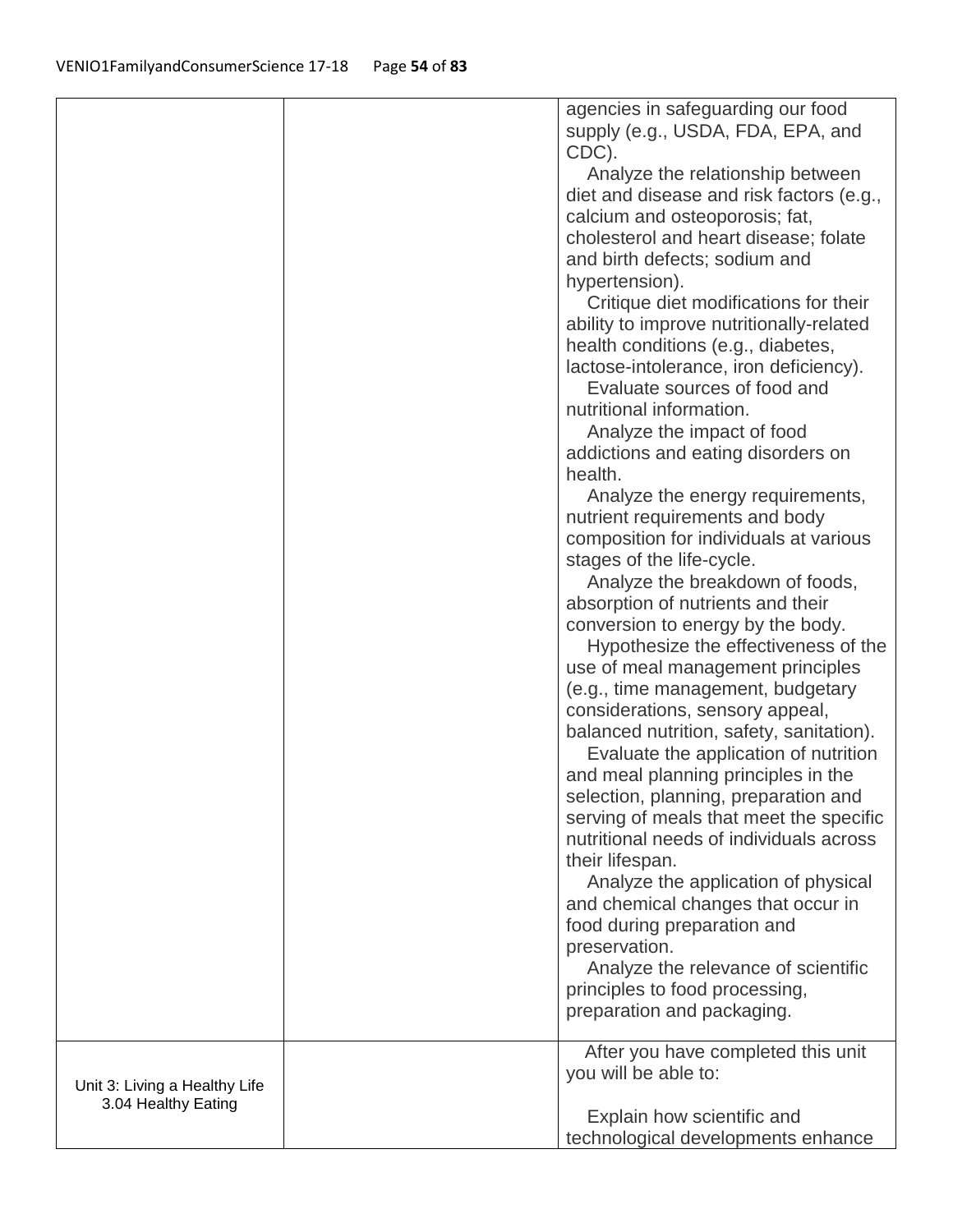|  |  |  |
|---|---|---|
|  |  | agencies in safeguarding our food supply (e.g., USDA, FDA, EPA, and CDC).<br>Analyze the relationship between diet and disease and risk factors (e.g., calcium and osteoporosis; fat, cholesterol and heart disease; folate and birth defects; sodium and hypertension).<br>Critique diet modifications for their ability to improve nutritionally-related health conditions (e.g., diabetes, lactose-intolerance, iron deficiency).<br>Evaluate sources of food and nutritional information.<br>Analyze the impact of food addictions and eating disorders on health.<br>Analyze the energy requirements, nutrient requirements and body composition for individuals at various stages of the life-cycle.<br>Analyze the breakdown of foods, absorption of nutrients and their conversion to energy by the body.<br>Hypothesize the effectiveness of the use of meal management principles (e.g., time management, budgetary considerations, sensory appeal, balanced nutrition, safety, sanitation).<br>Evaluate the application of nutrition and meal planning principles in the selection, planning, preparation and serving of meals that meet the specific nutritional needs of individuals across their lifespan.<br>Analyze the application of physical and chemical changes that occur in food during preparation and preservation.<br>Analyze the relevance of scientific principles to food processing, preparation and packaging. |
| Unit 3: Living a Healthy Life<br>3.04 Healthy Eating |  | After you have completed this unit you will be able to:<br><br>Explain how scientific and technological developments enhance |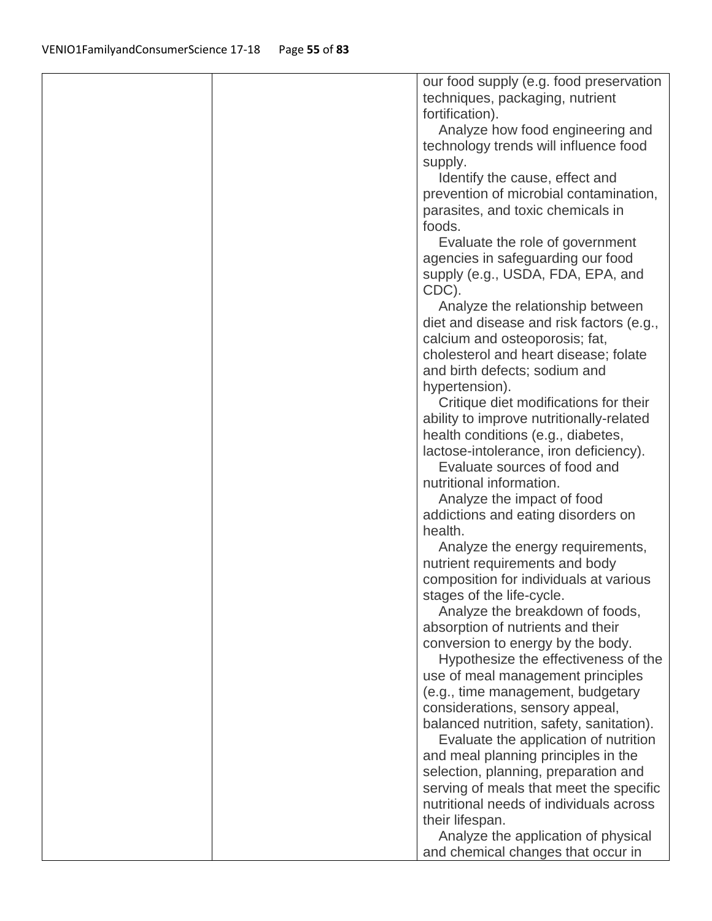|  |  | our food supply (e.g. food preservation techniques, packaging, nutrient fortification).<br>Analyze how food engineering and technology trends will influence food supply.<br>Identify the cause, effect and prevention of microbial contamination, parasites, and toxic chemicals in foods.<br>Evaluate the role of government agencies in safeguarding our food supply (e.g., USDA, FDA, EPA, and CDC).<br>Analyze the relationship between diet and disease and risk factors (e.g., calcium and osteoporosis; fat, cholesterol and heart disease; folate and birth defects; sodium and hypertension).<br>Critique diet modifications for their ability to improve nutritionally-related health conditions (e.g., diabetes, lactose-intolerance, iron deficiency).<br>Evaluate sources of food and nutritional information.<br>Analyze the impact of food addictions and eating disorders on health.<br>Analyze the energy requirements, nutrient requirements and body composition for individuals at various stages of the life-cycle.<br>Analyze the breakdown of foods, absorption of nutrients and their conversion to energy by the body.<br>Hypothesize the effectiveness of the use of meal management principles (e.g., time management, budgetary considerations, sensory appeal, balanced nutrition, safety, sanitation).<br>Evaluate the application of nutrition and meal planning principles in the selection, planning, preparation and serving of meals that meet the specific nutritional needs of individuals across their lifespan.<br>Analyze the application of physical and chemical changes that occur in |
|---|---|---|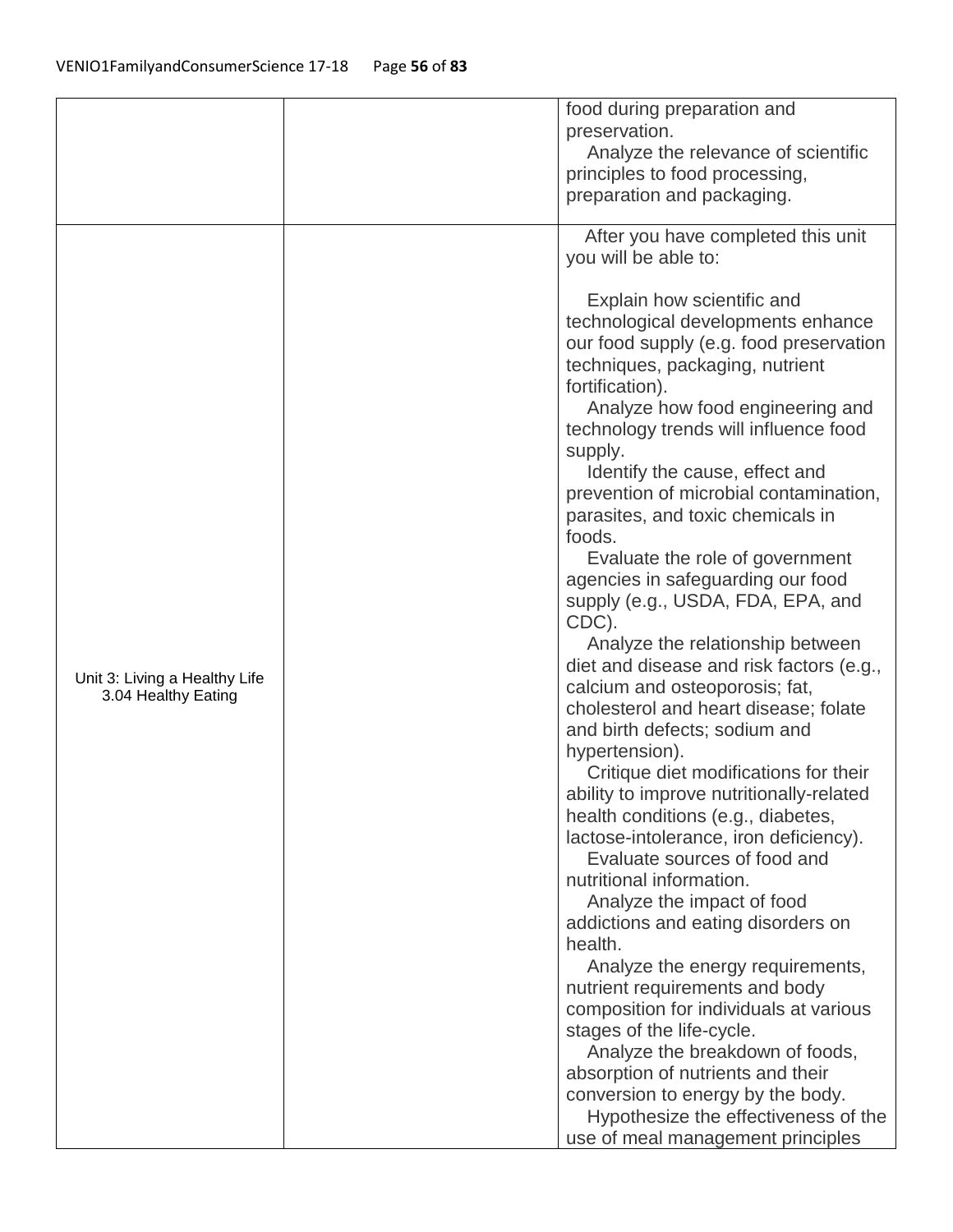| | | |
|---|---|---|
| | | food during preparation and preservation.<br>Analyze the relevance of scientific principles to food processing, preparation and packaging. |
| Unit 3: Living a Healthy Life<br>3.04 Healthy Eating | | After you have completed this unit you will be able to:<br><br>Explain how scientific and technological developments enhance our food supply (e.g. food preservation techniques, packaging, nutrient fortification).<br>Analyze how food engineering and technology trends will influence food supply.<br>Identify the cause, effect and prevention of microbial contamination, parasites, and toxic chemicals in foods.<br>Evaluate the role of government agencies in safeguarding our food supply (e.g., USDA, FDA, EPA, and CDC).<br>Analyze the relationship between diet and disease and risk factors (e.g., calcium and osteoporosis; fat, cholesterol and heart disease; folate and birth defects; sodium and hypertension).<br>Critique diet modifications for their ability to improve nutritionally-related health conditions (e.g., diabetes, lactose-intolerance, iron deficiency).<br>Evaluate sources of food and nutritional information.<br>Analyze the impact of food addictions and eating disorders on health.<br>Analyze the energy requirements, nutrient requirements and body composition for individuals at various stages of the life-cycle.<br>Analyze the breakdown of foods, absorption of nutrients and their conversion to energy by the body.<br>Hypothesize the effectiveness of the use of meal management principles |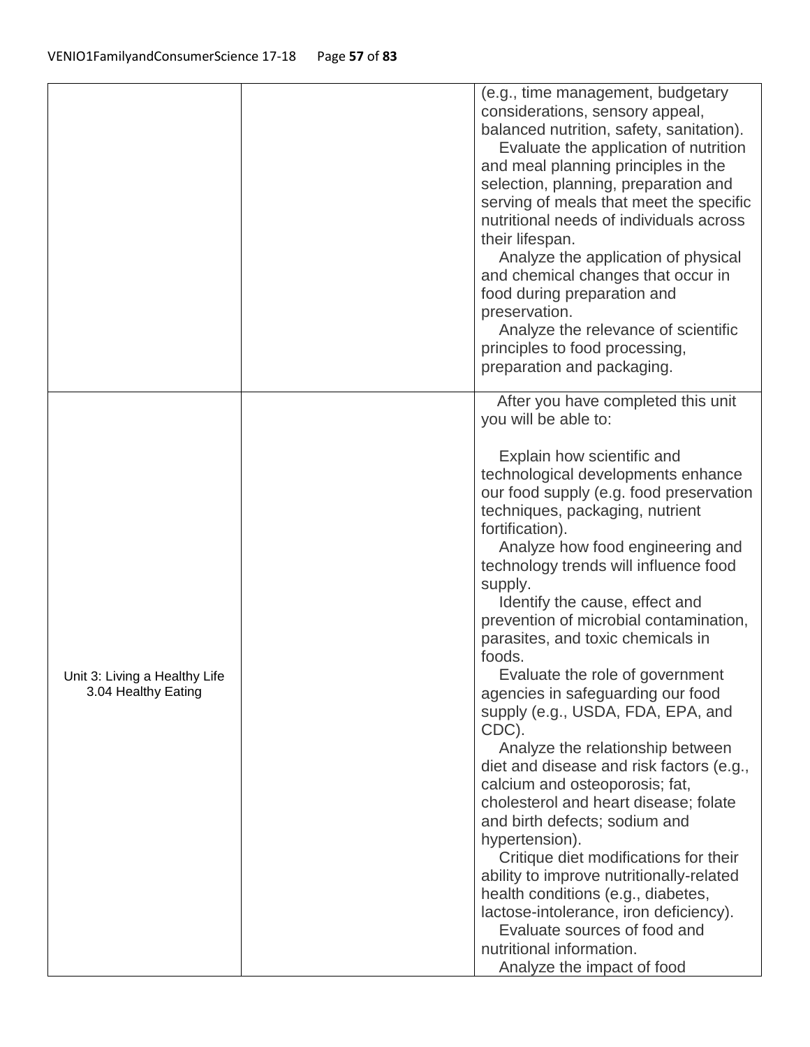| | | |
|---|---|---|
| | | (e.g., time management, budgetary considerations, sensory appeal, balanced nutrition, safety, sanitation).<br>Evaluate the application of nutrition and meal planning principles in the selection, planning, preparation and serving of meals that meet the specific nutritional needs of individuals across their lifespan.<br>Analyze the application of physical and chemical changes that occur in food during preparation and preservation.<br>Analyze the relevance of scientific principles to food processing, preparation and packaging. |
| Unit 3: Living a Healthy Life<br>3.04 Healthy Eating | | After you have completed this unit you will be able to:<br><br>Explain how scientific and technological developments enhance our food supply (e.g. food preservation techniques, packaging, nutrient fortification).<br>Analyze how food engineering and technology trends will influence food supply.<br>Identify the cause, effect and prevention of microbial contamination, parasites, and toxic chemicals in foods.<br>Evaluate the role of government agencies in safeguarding our food supply (e.g., USDA, FDA, EPA, and CDC).<br>Analyze the relationship between diet and disease and risk factors (e.g., calcium and osteoporosis; fat, cholesterol and heart disease; folate and birth defects; sodium and hypertension).<br>Critique diet modifications for their ability to improve nutritionally-related health conditions (e.g., diabetes, lactose-intolerance, iron deficiency).<br>Evaluate sources of food and nutritional information.<br>Analyze the impact of food |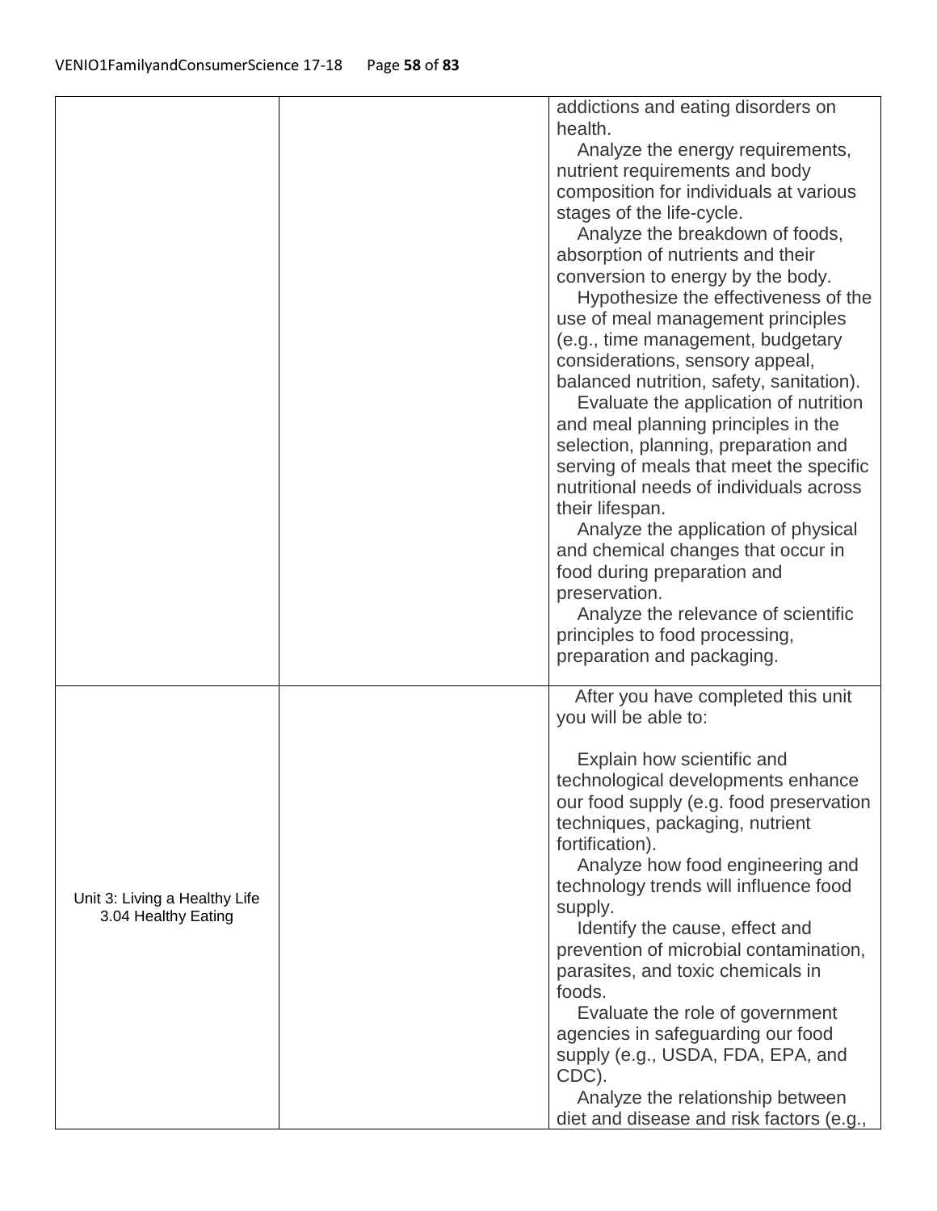| | | |
|---|---|---|
| | | addictions and eating disorders on health.<br>Analyze the energy requirements, nutrient requirements and body composition for individuals at various stages of the life-cycle.<br>Analyze the breakdown of foods, absorption of nutrients and their conversion to energy by the body.<br>Hypothesize the effectiveness of the use of meal management principles (e.g., time management, budgetary considerations, sensory appeal, balanced nutrition, safety, sanitation).<br>Evaluate the application of nutrition and meal planning principles in the selection, planning, preparation and serving of meals that meet the specific nutritional needs of individuals across their lifespan.<br>Analyze the application of physical and chemical changes that occur in food during preparation and preservation.<br>Analyze the relevance of scientific principles to food processing, preparation and packaging. |
| Unit 3: Living a Healthy Life<br>3.04 Healthy Eating | | After you have completed this unit you will be able to:<br><br>Explain how scientific and technological developments enhance our food supply (e.g. food preservation techniques, packaging, nutrient fortification).<br>Analyze how food engineering and technology trends will influence food supply.<br>Identify the cause, effect and prevention of microbial contamination, parasites, and toxic chemicals in foods.<br>Evaluate the role of government agencies in safeguarding our food supply (e.g., USDA, FDA, EPA, and CDC).<br>Analyze the relationship between diet and disease and risk factors (e.g., |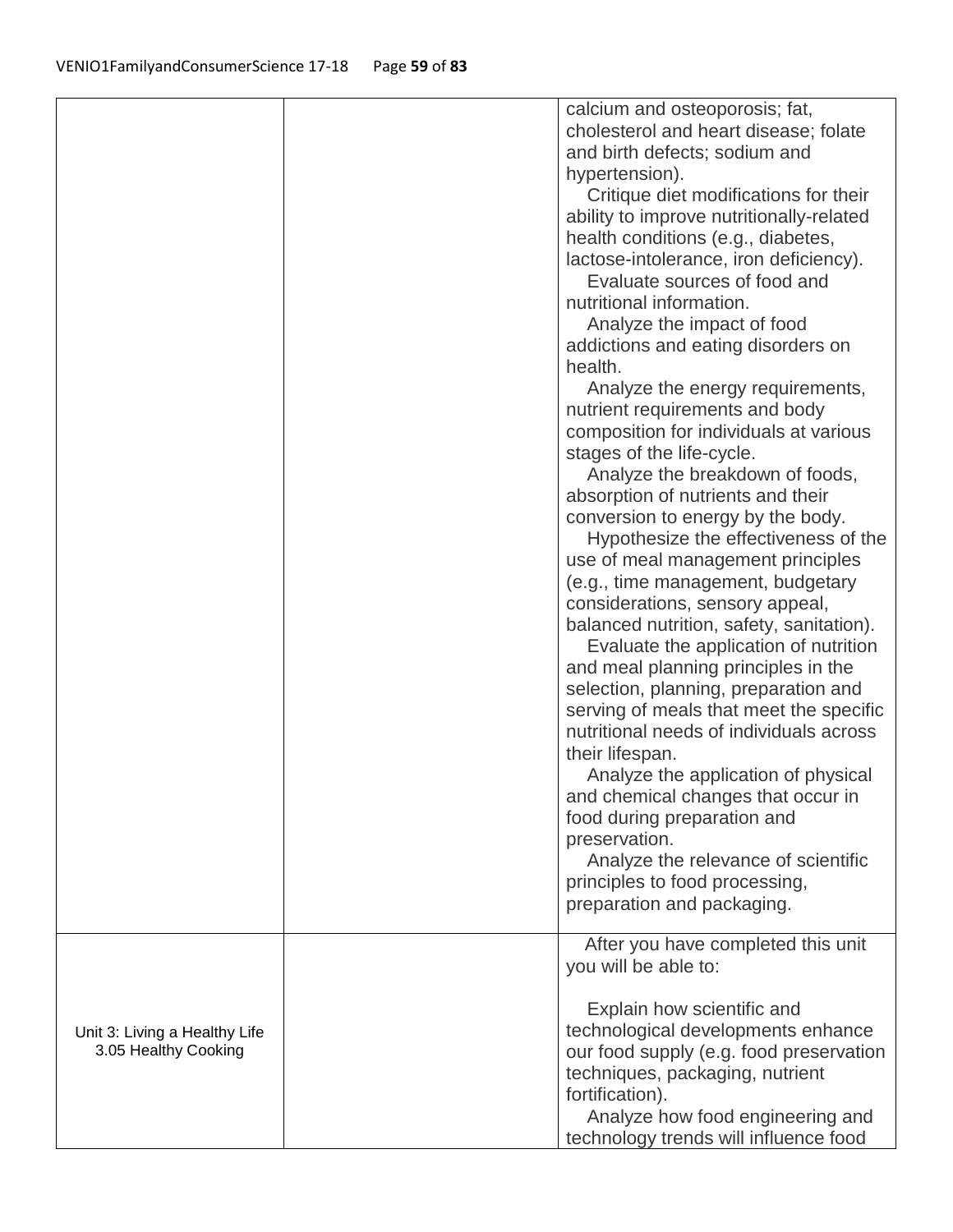| | | |
|---|---|---|
| | | calcium and osteoporosis; fat, cholesterol and heart disease; folate and birth defects; sodium and hypertension).<br>Critique diet modifications for their ability to improve nutritionally-related health conditions (e.g., diabetes, lactose-intolerance, iron deficiency).<br>Evaluate sources of food and nutritional information.<br>Analyze the impact of food addictions and eating disorders on health.<br>Analyze the energy requirements, nutrient requirements and body composition for individuals at various stages of the life-cycle.<br>Analyze the breakdown of foods, absorption of nutrients and their conversion to energy by the body.<br>Hypothesize the effectiveness of the use of meal management principles (e.g., time management, budgetary considerations, sensory appeal, balanced nutrition, safety, sanitation).<br>Evaluate the application of nutrition and meal planning principles in the selection, planning, preparation and serving of meals that meet the specific nutritional needs of individuals across their lifespan.<br>Analyze the application of physical and chemical changes that occur in food during preparation and preservation.<br>Analyze the relevance of scientific principles to food processing, preparation and packaging. |
| Unit 3: Living a Healthy Life<br>3.05 Healthy Cooking | | After you have completed this unit you will be able to:<br><br>Explain how scientific and technological developments enhance our food supply (e.g. food preservation techniques, packaging, nutrient fortification).<br>Analyze how food engineering and technology trends will influence food |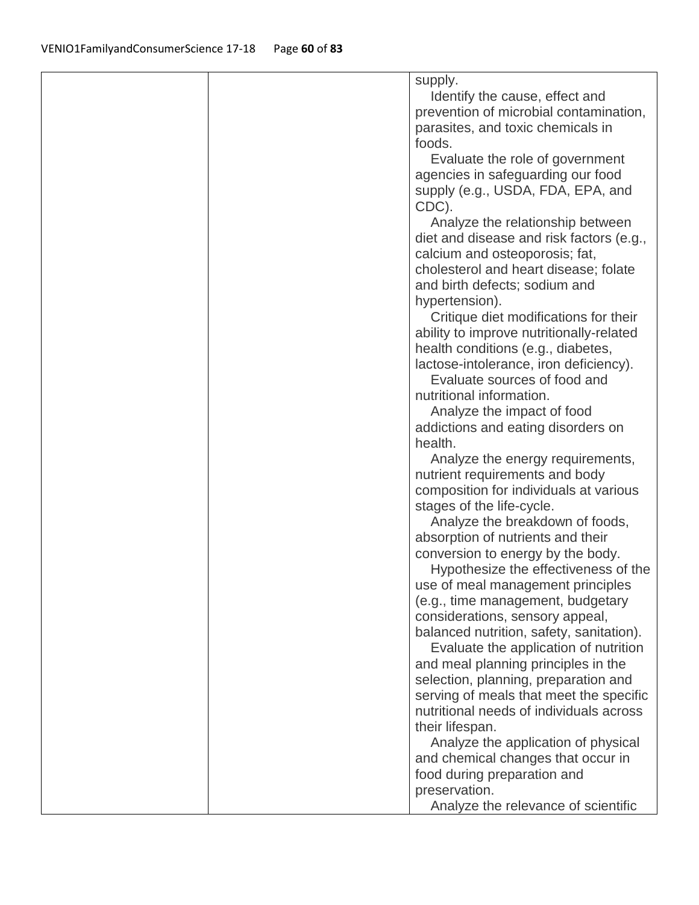| | | supply.<br>Identify the cause, effect and prevention of microbial contamination, parasites, and toxic chemicals in foods.<br>Evaluate the role of government agencies in safeguarding our food supply (e.g., USDA, FDA, EPA, and CDC).<br>Analyze the relationship between diet and disease and risk factors (e.g., calcium and osteoporosis; fat, cholesterol and heart disease; folate and birth defects; sodium and hypertension).<br>Critique diet modifications for their ability to improve nutritionally-related health conditions (e.g., diabetes, lactose-intolerance, iron deficiency).<br>Evaluate sources of food and nutritional information.<br>Analyze the impact of food addictions and eating disorders on health.<br>Analyze the energy requirements, nutrient requirements and body composition for individuals at various stages of the life-cycle.<br>Analyze the breakdown of foods, absorption of nutrients and their conversion to energy by the body.<br>Hypothesize the effectiveness of the use of meal management principles (e.g., time management, budgetary considerations, sensory appeal, balanced nutrition, safety, sanitation).<br>Evaluate the application of nutrition and meal planning principles in the selection, planning, preparation and serving of meals that meet the specific nutritional needs of individuals across their lifespan.<br>Analyze the application of physical and chemical changes that occur in food during preparation and preservation.<br>Analyze the relevance of scientific |
|---|---|---|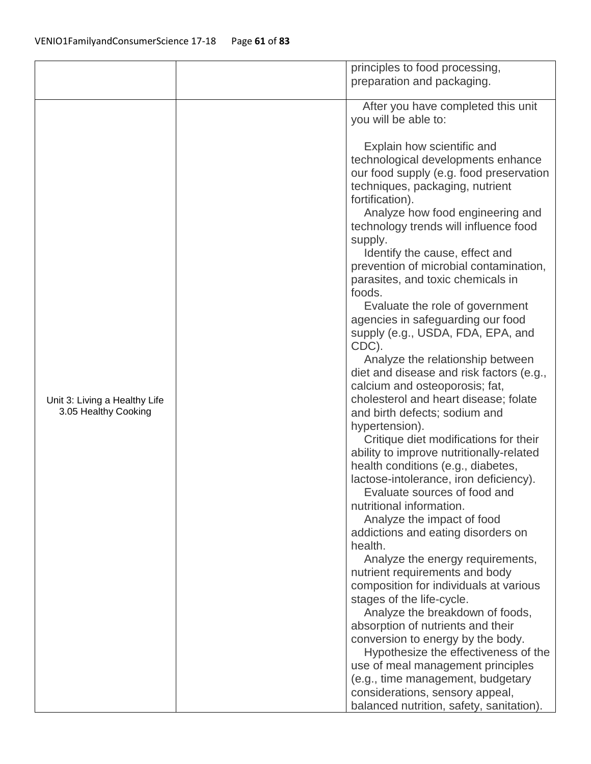| | | |
|---|---|---|
| | | principles to food processing, preparation and packaging. |
| Unit 3: Living a Healthy Life<br>3.05 Healthy Cooking | | After you have completed this unit you will be able to:<br><br>Explain how scientific and technological developments enhance our food supply (e.g. food preservation techniques, packaging, nutrient fortification).<br>Analyze how food engineering and technology trends will influence food supply.<br>Identify the cause, effect and prevention of microbial contamination, parasites, and toxic chemicals in foods.<br>Evaluate the role of government agencies in safeguarding our food supply (e.g., USDA, FDA, EPA, and CDC).<br>Analyze the relationship between diet and disease and risk factors (e.g., calcium and osteoporosis; fat, cholesterol and heart disease; folate and birth defects; sodium and hypertension).<br>Critique diet modifications for their ability to improve nutritionally-related health conditions (e.g., diabetes, lactose-intolerance, iron deficiency).<br>Evaluate sources of food and nutritional information.<br>Analyze the impact of food addictions and eating disorders on health.<br>Analyze the energy requirements, nutrient requirements and body composition for individuals at various stages of the life-cycle.<br>Analyze the breakdown of foods, absorption of nutrients and their conversion to energy by the body.<br>Hypothesize the effectiveness of the use of meal management principles (e.g., time management, budgetary considerations, sensory appeal, balanced nutrition, safety, sanitation). |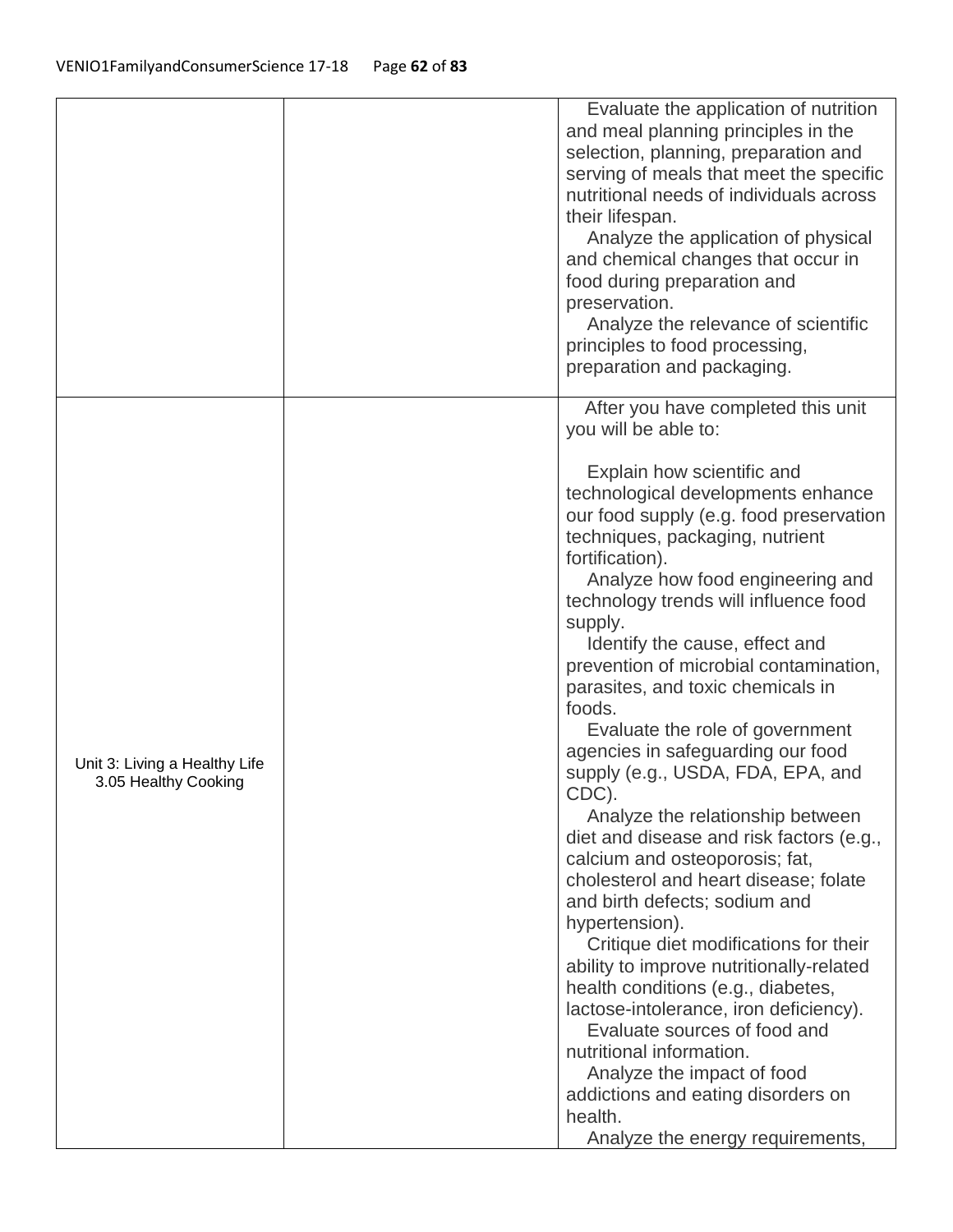| | | |
|---|---|---|
| | | Evaluate the application of nutrition and meal planning principles in the selection, planning, preparation and serving of meals that meet the specific nutritional needs of individuals across their lifespan.<br>Analyze the application of physical and chemical changes that occur in food during preparation and preservation.<br>Analyze the relevance of scientific principles to food processing, preparation and packaging. |
| Unit 3: Living a Healthy Life<br>3.05 Healthy Cooking | | After you have completed this unit you will be able to:<br><br>Explain how scientific and technological developments enhance our food supply (e.g. food preservation techniques, packaging, nutrient fortification).<br>Analyze how food engineering and technology trends will influence food supply.<br>Identify the cause, effect and prevention of microbial contamination, parasites, and toxic chemicals in foods.<br>Evaluate the role of government agencies in safeguarding our food supply (e.g., USDA, FDA, EPA, and CDC).<br>Analyze the relationship between diet and disease and risk factors (e.g., calcium and osteoporosis; fat, cholesterol and heart disease; folate and birth defects; sodium and hypertension).<br>Critique diet modifications for their ability to improve nutritionally-related health conditions (e.g., diabetes, lactose-intolerance, iron deficiency).<br>Evaluate sources of food and nutritional information.<br>Analyze the impact of food addictions and eating disorders on health.<br>Analyze the energy requirements, |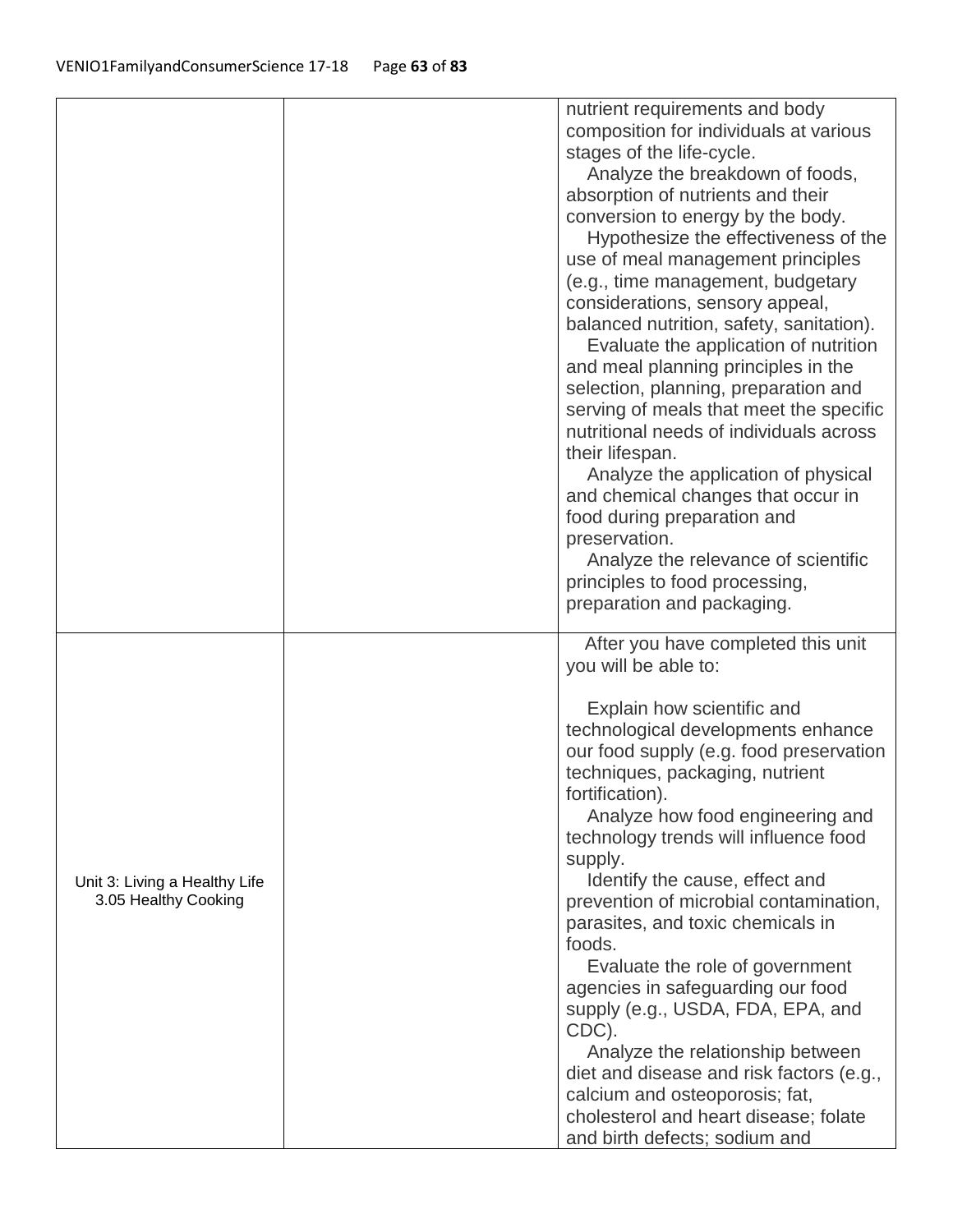| | | |
|---|---|---|
| | | nutrient requirements and body composition for individuals at various stages of the life-cycle.<br>Analyze the breakdown of foods, absorption of nutrients and their conversion to energy by the body.<br>Hypothesize the effectiveness of the use of meal management principles (e.g., time management, budgetary considerations, sensory appeal, balanced nutrition, safety, sanitation).<br>Evaluate the application of nutrition and meal planning principles in the selection, planning, preparation and serving of meals that meet the specific nutritional needs of individuals across their lifespan.<br>Analyze the application of physical and chemical changes that occur in food during preparation and preservation.<br>Analyze the relevance of scientific principles to food processing, preparation and packaging. |
| Unit 3: Living a Healthy Life<br>3.05 Healthy Cooking | | After you have completed this unit you will be able to:<br><br>Explain how scientific and technological developments enhance our food supply (e.g. food preservation techniques, packaging, nutrient fortification).<br>Analyze how food engineering and technology trends will influence food supply.<br>Identify the cause, effect and prevention of microbial contamination, parasites, and toxic chemicals in foods.<br>Evaluate the role of government agencies in safeguarding our food supply (e.g., USDA, FDA, EPA, and CDC).<br>Analyze the relationship between diet and disease and risk factors (e.g., calcium and osteoporosis; fat, cholesterol and heart disease; folate and birth defects; sodium and |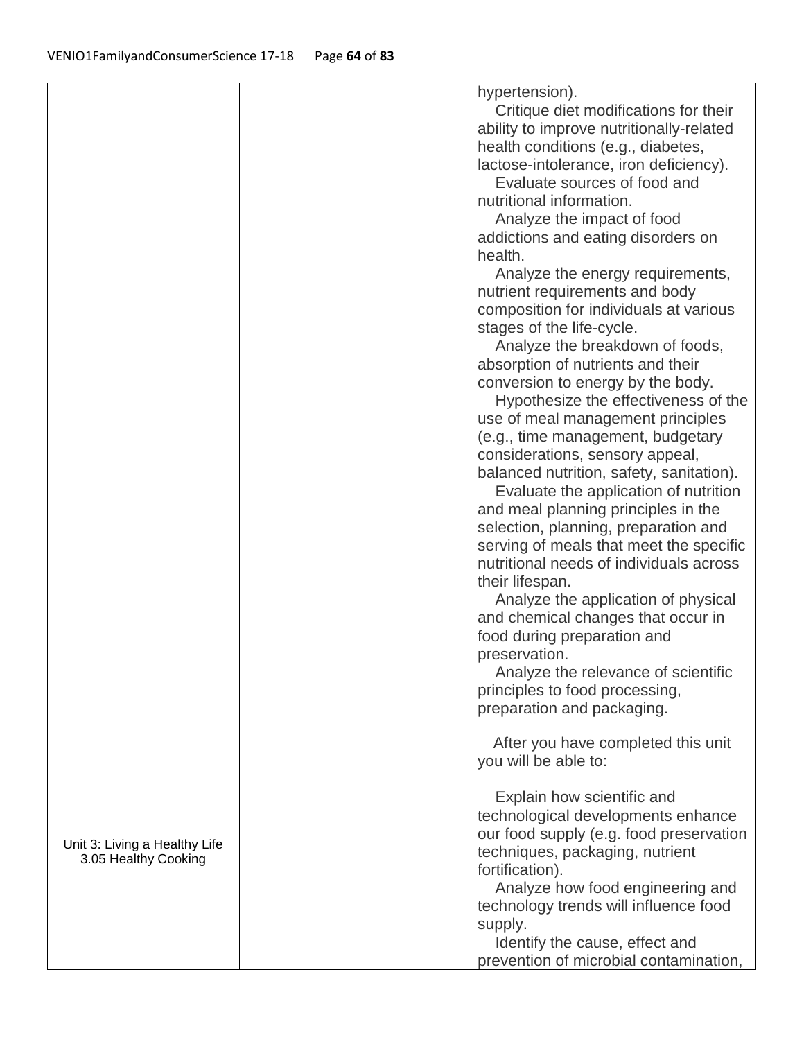| | | |
|---|---|---|
| | | hypertension).<br>Critique diet modifications for their ability to improve nutritionally-related health conditions (e.g., diabetes, lactose-intolerance, iron deficiency).<br>Evaluate sources of food and nutritional information.<br>Analyze the impact of food addictions and eating disorders on health.<br>Analyze the energy requirements, nutrient requirements and body composition for individuals at various stages of the life-cycle.<br>Analyze the breakdown of foods, absorption of nutrients and their conversion to energy by the body.<br>Hypothesize the effectiveness of the use of meal management principles (e.g., time management, budgetary considerations, sensory appeal, balanced nutrition, safety, sanitation).<br>Evaluate the application of nutrition and meal planning principles in the selection, planning, preparation and serving of meals that meet the specific nutritional needs of individuals across their lifespan.<br>Analyze the application of physical and chemical changes that occur in food during preparation and preservation.<br>Analyze the relevance of scientific principles to food processing, preparation and packaging. |
| Unit 3: Living a Healthy Life<br>3.05 Healthy Cooking | | After you have completed this unit you will be able to:<br><br>Explain how scientific and technological developments enhance our food supply (e.g. food preservation techniques, packaging, nutrient fortification).<br>Analyze how food engineering and technology trends will influence food supply.<br>Identify the cause, effect and prevention of microbial contamination, |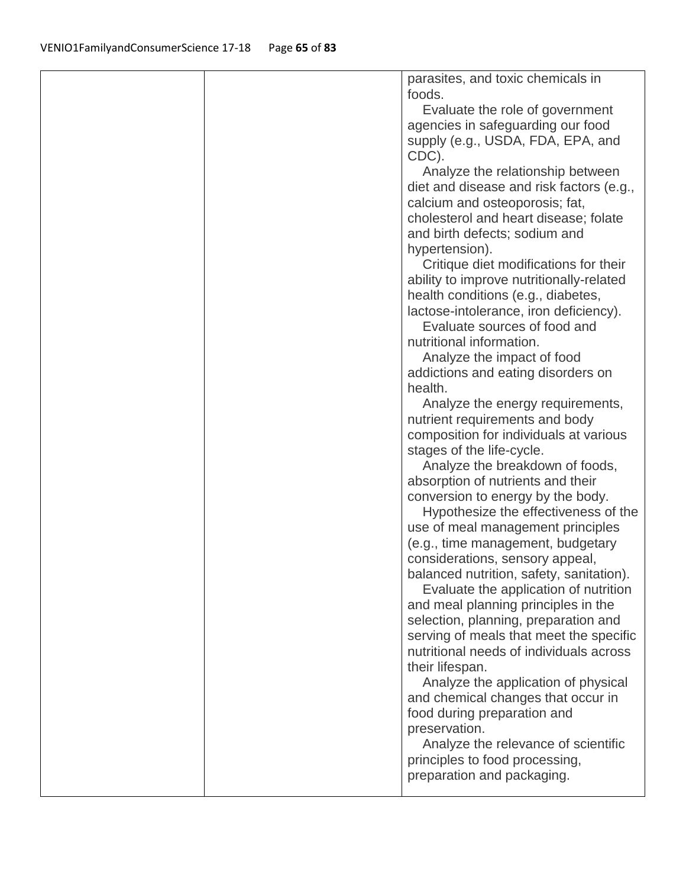| | | |
|---|---|---|
| | | parasites, and toxic chemicals in foods.<br>Evaluate the role of government agencies in safeguarding our food supply (e.g., USDA, FDA, EPA, and CDC).<br>Analyze the relationship between diet and disease and risk factors (e.g., calcium and osteoporosis; fat, cholesterol and heart disease; folate and birth defects; sodium and hypertension).<br>Critique diet modifications for their ability to improve nutritionally-related health conditions (e.g., diabetes, lactose-intolerance, iron deficiency).<br>Evaluate sources of food and nutritional information.<br>Analyze the impact of food addictions and eating disorders on health.<br>Analyze the energy requirements, nutrient requirements and body composition for individuals at various stages of the life-cycle.<br>Analyze the breakdown of foods, absorption of nutrients and their conversion to energy by the body.<br>Hypothesize the effectiveness of the use of meal management principles (e.g., time management, budgetary considerations, sensory appeal, balanced nutrition, safety, sanitation).<br>Evaluate the application of nutrition and meal planning principles in the selection, planning, preparation and serving of meals that meet the specific nutritional needs of individuals across their lifespan.<br>Analyze the application of physical and chemical changes that occur in food during preparation and preservation.<br>Analyze the relevance of scientific principles to food processing, preparation and packaging. |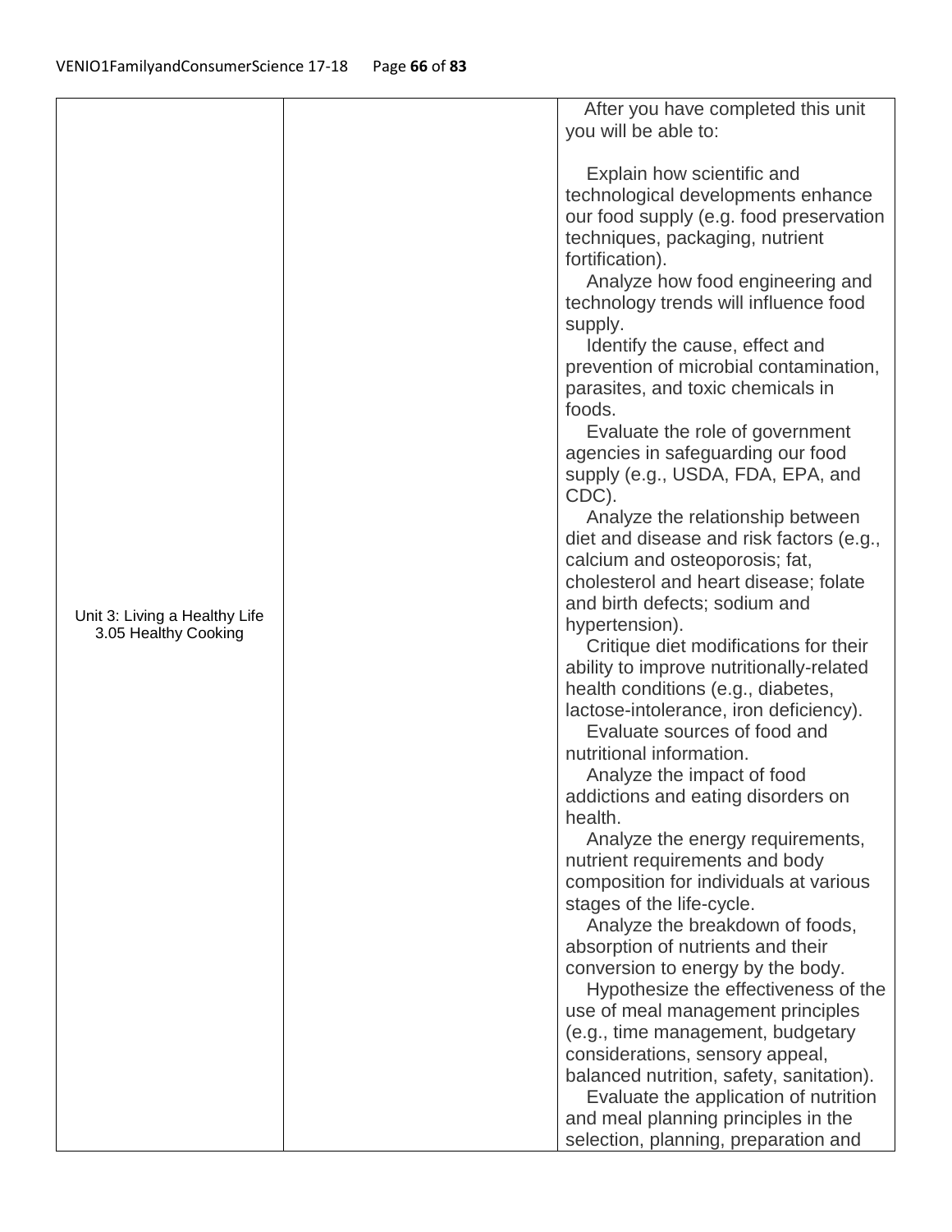| | | |
|---|---|---|
| Unit 3: Living a Healthy Life<br>3.05 Healthy Cooking | | After you have completed this unit you will be able to:<br><br>Explain how scientific and technological developments enhance our food supply (e.g. food preservation techniques, packaging, nutrient fortification).<br>Analyze how food engineering and technology trends will influence food supply.<br>Identify the cause, effect and prevention of microbial contamination, parasites, and toxic chemicals in foods.<br>Evaluate the role of government agencies in safeguarding our food supply (e.g., USDA, FDA, EPA, and CDC).<br>Analyze the relationship between diet and disease and risk factors (e.g., calcium and osteoporosis; fat, cholesterol and heart disease; folate and birth defects; sodium and hypertension).<br>Critique diet modifications for their ability to improve nutritionally-related health conditions (e.g., diabetes, lactose-intolerance, iron deficiency).<br>Evaluate sources of food and nutritional information.<br>Analyze the impact of food addictions and eating disorders on health.<br>Analyze the energy requirements, nutrient requirements and body composition for individuals at various stages of the life-cycle.<br>Analyze the breakdown of foods, absorption of nutrients and their conversion to energy by the body.<br>Hypothesize the effectiveness of the use of meal management principles (e.g., time management, budgetary considerations, sensory appeal, balanced nutrition, safety, sanitation).<br>Evaluate the application of nutrition and meal planning principles in the selection, planning, preparation and |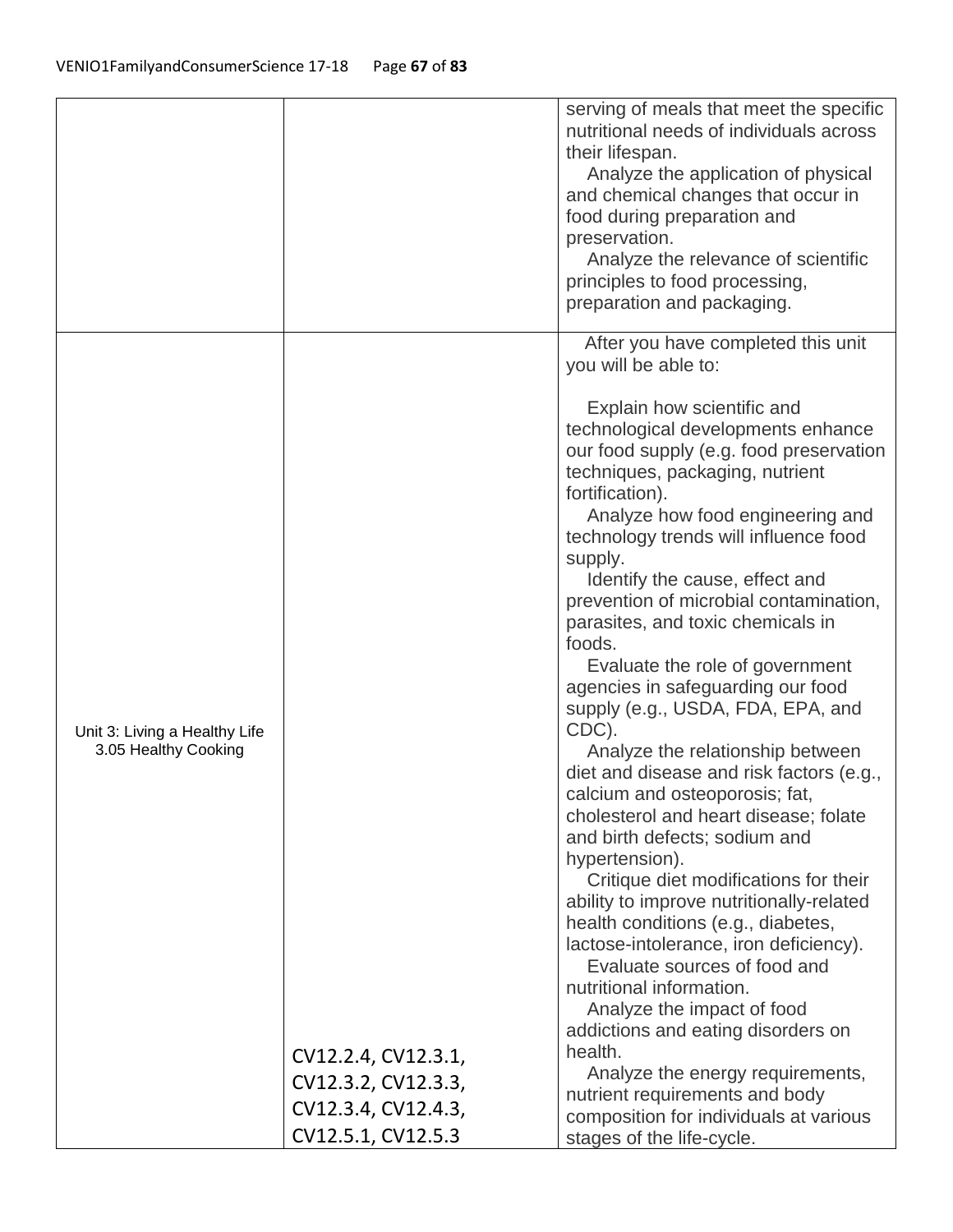| | | |
|---|---|---|
| | | serving of meals that meet the specific nutritional needs of individuals across their lifespan.<br>Analyze the application of physical and chemical changes that occur in food during preparation and preservation.<br>Analyze the relevance of scientific principles to food processing, preparation and packaging. |
| Unit 3: Living a Healthy Life<br>3.05 Healthy Cooking | CV12.2.4, CV12.3.1, CV12.3.2, CV12.3.3, CV12.3.4, CV12.4.3, CV12.5.1, CV12.5.3 | After you have completed this unit you will be able to:<br><br>Explain how scientific and technological developments enhance our food supply (e.g. food preservation techniques, packaging, nutrient fortification).<br>Analyze how food engineering and technology trends will influence food supply.<br>Identify the cause, effect and prevention of microbial contamination, parasites, and toxic chemicals in foods.<br>Evaluate the role of government agencies in safeguarding our food supply (e.g., USDA, FDA, EPA, and CDC).<br>Analyze the relationship between diet and disease and risk factors (e.g., calcium and osteoporosis; fat, cholesterol and heart disease; folate and birth defects; sodium and hypertension).<br>Critique diet modifications for their ability to improve nutritionally-related health conditions (e.g., diabetes, lactose-intolerance, iron deficiency).<br>Evaluate sources of food and nutritional information.<br>Analyze the impact of food addictions and eating disorders on health.<br>Analyze the energy requirements, nutrient requirements and body composition for individuals at various stages of the life-cycle. |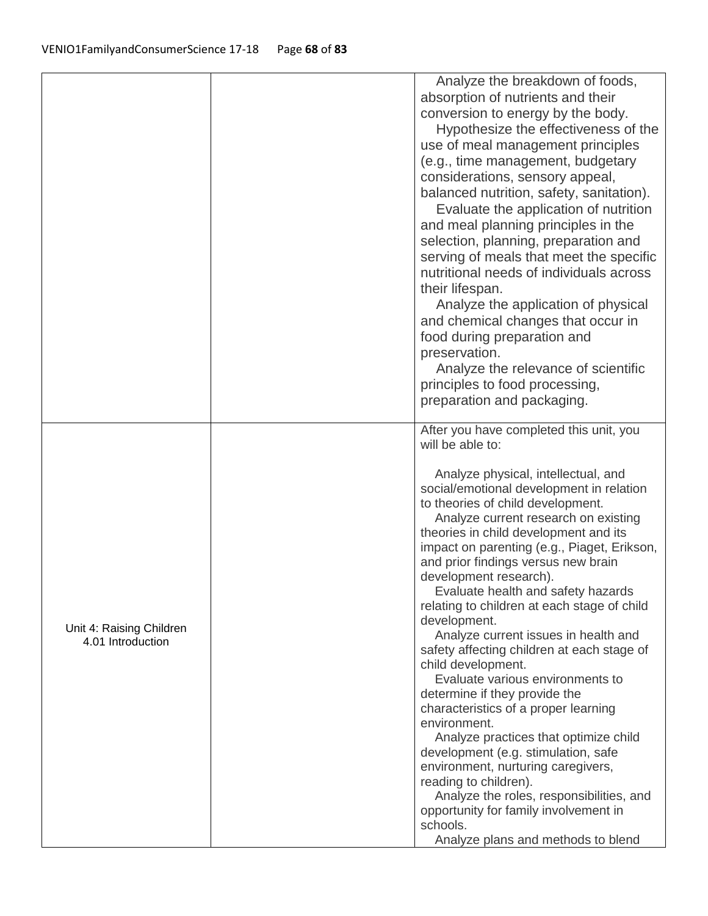| | | |
|---|---|---|
| | | Analyze the breakdown of foods, absorption of nutrients and their conversion to energy by the body.<br>Hypothesize the effectiveness of the use of meal management principles (e.g., time management, budgetary considerations, sensory appeal, balanced nutrition, safety, sanitation).<br>Evaluate the application of nutrition and meal planning principles in the selection, planning, preparation and serving of meals that meet the specific nutritional needs of individuals across their lifespan.<br>Analyze the application of physical and chemical changes that occur in food during preparation and preservation.<br>Analyze the relevance of scientific principles to food processing, preparation and packaging. |
| Unit 4: Raising Children<br>4.01 Introduction | | After you have completed this unit, you will be able to:<br><br>Analyze physical, intellectual, and social/emotional development in relation to theories of child development.<br>Analyze current research on existing theories in child development and its impact on parenting (e.g., Piaget, Erikson, and prior findings versus new brain development research).<br>Evaluate health and safety hazards relating to children at each stage of child development.<br>Analyze current issues in health and safety affecting children at each stage of child development.<br>Evaluate various environments to determine if they provide the characteristics of a proper learning environment.<br>Analyze practices that optimize child development (e.g. stimulation, safe environment, nurturing caregivers, reading to children).<br>Analyze the roles, responsibilities, and opportunity for family involvement in schools.<br>Analyze plans and methods to blend |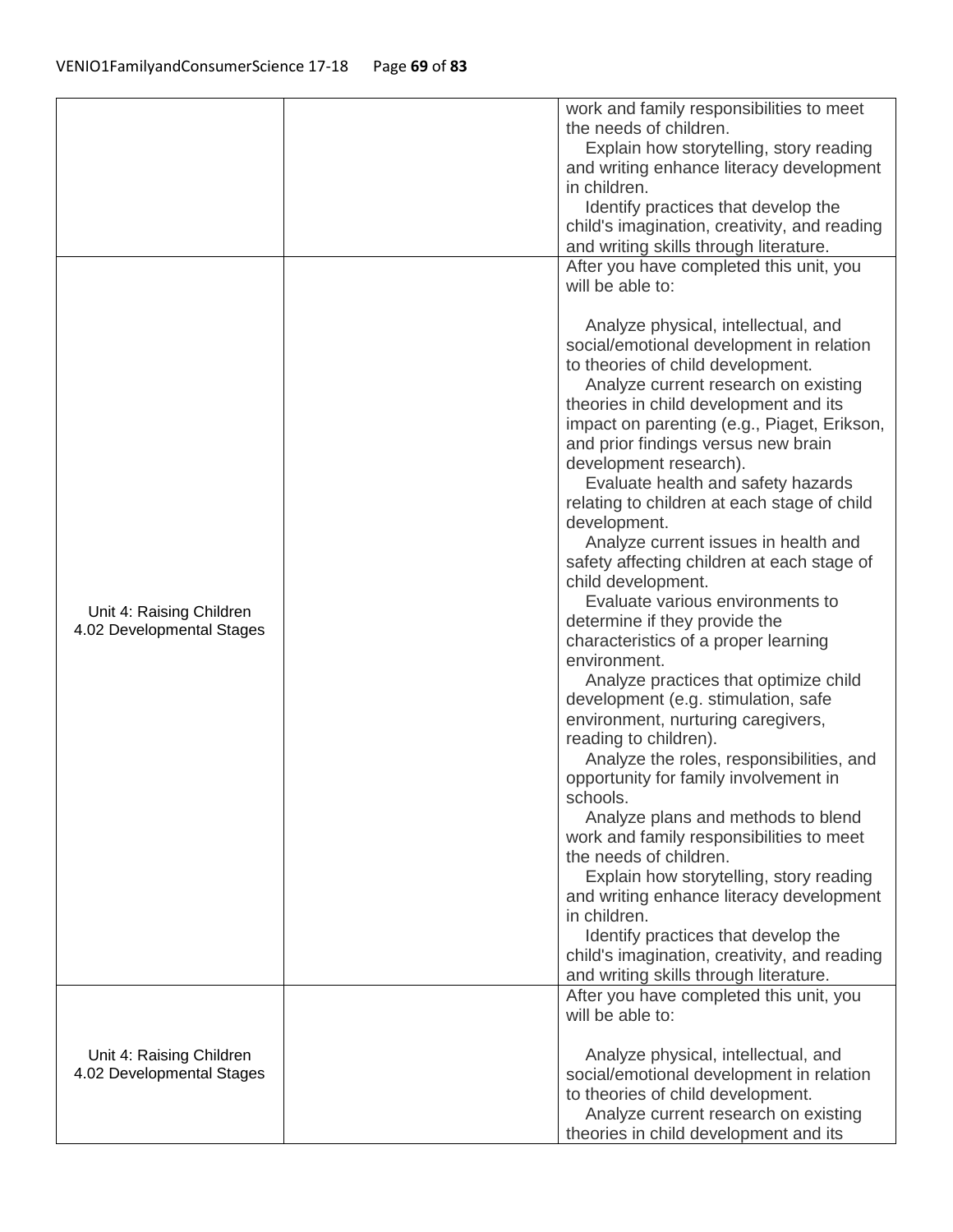| | | |
|---|---|---|
| | | work and family responsibilities to meet the needs of children.<br>Explain how storytelling, story reading and writing enhance literacy development in children.<br>Identify practices that develop the child's imagination, creativity, and reading and writing skills through literature. |
| Unit 4: Raising Children<br>4.02 Developmental Stages | | After you have completed this unit, you will be able to:<br><br>Analyze physical, intellectual, and social/emotional development in relation to theories of child development.<br>Analyze current research on existing theories in child development and its impact on parenting (e.g., Piaget, Erikson, and prior findings versus new brain development research).<br>Evaluate health and safety hazards relating to children at each stage of child development.<br>Analyze current issues in health and safety affecting children at each stage of child development.<br>Evaluate various environments to determine if they provide the characteristics of a proper learning environment.<br>Analyze practices that optimize child development (e.g. stimulation, safe environment, nurturing caregivers, reading to children).<br>Analyze the roles, responsibilities, and opportunity for family involvement in schools.<br>Analyze plans and methods to blend work and family responsibilities to meet the needs of children.<br>Explain how storytelling, story reading and writing enhance literacy development in children.<br>Identify practices that develop the child's imagination, creativity, and reading and writing skills through literature. |
| Unit 4: Raising Children<br>4.02 Developmental Stages | | After you have completed this unit, you will be able to:<br><br>Analyze physical, intellectual, and social/emotional development in relation to theories of child development.<br>Analyze current research on existing theories in child development and its |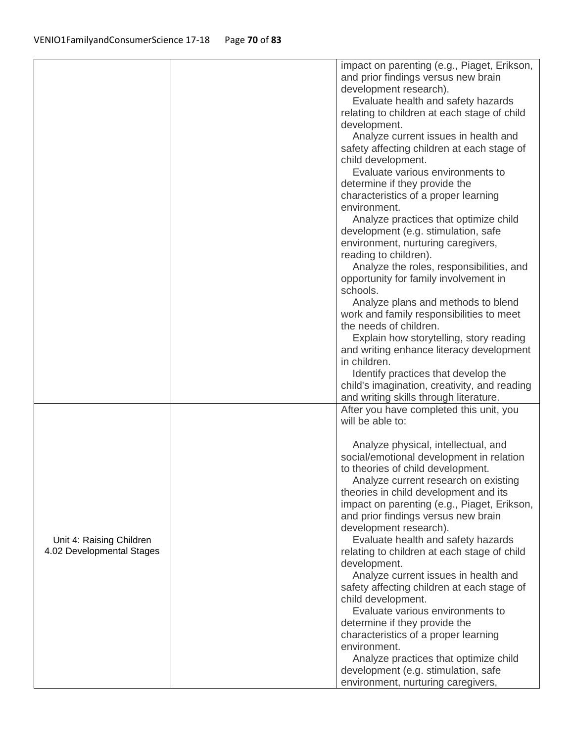| | | |
|---|---|---|
| | | impact on parenting (e.g., Piaget, Erikson, and prior findings versus new brain development research).<br>Evaluate health and safety hazards relating to children at each stage of child development.<br>Analyze current issues in health and safety affecting children at each stage of child development.<br>Evaluate various environments to determine if they provide the characteristics of a proper learning environment.<br>Analyze practices that optimize child development (e.g. stimulation, safe environment, nurturing caregivers, reading to children).<br>Analyze the roles, responsibilities, and opportunity for family involvement in schools.<br>Analyze plans and methods to blend work and family responsibilities to meet the needs of children.<br>Explain how storytelling, story reading and writing enhance literacy development in children.<br>Identify practices that develop the child's imagination, creativity, and reading and writing skills through literature. |
| Unit 4: Raising Children<br>4.02 Developmental Stages | | After you have completed this unit, you will be able to:<br><br>Analyze physical, intellectual, and social/emotional development in relation to theories of child development.<br>Analyze current research on existing theories in child development and its impact on parenting (e.g., Piaget, Erikson, and prior findings versus new brain development research).<br>Evaluate health and safety hazards relating to children at each stage of child development.<br>Analyze current issues in health and safety affecting children at each stage of child development.<br>Evaluate various environments to determine if they provide the characteristics of a proper learning environment.<br>Analyze practices that optimize child development (e.g. stimulation, safe environment, nurturing caregivers, |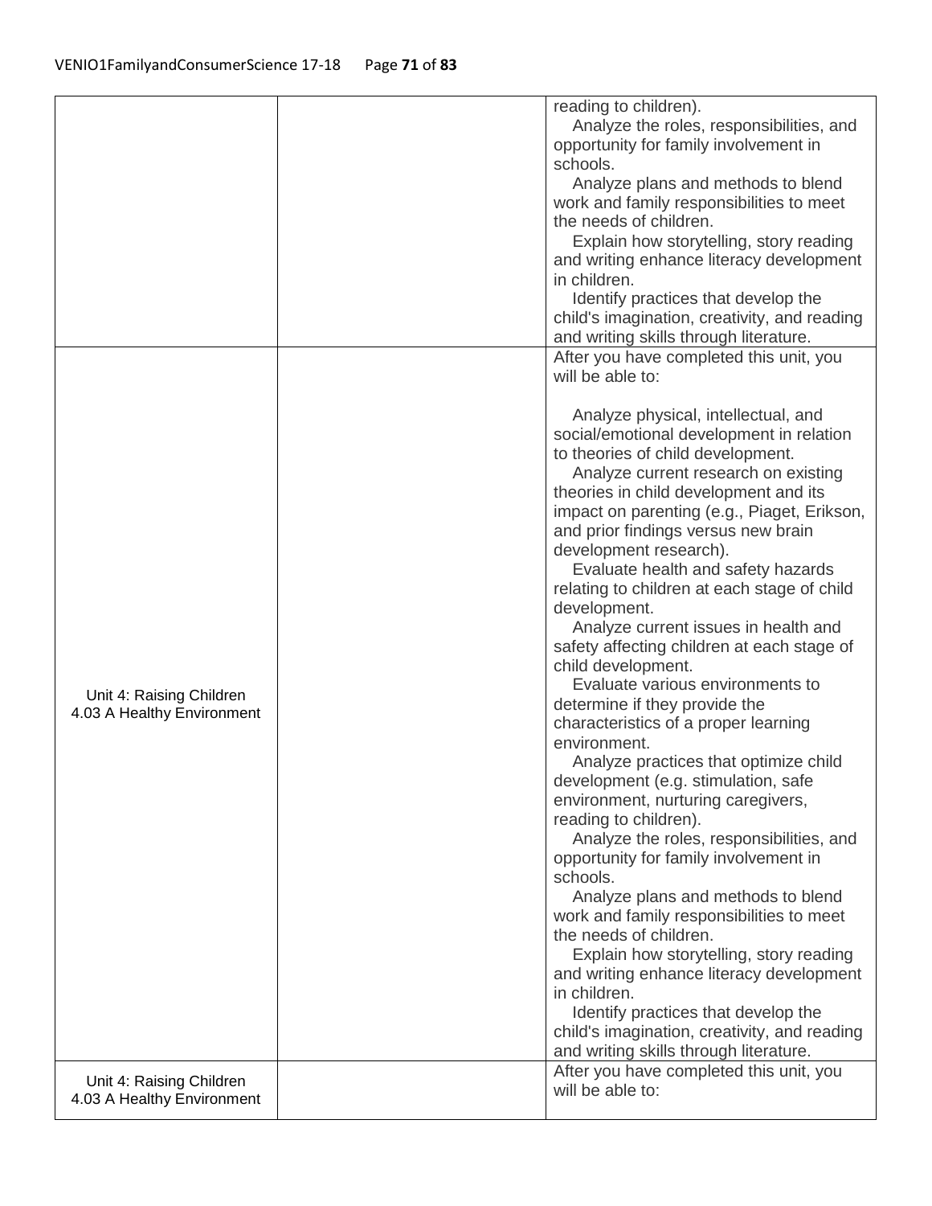| | | |
|---|---|---|
| | | reading to children).<br>Analyze the roles, responsibilities, and opportunity for family involvement in schools.<br>Analyze plans and methods to blend work and family responsibilities to meet the needs of children.<br>Explain how storytelling, story reading and writing enhance literacy development in children.<br>Identify practices that develop the child's imagination, creativity, and reading and writing skills through literature. |
| Unit 4: Raising Children<br>4.03 A Healthy Environment | | After you have completed this unit, you will be able to:<br><br>Analyze physical, intellectual, and social/emotional development in relation to theories of child development.<br>Analyze current research on existing theories in child development and its impact on parenting (e.g., Piaget, Erikson, and prior findings versus new brain development research).<br>Evaluate health and safety hazards relating to children at each stage of child development.<br>Analyze current issues in health and safety affecting children at each stage of child development.<br>Evaluate various environments to determine if they provide the characteristics of a proper learning environment.<br>Analyze practices that optimize child development (e.g. stimulation, safe environment, nurturing caregivers, reading to children).<br>Analyze the roles, responsibilities, and opportunity for family involvement in schools.<br>Analyze plans and methods to blend work and family responsibilities to meet the needs of children.<br>Explain how storytelling, story reading and writing enhance literacy development in children.<br>Identify practices that develop the child's imagination, creativity, and reading and writing skills through literature. |
| Unit 4: Raising Children<br>4.03 A Healthy Environment | | After you have completed this unit, you will be able to: |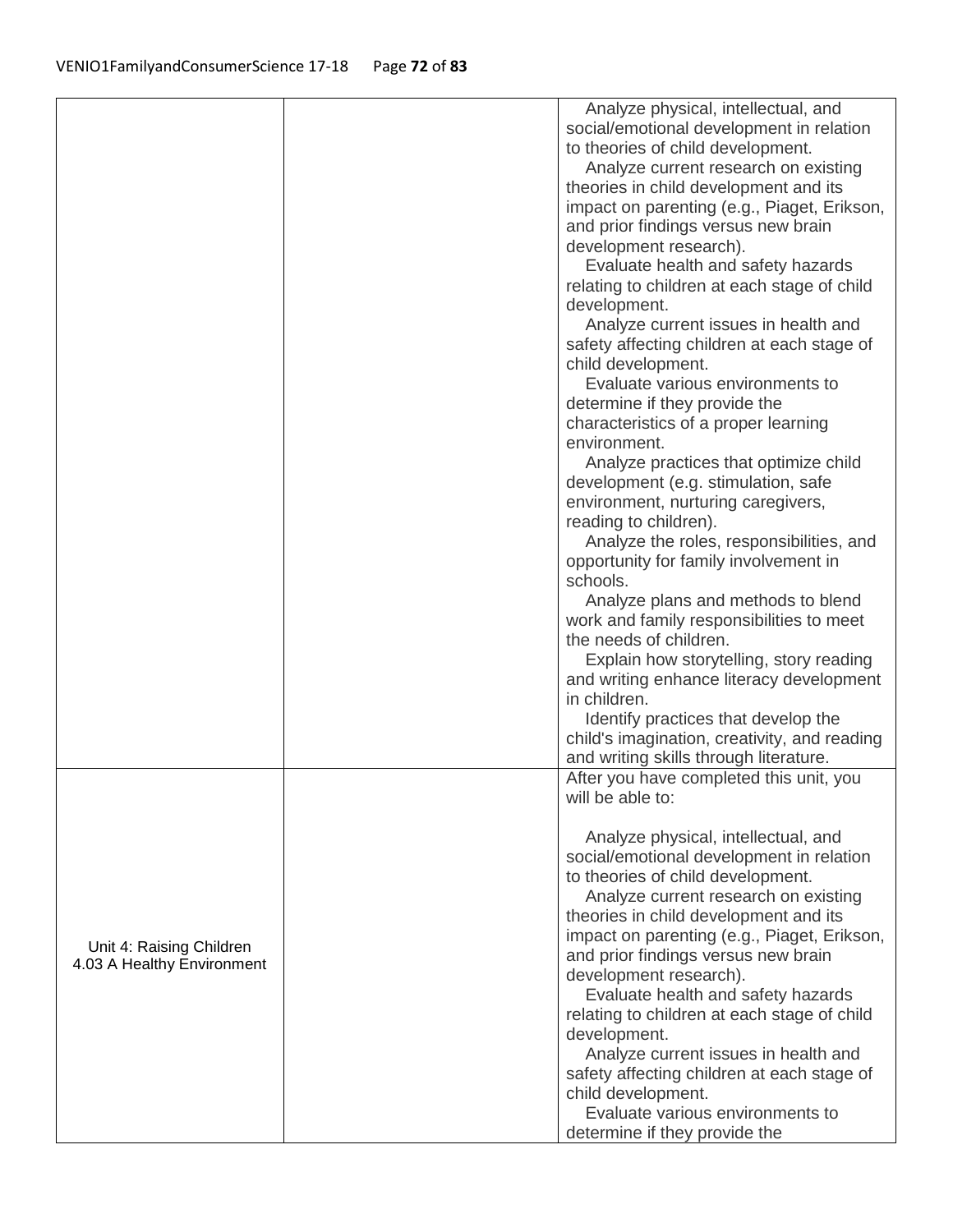| | | |
|---|---|---|
| | | Analyze physical, intellectual, and social/emotional development in relation to theories of child development.<br>Analyze current research on existing theories in child development and its impact on parenting (e.g., Piaget, Erikson, and prior findings versus new brain development research).<br>Evaluate health and safety hazards relating to children at each stage of child development.<br>Analyze current issues in health and safety affecting children at each stage of child development.<br>Evaluate various environments to determine if they provide the characteristics of a proper learning environment.<br>Analyze practices that optimize child development (e.g. stimulation, safe environment, nurturing caregivers, reading to children).<br>Analyze the roles, responsibilities, and opportunity for family involvement in schools.<br>Analyze plans and methods to blend work and family responsibilities to meet the needs of children.<br>Explain how storytelling, story reading and writing enhance literacy development in children.<br>Identify practices that develop the child's imagination, creativity, and reading and writing skills through literature. |
| Unit 4: Raising Children<br>4.03 A Healthy Environment | | After you have completed this unit, you will be able to:<br><br>Analyze physical, intellectual, and social/emotional development in relation to theories of child development.<br>Analyze current research on existing theories in child development and its impact on parenting (e.g., Piaget, Erikson, and prior findings versus new brain development research).<br>Evaluate health and safety hazards relating to children at each stage of child development.<br>Analyze current issues in health and safety affecting children at each stage of child development.<br>Evaluate various environments to determine if they provide the |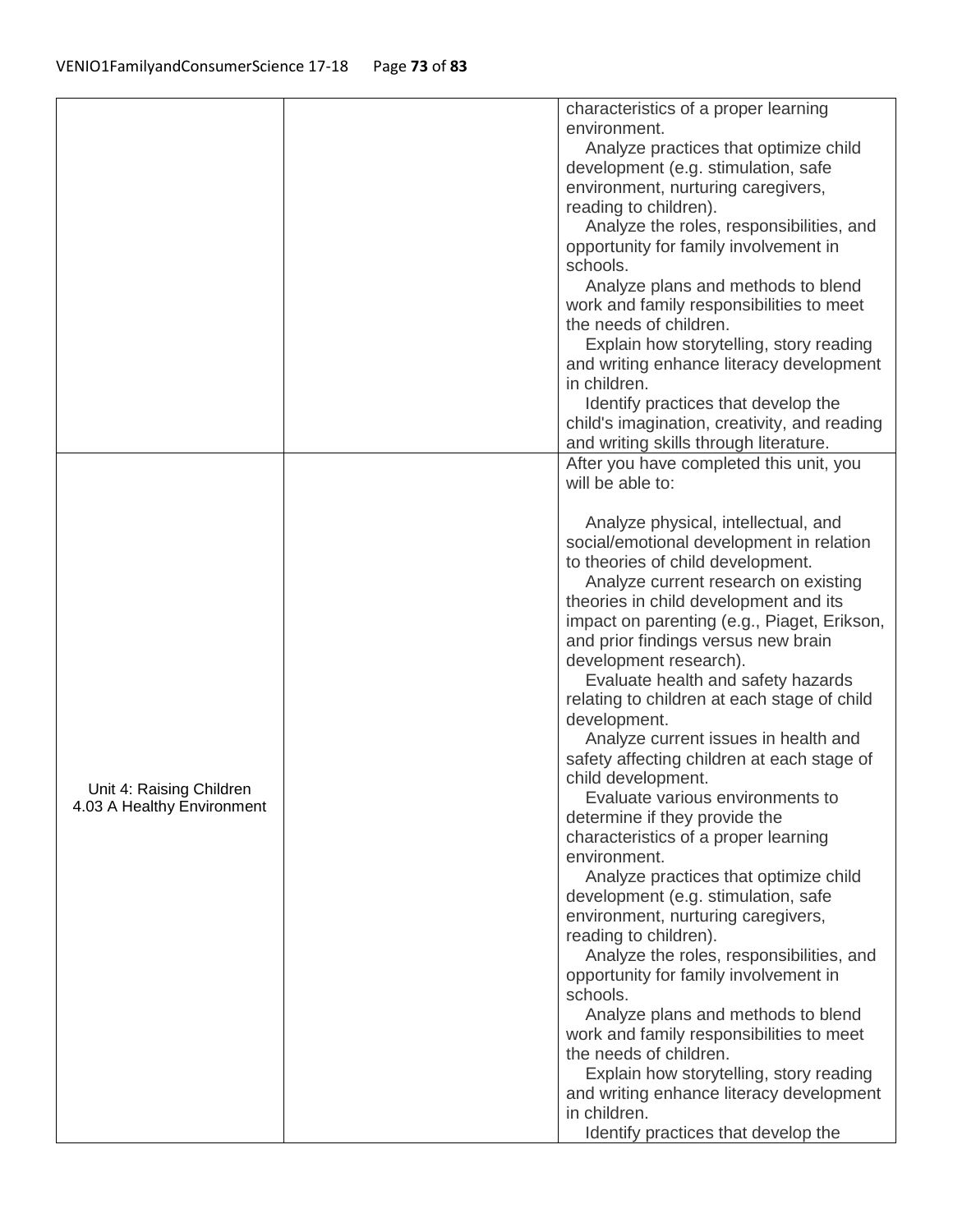| | | |
|---|---|---|
| | | characteristics of a proper learning environment.<br>Analyze practices that optimize child development (e.g. stimulation, safe environment, nurturing caregivers, reading to children).<br>Analyze the roles, responsibilities, and opportunity for family involvement in schools.<br>Analyze plans and methods to blend work and family responsibilities to meet the needs of children.<br>Explain how storytelling, story reading and writing enhance literacy development in children.<br>Identify practices that develop the child's imagination, creativity, and reading and writing skills through literature. |
| Unit 4: Raising Children<br>4.03 A Healthy Environment | | After you have completed this unit, you will be able to:<br><br>Analyze physical, intellectual, and social/emotional development in relation to theories of child development.<br>Analyze current research on existing theories in child development and its impact on parenting (e.g., Piaget, Erikson, and prior findings versus new brain development research).<br>Evaluate health and safety hazards relating to children at each stage of child development.<br>Analyze current issues in health and safety affecting children at each stage of child development.<br>Evaluate various environments to determine if they provide the characteristics of a proper learning environment.<br>Analyze practices that optimize child development (e.g. stimulation, safe environment, nurturing caregivers, reading to children).<br>Analyze the roles, responsibilities, and opportunity for family involvement in schools.<br>Analyze plans and methods to blend work and family responsibilities to meet the needs of children.<br>Explain how storytelling, story reading and writing enhance literacy development in children.<br>Identify practices that develop the |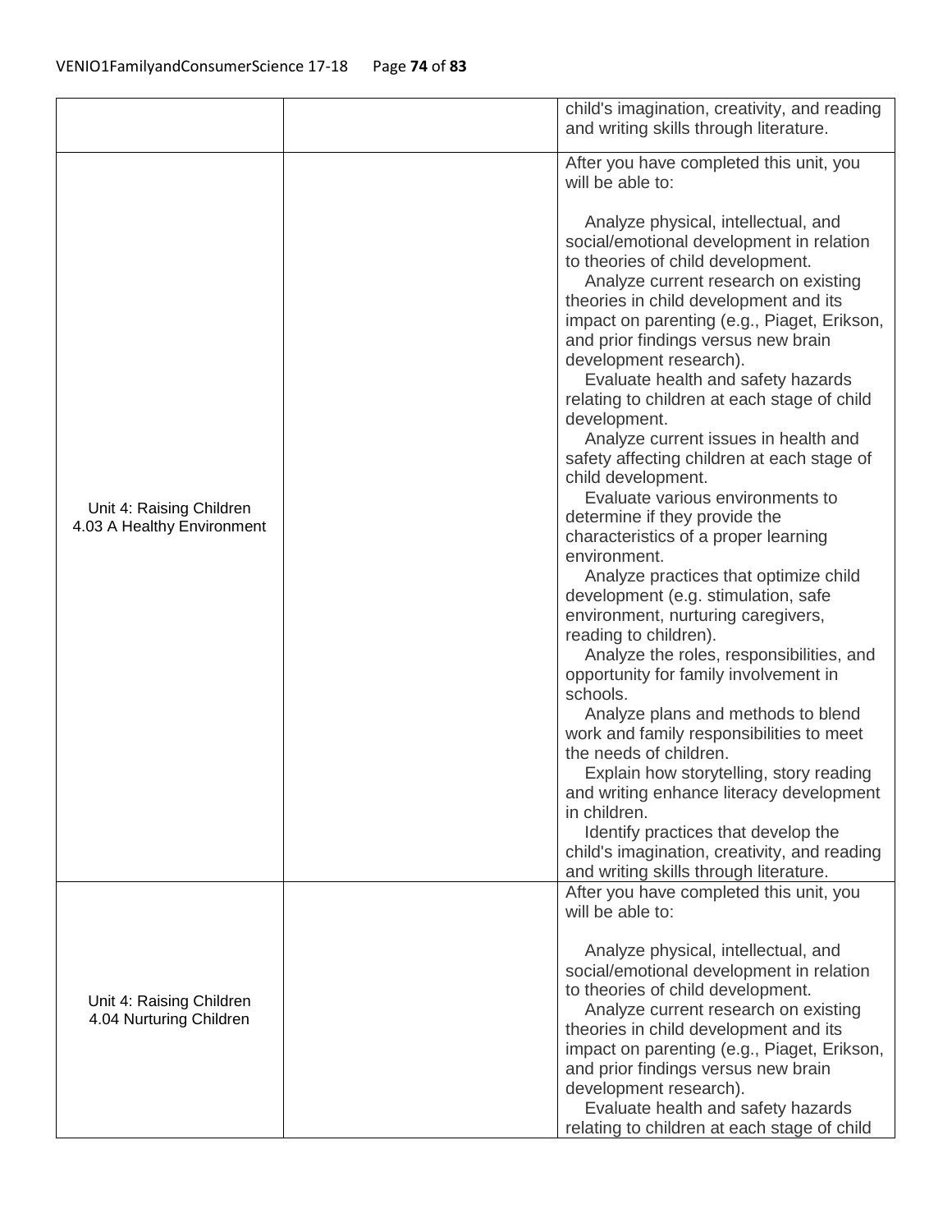| | | |
|---|---|---|
| | | child's imagination, creativity, and reading and writing skills through literature. |
| Unit 4: Raising Children<br>4.03 A Healthy Environment | | After you have completed this unit, you will be able to:<br><br>Analyze physical, intellectual, and social/emotional development in relation to theories of child development.<br>Analyze current research on existing theories in child development and its impact on parenting (e.g., Piaget, Erikson, and prior findings versus new brain development research).<br>Evaluate health and safety hazards relating to children at each stage of child development.<br>Analyze current issues in health and safety affecting children at each stage of child development.<br>Evaluate various environments to determine if they provide the characteristics of a proper learning environment.<br>Analyze practices that optimize child development (e.g. stimulation, safe environment, nurturing caregivers, reading to children).<br>Analyze the roles, responsibilities, and opportunity for family involvement in schools.<br>Analyze plans and methods to blend work and family responsibilities to meet the needs of children.<br>Explain how storytelling, story reading and writing enhance literacy development in children.<br>Identify practices that develop the child's imagination, creativity, and reading and writing skills through literature. |
| Unit 4: Raising Children<br>4.04 Nurturing Children | | After you have completed this unit, you will be able to:<br><br>Analyze physical, intellectual, and social/emotional development in relation to theories of child development.<br>Analyze current research on existing theories in child development and its impact on parenting (e.g., Piaget, Erikson, and prior findings versus new brain development research).<br>Evaluate health and safety hazards relating to children at each stage of child |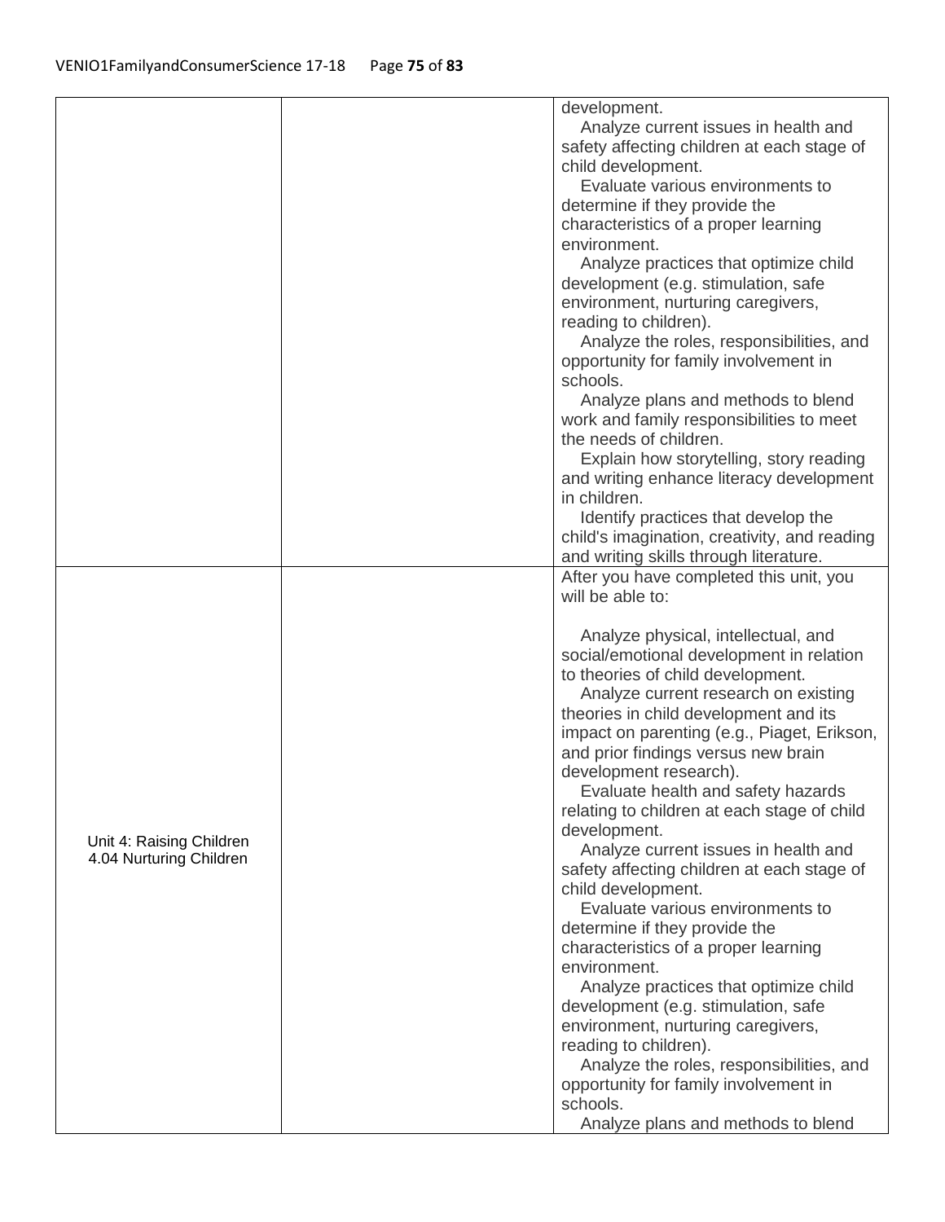| | | |
|---|---|---|
| | | development.<br>Analyze current issues in health and safety affecting children at each stage of child development.<br>Evaluate various environments to determine if they provide the characteristics of a proper learning environment.<br>Analyze practices that optimize child development (e.g. stimulation, safe environment, nurturing caregivers, reading to children).<br>Analyze the roles, responsibilities, and opportunity for family involvement in schools.<br>Analyze plans and methods to blend work and family responsibilities to meet the needs of children.<br>Explain how storytelling, story reading and writing enhance literacy development in children.<br>Identify practices that develop the child's imagination, creativity, and reading and writing skills through literature. |
| Unit 4: Raising Children<br>4.04 Nurturing Children | | After you have completed this unit, you will be able to:<br><br>Analyze physical, intellectual, and social/emotional development in relation to theories of child development.<br>Analyze current research on existing theories in child development and its impact on parenting (e.g., Piaget, Erikson, and prior findings versus new brain development research).<br>Evaluate health and safety hazards relating to children at each stage of child development.<br>Analyze current issues in health and safety affecting children at each stage of child development.<br>Evaluate various environments to determine if they provide the characteristics of a proper learning environment.<br>Analyze practices that optimize child development (e.g. stimulation, safe environment, nurturing caregivers, reading to children).<br>Analyze the roles, responsibilities, and opportunity for family involvement in schools.<br>Analyze plans and methods to blend |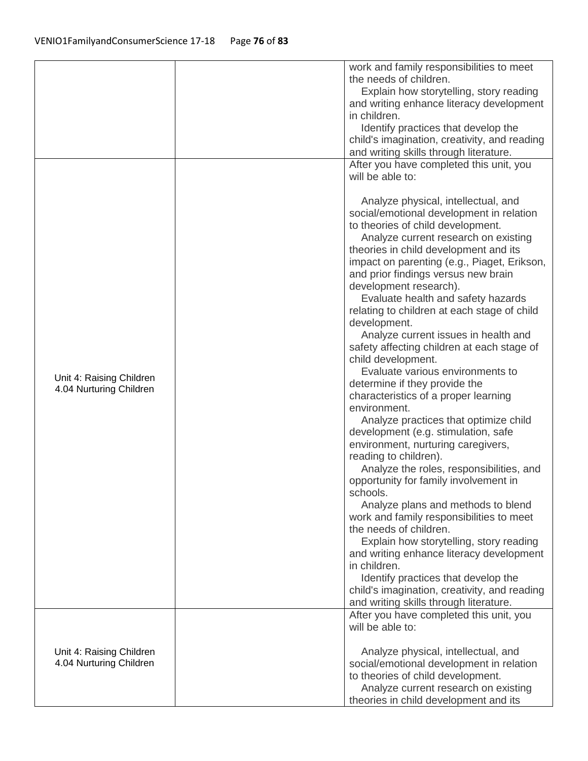| | | |
|---|---|---|
| | | work and family responsibilities to meet the needs of children.<br>Explain how storytelling, story reading and writing enhance literacy development in children.<br>Identify practices that develop the child's imagination, creativity, and reading and writing skills through literature. |
| Unit 4: Raising Children<br>4.04 Nurturing Children | | After you have completed this unit, you will be able to:<br><br>Analyze physical, intellectual, and social/emotional development in relation to theories of child development.<br>Analyze current research on existing theories in child development and its impact on parenting (e.g., Piaget, Erikson, and prior findings versus new brain development research).<br>Evaluate health and safety hazards relating to children at each stage of child development.<br>Analyze current issues in health and safety affecting children at each stage of child development.<br>Evaluate various environments to determine if they provide the characteristics of a proper learning environment.<br>Analyze practices that optimize child development (e.g. stimulation, safe environment, nurturing caregivers, reading to children).<br>Analyze the roles, responsibilities, and opportunity for family involvement in schools.<br>Analyze plans and methods to blend work and family responsibilities to meet the needs of children.<br>Explain how storytelling, story reading and writing enhance literacy development in children.<br>Identify practices that develop the child's imagination, creativity, and reading and writing skills through literature. |
| Unit 4: Raising Children<br>4.04 Nurturing Children | | After you have completed this unit, you will be able to:<br><br>Analyze physical, intellectual, and social/emotional development in relation to theories of child development.<br>Analyze current research on existing theories in child development and its |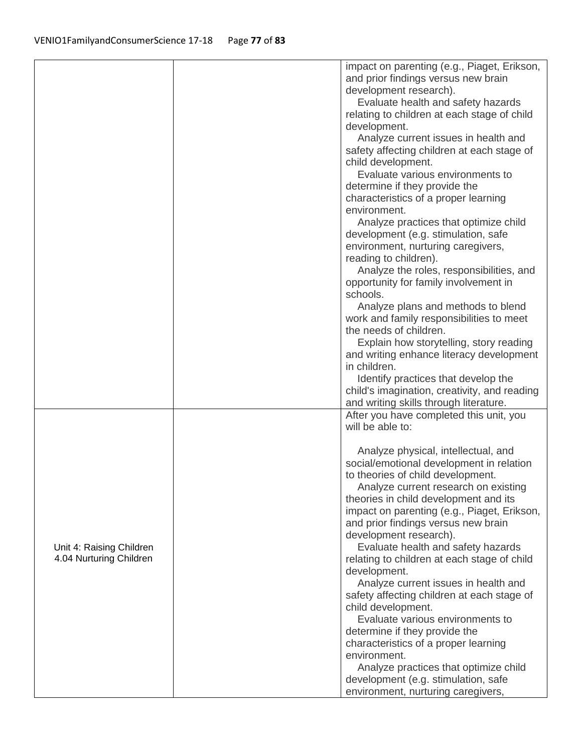| | | |
|---|---|---|
| | | impact on parenting (e.g., Piaget, Erikson, and prior findings versus new brain development research).<br>Evaluate health and safety hazards relating to children at each stage of child development.<br>Analyze current issues in health and safety affecting children at each stage of child development.<br>Evaluate various environments to determine if they provide the characteristics of a proper learning environment.<br>Analyze practices that optimize child development (e.g. stimulation, safe environment, nurturing caregivers, reading to children).<br>Analyze the roles, responsibilities, and opportunity for family involvement in schools.<br>Analyze plans and methods to blend work and family responsibilities to meet the needs of children.<br>Explain how storytelling, story reading and writing enhance literacy development in children.<br>Identify practices that develop the child's imagination, creativity, and reading and writing skills through literature. |
| Unit 4: Raising Children<br>4.04 Nurturing Children | | After you have completed this unit, you will be able to:<br><br>Analyze physical, intellectual, and social/emotional development in relation to theories of child development.<br>Analyze current research on existing theories in child development and its impact on parenting (e.g., Piaget, Erikson, and prior findings versus new brain development research).<br>Evaluate health and safety hazards relating to children at each stage of child development.<br>Analyze current issues in health and safety affecting children at each stage of child development.<br>Evaluate various environments to determine if they provide the characteristics of a proper learning environment.<br>Analyze practices that optimize child development (e.g. stimulation, safe environment, nurturing caregivers, |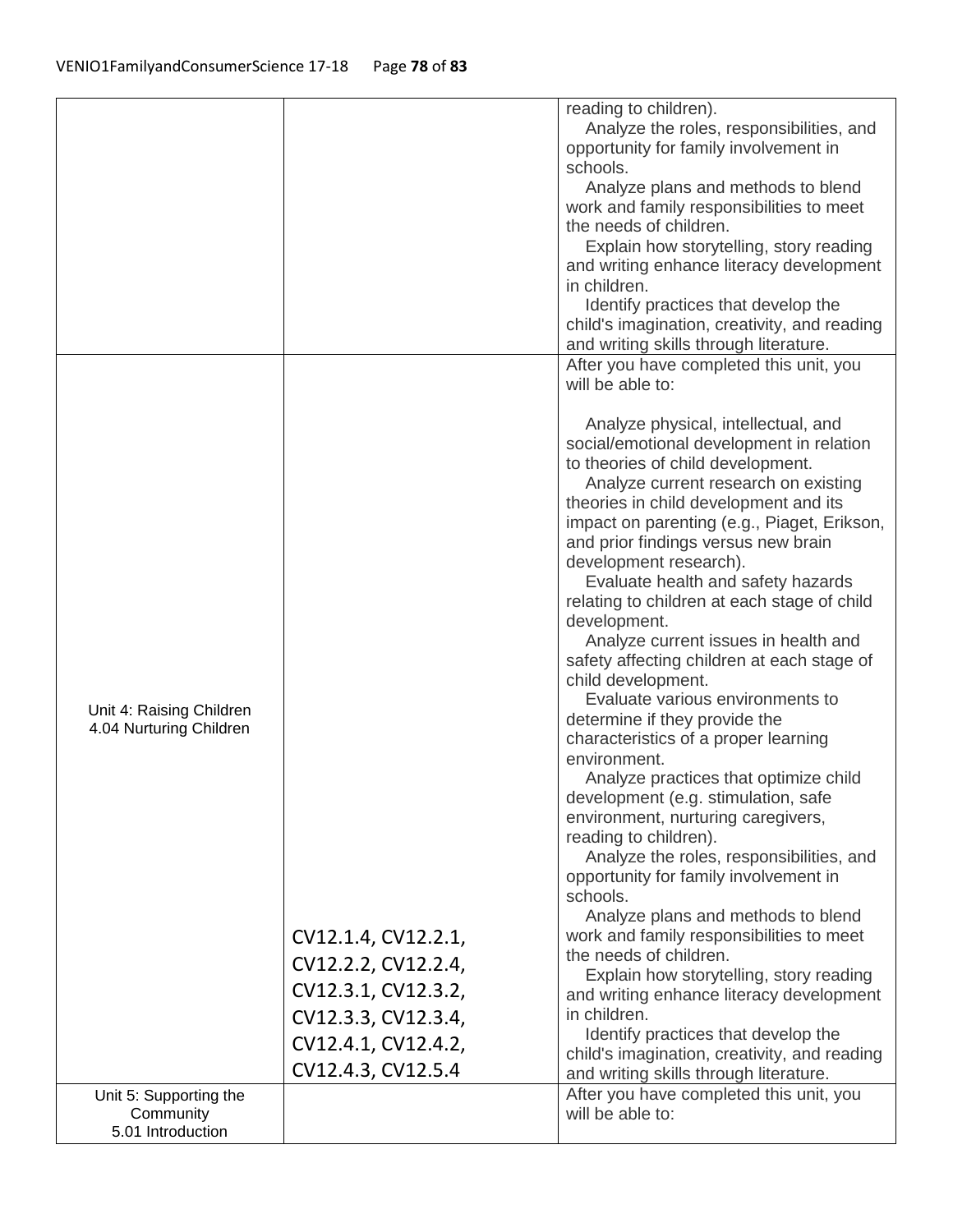| | | |
|---|---|---|
| | | reading to children).<br>Analyze the roles, responsibilities, and opportunity for family involvement in schools.<br>Analyze plans and methods to blend work and family responsibilities to meet the needs of children.<br>Explain how storytelling, story reading and writing enhance literacy development in children.<br>Identify practices that develop the child's imagination, creativity, and reading and writing skills through literature. |
| Unit 4: Raising Children<br>4.04 Nurturing Children | CV12.1.4, CV12.2.1, CV12.2.2, CV12.2.4, CV12.3.1, CV12.3.2, CV12.3.3, CV12.3.4, CV12.4.1, CV12.4.2, CV12.4.3, CV12.5.4 | After you have completed this unit, you will be able to:<br><br>Analyze physical, intellectual, and social/emotional development in relation to theories of child development.<br>Analyze current research on existing theories in child development and its impact on parenting (e.g., Piaget, Erikson, and prior findings versus new brain development research).<br>Evaluate health and safety hazards relating to children at each stage of child development.<br>Analyze current issues in health and safety affecting children at each stage of child development.<br>Evaluate various environments to determine if they provide the characteristics of a proper learning environment.<br>Analyze practices that optimize child development (e.g. stimulation, safe environment, nurturing caregivers, reading to children).<br>Analyze the roles, responsibilities, and opportunity for family involvement in schools.<br>Analyze plans and methods to blend work and family responsibilities to meet the needs of children.<br>Explain how storytelling, story reading and writing enhance literacy development in children.<br>Identify practices that develop the child's imagination, creativity, and reading and writing skills through literature. |
| Unit 5: Supporting the Community<br>5.01 Introduction | | After you have completed this unit, you will be able to: |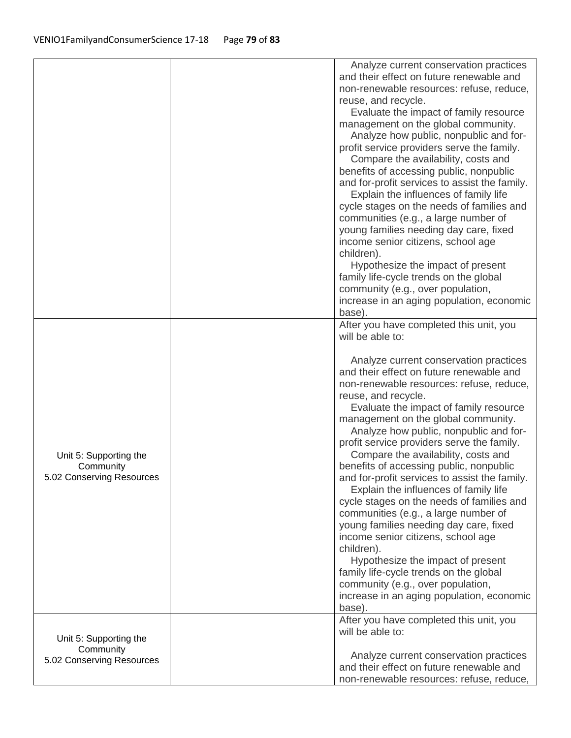| | | |
|---|---|---|
| | | Analyze current conservation practices and their effect on future renewable and non-renewable resources: refuse, reduce, reuse, and recycle.<br>Evaluate the impact of family resource management on the global community.<br>Analyze how public, nonpublic and for-profit service providers serve the family.<br>Compare the availability, costs and benefits of accessing public, nonpublic and for-profit services to assist the family.<br>Explain the influences of family life cycle stages on the needs of families and communities (e.g., a large number of young families needing day care, fixed income senior citizens, school age children).<br>Hypothesize the impact of present family life-cycle trends on the global community (e.g., over population, increase in an aging population, economic base). |
| Unit 5: Supporting the Community<br>5.02 Conserving Resources | | After you have completed this unit, you will be able to:<br><br>Analyze current conservation practices and their effect on future renewable and non-renewable resources: refuse, reduce, reuse, and recycle.<br>Evaluate the impact of family resource management on the global community.<br>Analyze how public, nonpublic and for-profit service providers serve the family.<br>Compare the availability, costs and benefits of accessing public, nonpublic and for-profit services to assist the family.<br>Explain the influences of family life cycle stages on the needs of families and communities (e.g., a large number of young families needing day care, fixed income senior citizens, school age children).<br>Hypothesize the impact of present family life-cycle trends on the global community (e.g., over population, increase in an aging population, economic base). |
| Unit 5: Supporting the Community<br>5.02 Conserving Resources | | After you have completed this unit, you will be able to:<br><br>Analyze current conservation practices and their effect on future renewable and non-renewable resources: refuse, reduce, |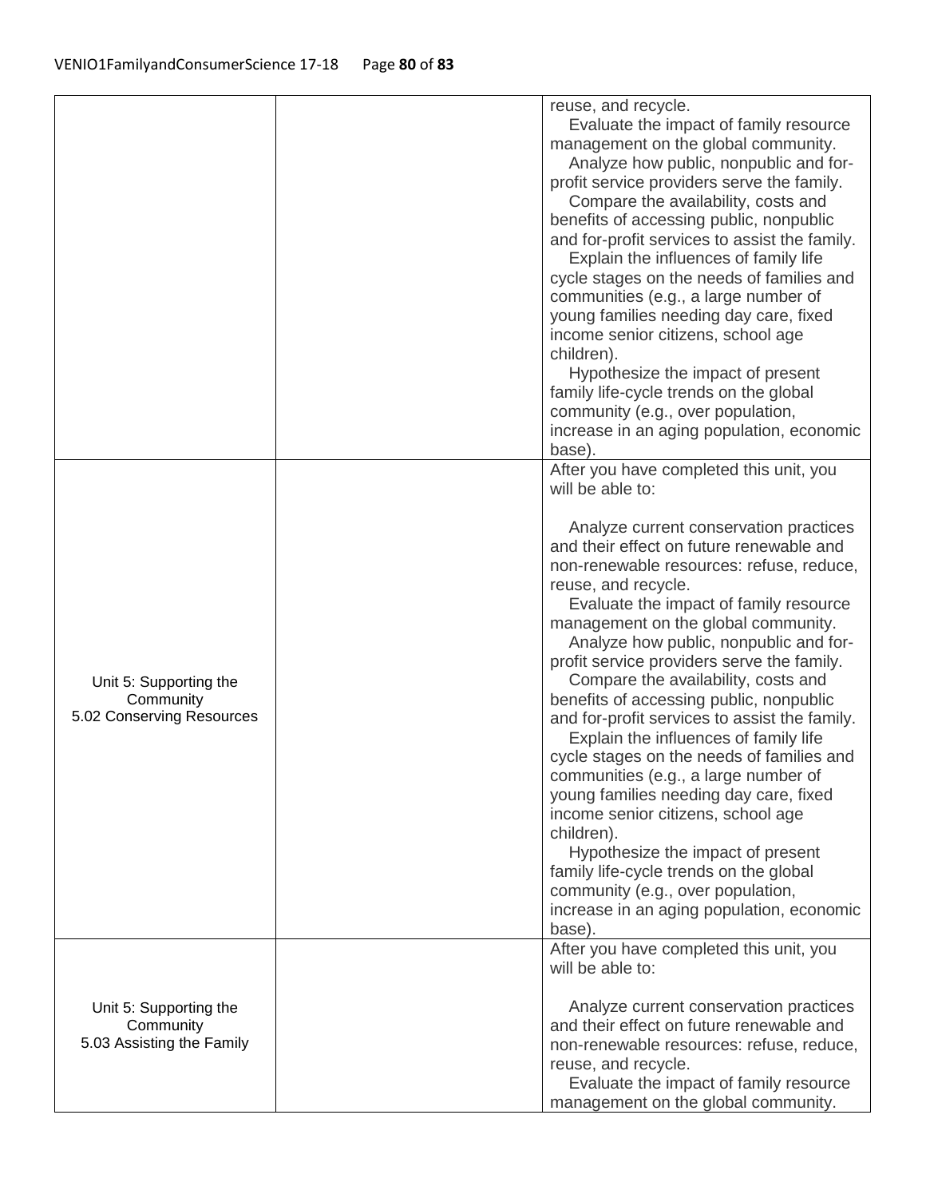| | | |
|---|---|---|
| | | reuse, and recycle.<br>Evaluate the impact of family resource management on the global community.<br>Analyze how public, nonpublic and for-profit service providers serve the family.<br>Compare the availability, costs and benefits of accessing public, nonpublic and for-profit services to assist the family.<br>Explain the influences of family life cycle stages on the needs of families and communities (e.g., a large number of young families needing day care, fixed income senior citizens, school age children).<br>Hypothesize the impact of present family life-cycle trends on the global community (e.g., over population, increase in an aging population, economic base). |
| Unit 5: Supporting the Community<br>5.02 Conserving Resources | | After you have completed this unit, you will be able to:<br><br>Analyze current conservation practices and their effect on future renewable and non-renewable resources: refuse, reduce, reuse, and recycle.<br>Evaluate the impact of family resource management on the global community.<br>Analyze how public, nonpublic and for-profit service providers serve the family.<br>Compare the availability, costs and benefits of accessing public, nonpublic and for-profit services to assist the family.<br>Explain the influences of family life cycle stages on the needs of families and communities (e.g., a large number of young families needing day care, fixed income senior citizens, school age children).<br>Hypothesize the impact of present family life-cycle trends on the global community (e.g., over population, increase in an aging population, economic base). |
| Unit 5: Supporting the Community<br>5.03 Assisting the Family | | After you have completed this unit, you will be able to:<br><br>Analyze current conservation practices and their effect on future renewable and non-renewable resources: refuse, reduce, reuse, and recycle.<br>Evaluate the impact of family resource management on the global community. |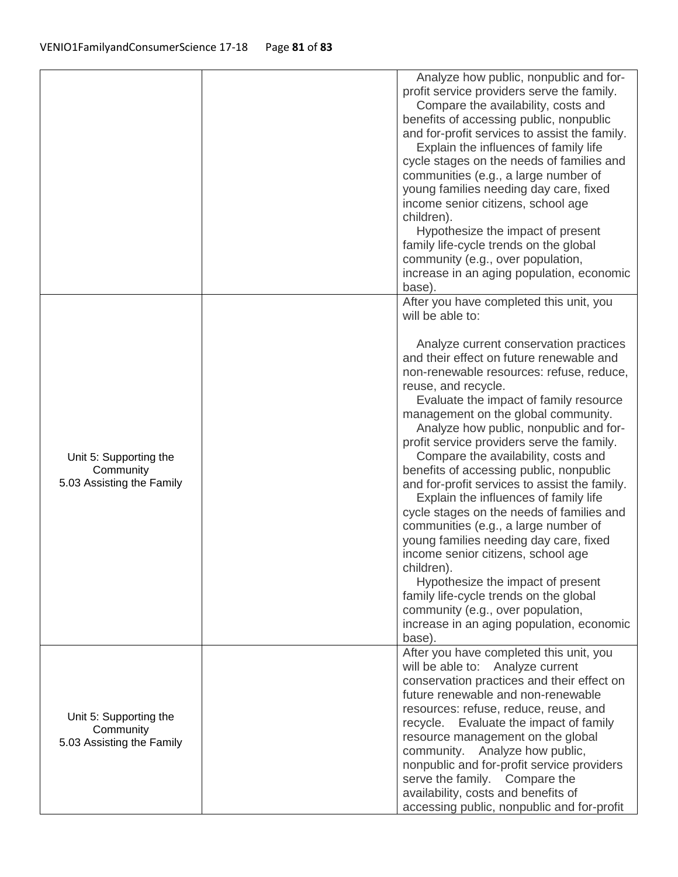| | | |
|---|---|---|
| | | Analyze how public, nonpublic and for-profit service providers serve the family. Compare the availability, costs and benefits of accessing public, nonpublic and for-profit services to assist the family. Explain the influences of family life cycle stages on the needs of families and communities (e.g., a large number of young families needing day care, fixed income senior citizens, school age children). Hypothesize the impact of present family life-cycle trends on the global community (e.g., over population, increase in an aging population, economic base). |
| Unit 5: Supporting the Community 5.03 Assisting the Family | | After you have completed this unit, you will be able to: Analyze current conservation practices and their effect on future renewable and non-renewable resources: refuse, reduce, reuse, and recycle. Evaluate the impact of family resource management on the global community. Analyze how public, nonpublic and for-profit service providers serve the family. Compare the availability, costs and benefits of accessing public, nonpublic and for-profit services to assist the family. Explain the influences of family life cycle stages on the needs of families and communities (e.g., a large number of young families needing day care, fixed income senior citizens, school age children). Hypothesize the impact of present family life-cycle trends on the global community (e.g., over population, increase in an aging population, economic base). |
| Unit 5: Supporting the Community 5.03 Assisting the Family | | After you have completed this unit, you will be able to: Analyze current conservation practices and their effect on future renewable and non-renewable resources: refuse, reduce, reuse, and recycle. Evaluate the impact of family resource management on the global community. Analyze how public, nonpublic and for-profit service providers serve the family. Compare the availability, costs and benefits of accessing public, nonpublic and for-profit |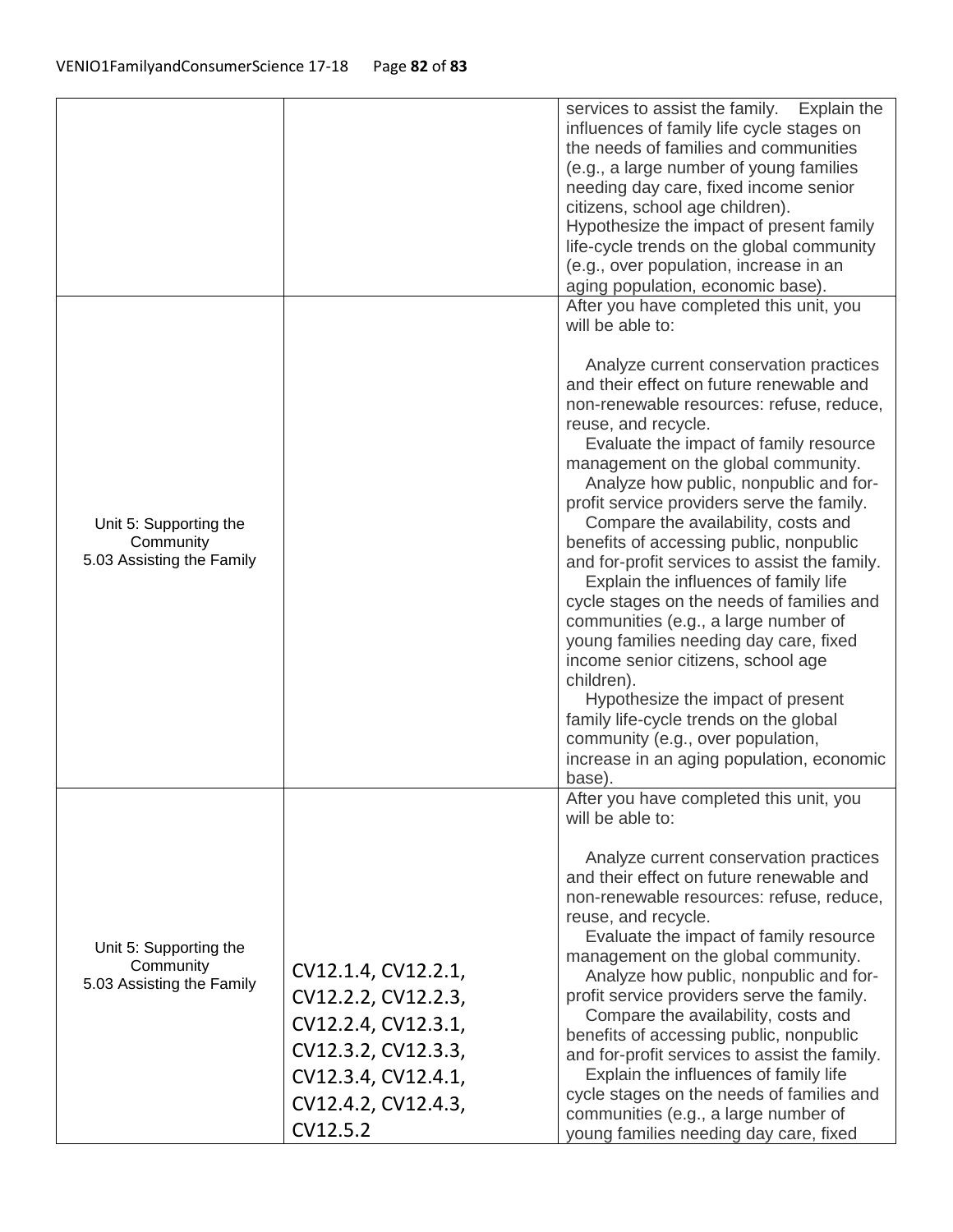| | | |
|---|---|---|
| | | services to assist the family. Explain the influences of family life cycle stages on the needs of families and communities (e.g., a large number of young families needing day care, fixed income senior citizens, school age children). Hypothesize the impact of present family life-cycle trends on the global community (e.g., over population, increase in an aging population, economic base). |
| Unit 5: Supporting the Community 5.03 Assisting the Family | | After you have completed this unit, you will be able to:<br><br>Analyze current conservation practices and their effect on future renewable and non-renewable resources: refuse, reduce, reuse, and recycle.<br>Evaluate the impact of family resource management on the global community.<br>Analyze how public, nonpublic and for-profit service providers serve the family.<br>Compare the availability, costs and benefits of accessing public, nonpublic and for-profit services to assist the family.<br>Explain the influences of family life cycle stages on the needs of families and communities (e.g., a large number of young families needing day care, fixed income senior citizens, school age children).<br>Hypothesize the impact of present family life-cycle trends on the global community (e.g., over population, increase in an aging population, economic base). |
| Unit 5: Supporting the Community 5.03 Assisting the Family | CV12.1.4, CV12.2.1, CV12.2.2, CV12.2.3, CV12.2.4, CV12.3.1, CV12.3.2, CV12.3.3, CV12.3.4, CV12.4.1, CV12.4.2, CV12.4.3, CV12.5.2 | After you have completed this unit, you will be able to:<br><br>Analyze current conservation practices and their effect on future renewable and non-renewable resources: refuse, reduce, reuse, and recycle.<br>Evaluate the impact of family resource management on the global community.<br>Analyze how public, nonpublic and for-profit service providers serve the family.<br>Compare the availability, costs and benefits of accessing public, nonpublic and for-profit services to assist the family.<br>Explain the influences of family life cycle stages on the needs of families and communities (e.g., a large number of young families needing day care, fixed |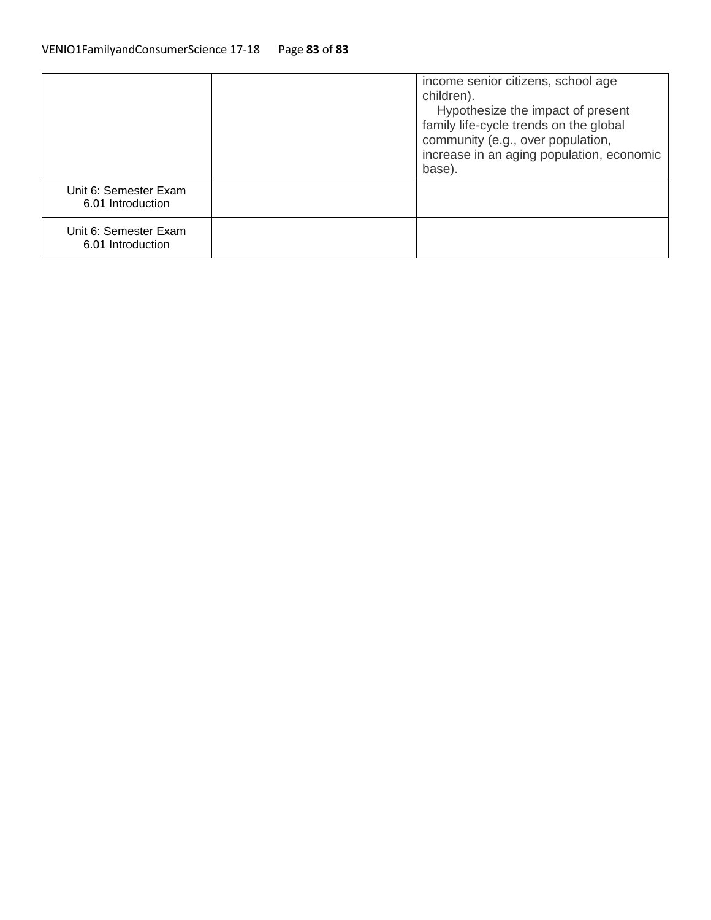| | | |
|---|---|---|
| | | income senior citizens, school age children).<br>Hypothesize the impact of present family life-cycle trends on the global community (e.g., over population, increase in an aging population, economic base). |
| Unit 6: Semester Exam<br>6.01 Introduction | | |
| Unit 6: Semester Exam<br>6.01 Introduction | | |